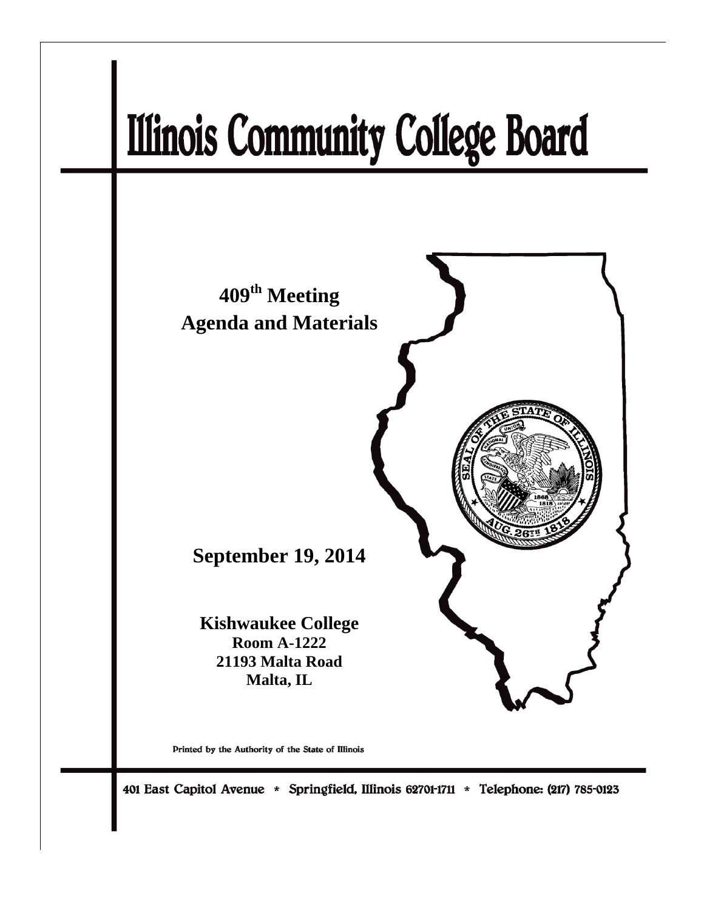# Illinois Community College Board

## 409th Meeting
## Agenda and Materials

**September 19, 2014**

**Kishwaukee College**
**Room A-1222**
**21193 Malta Road**
**Malta, IL**

Printed by the Authority of the State of Illinois

401 East Capitol Avenue * Springfield, Illinois 62701-1711 * Telephone: (217) 785-0123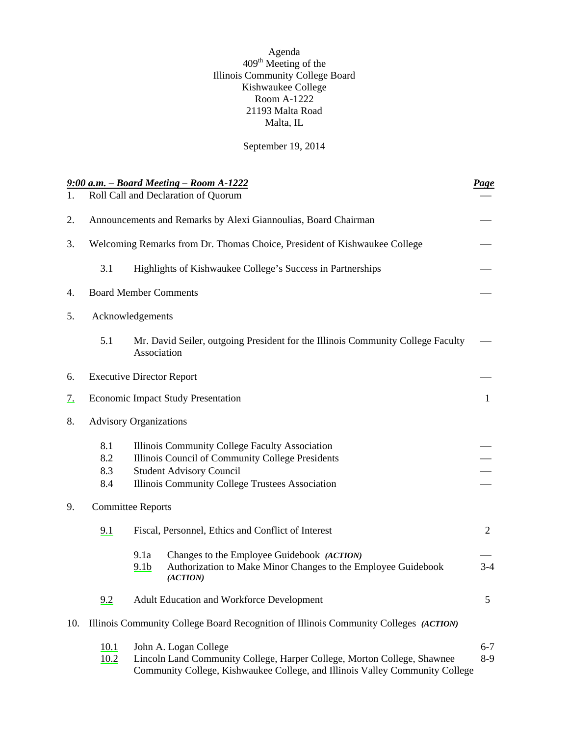Agenda
409th Meeting of the
Illinois Community College Board
Kishwaukee College
Room A-1222
21193 Malta Road
Malta, IL

September 19, 2014

| ***9:00 a.m. – Board Meeting – Room A-1222*** | | | ***Page*** |
|---|---|---|---|
| 1. | Roll Call and Declaration of Quorum | | — |
| 2. | Announcements and Remarks by Alexi Giannoulias, Board Chairman | | — |
| 3. | Welcoming Remarks from Dr. Thomas Choice, President of Kishwaukee College | | — |
| | 3.1 | Highlights of Kishwaukee College's Success in Partnerships | — |
| 4. | Board Member Comments | | — |
| 5. | Acknowledgements | | |
| | 5.1 | Mr. David Seiler, outgoing President for the Illinois Community College Faculty Association | — |
| 6. | Executive Director Report | | — |
| 7. | Economic Impact Study Presentation | | 1 |
| 8. | Advisory Organizations | | |
| | 8.1 | Illinois Community College Faculty Association | — |
| | 8.2 | Illinois Council of Community College Presidents | — |
| | 8.3 | Student Advisory Council | — |
| | 8.4 | Illinois Community College Trustees Association | — |
| 9. | Committee Reports | | |
| | 9.1 | Fiscal, Personnel, Ethics and Conflict of Interest | 2 |
| | | 9.1a Changes to the Employee Guidebook ***(ACTION)*** | — |
| | | 9.1b Authorization to Make Minor Changes to the Employee Guidebook ***(ACTION)*** | 3-4 |
| | 9.2 | Adult Education and Workforce Development | 5 |
| 10. | Illinois Community College Board Recognition of Illinois Community Colleges ***(ACTION)*** | | |
| | 10.1 | John A. Logan College | 6-7 |
| | 10.2 | Lincoln Land Community College, Harper College, Morton College, Shawnee Community College, Kishwaukee College, and Illinois Valley Community College | 8-9 |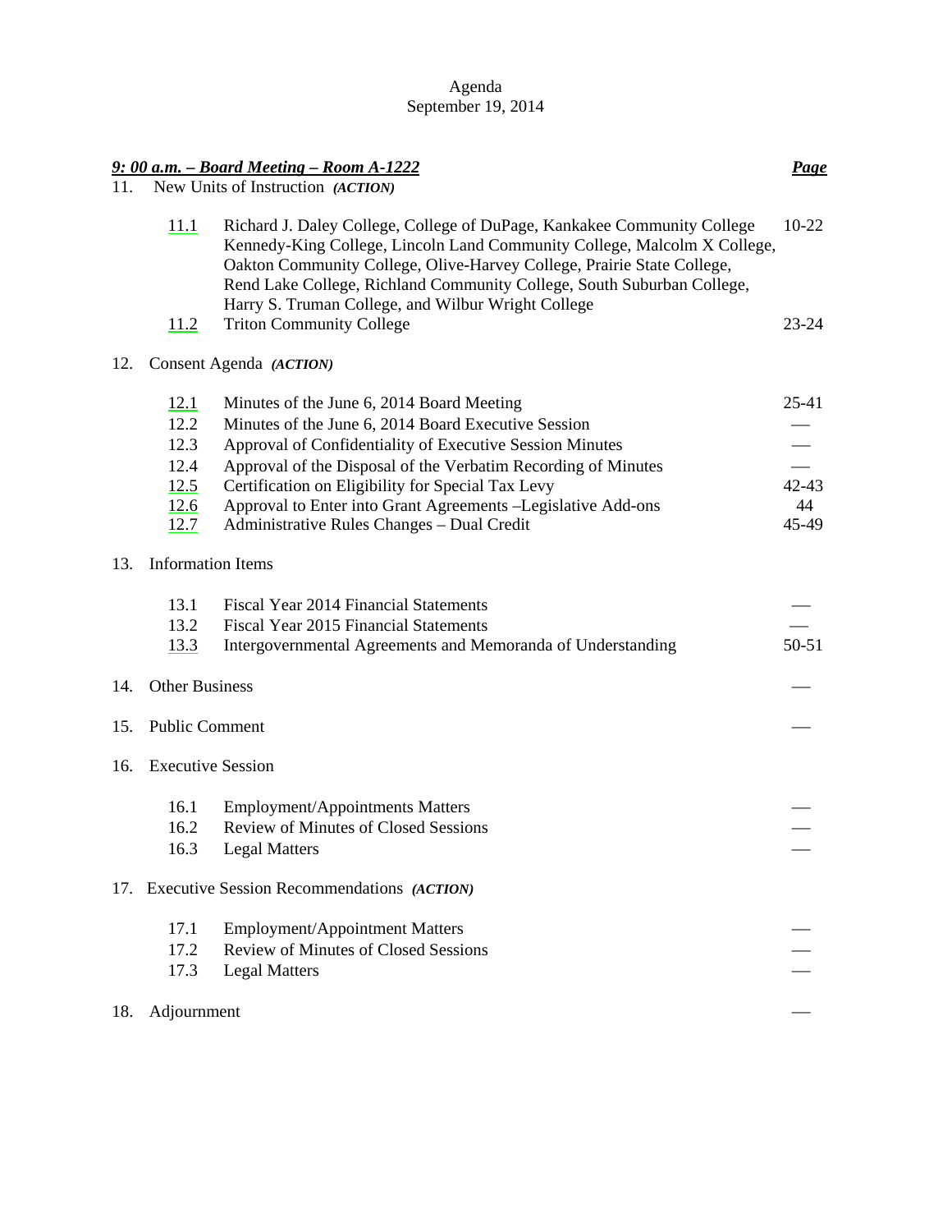Agenda
September 19, 2014

| ***9: 00 a.m. – Board Meeting – Room A-1222*** | | ***Page*** |
|---|---|---|
| 11. New Units of Instruction ***(ACTION)*** | | |
| 11.1 | Richard J. Daley College, College of DuPage, Kankakee Community College Kennedy-King College, Lincoln Land Community College, Malcolm X College, Oakton Community College, Olive-Harvey College, Prairie State College, Rend Lake College, Richland Community College, South Suburban College, Harry S. Truman College, and Wilbur Wright College | 10-22 |
| 11.2 | Triton Community College | 23-24 |
| 12. Consent Agenda ***(ACTION)*** | | |
| 12.1 | Minutes of the June 6, 2014 Board Meeting | 25-41 |
| 12.2 | Minutes of the June 6, 2014 Board Executive Session | — |
| 12.3 | Approval of Confidentiality of Executive Session Minutes | — |
| 12.4 | Approval of the Disposal of the Verbatim Recording of Minutes | — |
| 12.5 | Certification on Eligibility for Special Tax Levy | 42-43 |
| 12.6 | Approval to Enter into Grant Agreements –Legislative Add-ons | 44 |
| 12.7 | Administrative Rules Changes – Dual Credit | 45-49 |
| 13. Information Items | | |
| 13.1 | Fiscal Year 2014 Financial Statements | — |
| 13.2 | Fiscal Year 2015 Financial Statements | — |
| 13.3 | Intergovernmental Agreements and Memoranda of Understanding | 50-51 |
| 14. Other Business | | — |
| 15. Public Comment | | — |
| 16. Executive Session | | |
| 16.1 | Employment/Appointments Matters | — |
| 16.2 | Review of Minutes of Closed Sessions | — |
| 16.3 | Legal Matters | — |
| 17. Executive Session Recommendations ***(ACTION)*** | | |
| 17.1 | Employment/Appointment Matters | — |
| 17.2 | Review of Minutes of Closed Sessions | — |
| 17.3 | Legal Matters | — |
| 18. Adjournment | | — |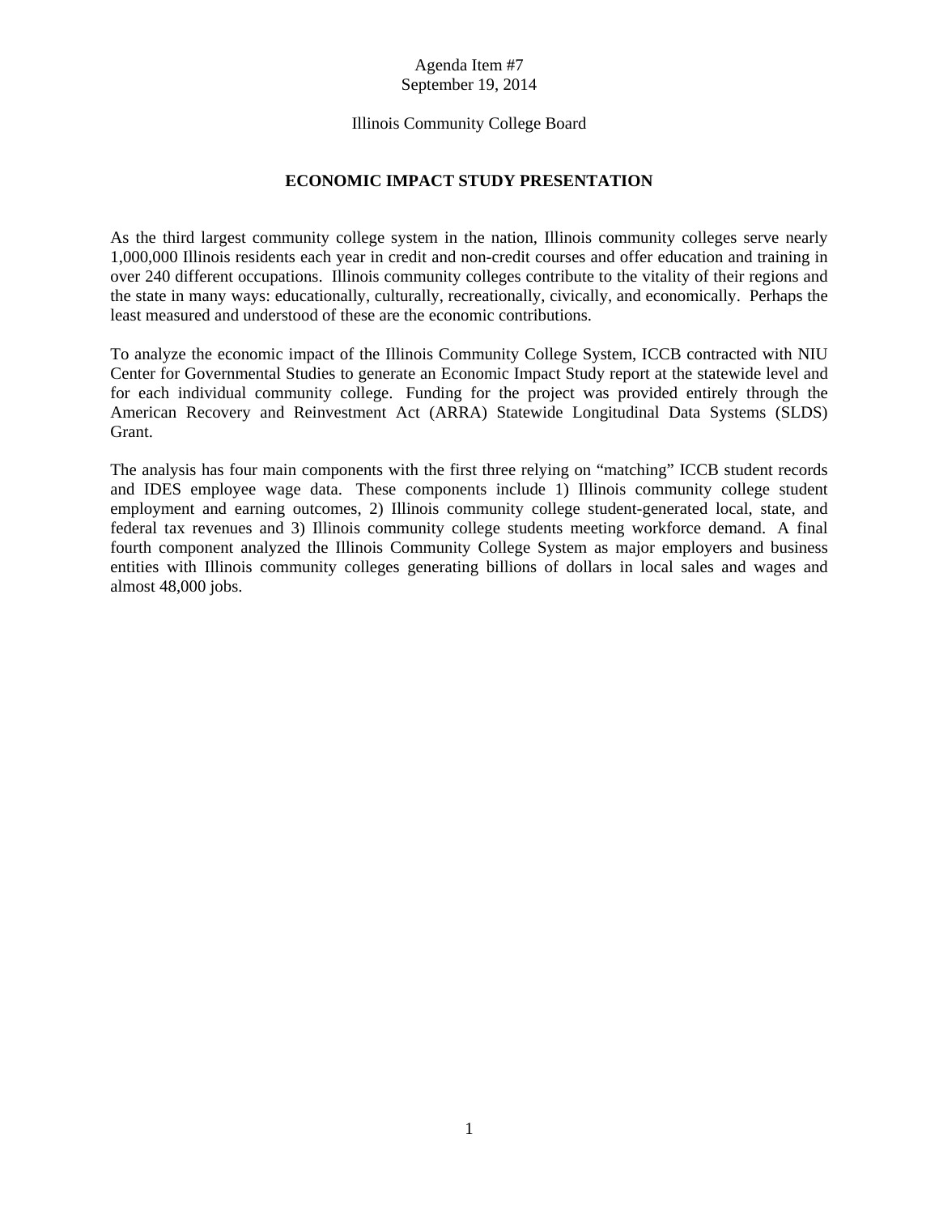Agenda Item #7
September 19, 2014

Illinois Community College Board

## ECONOMIC IMPACT STUDY PRESENTATION

As the third largest community college system in the nation, Illinois community colleges serve nearly 1,000,000 Illinois residents each year in credit and non-credit courses and offer education and training in over 240 different occupations. Illinois community colleges contribute to the vitality of their regions and the state in many ways: educationally, culturally, recreationally, civically, and economically. Perhaps the least measured and understood of these are the economic contributions.

To analyze the economic impact of the Illinois Community College System, ICCB contracted with NIU Center for Governmental Studies to generate an Economic Impact Study report at the statewide level and for each individual community college. Funding for the project was provided entirely through the American Recovery and Reinvestment Act (ARRA) Statewide Longitudinal Data Systems (SLDS) Grant.

The analysis has four main components with the first three relying on "matching" ICCB student records and IDES employee wage data. These components include 1) Illinois community college student employment and earning outcomes, 2) Illinois community college student-generated local, state, and federal tax revenues and 3) Illinois community college students meeting workforce demand. A final fourth component analyzed the Illinois Community College System as major employers and business entities with Illinois community colleges generating billions of dollars in local sales and wages and almost 48,000 jobs.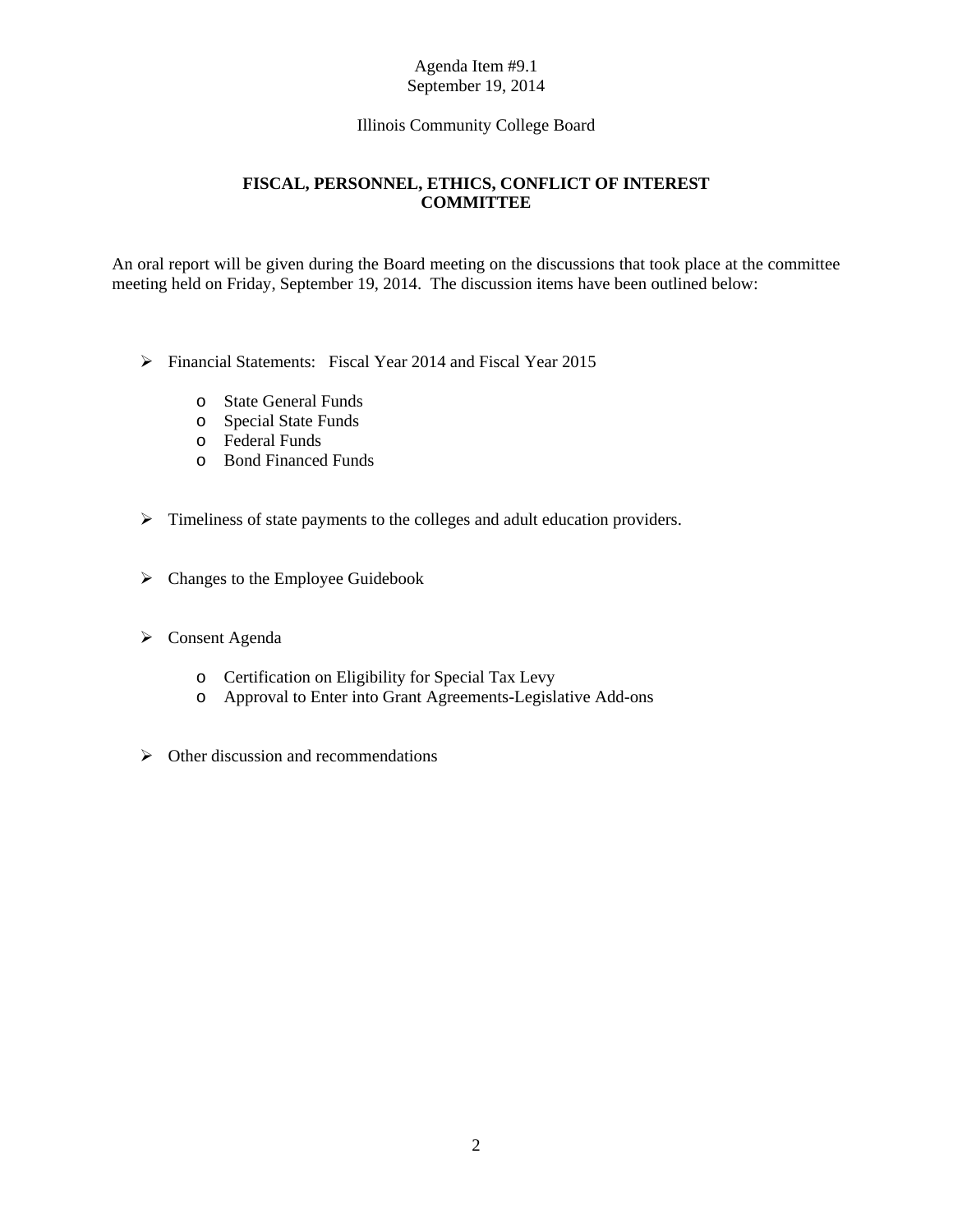Agenda Item #9.1
September 19, 2014

Illinois Community College Board

## FISCAL, PERSONNEL, ETHICS, CONFLICT OF INTEREST COMMITTEE

An oral report will be given during the Board meeting on the discussions that took place at the committee meeting held on Friday, September 19, 2014. The discussion items have been outlined below:

- Financial Statements: Fiscal Year 2014 and Fiscal Year 2015
  - State General Funds
  - Special State Funds
  - Federal Funds
  - Bond Financed Funds

- Timeliness of state payments to the colleges and adult education providers.

- Changes to the Employee Guidebook

- Consent Agenda
  - Certification on Eligibility for Special Tax Levy
  - Approval to Enter into Grant Agreements-Legislative Add-ons

- Other discussion and recommendations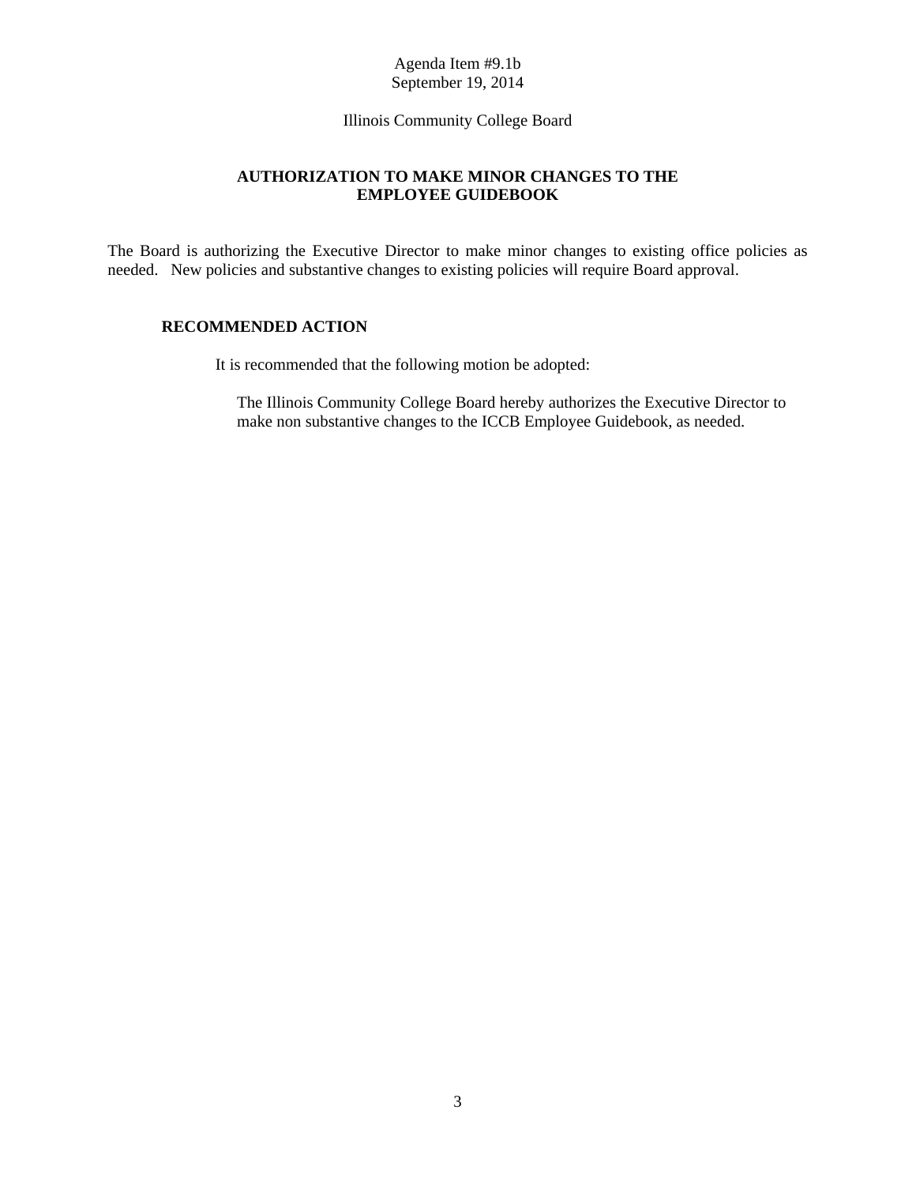Agenda Item #9.1b
September 19, 2014

Illinois Community College Board

**AUTHORIZATION TO MAKE MINOR CHANGES TO THE EMPLOYEE GUIDEBOOK**

The Board is authorizing the Executive Director to make minor changes to existing office policies as needed. New policies and substantive changes to existing policies will require Board approval.

**RECOMMENDED ACTION**

It is recommended that the following motion be adopted:

> The Illinois Community College Board hereby authorizes the Executive Director to make non substantive changes to the ICCB Employee Guidebook, as needed.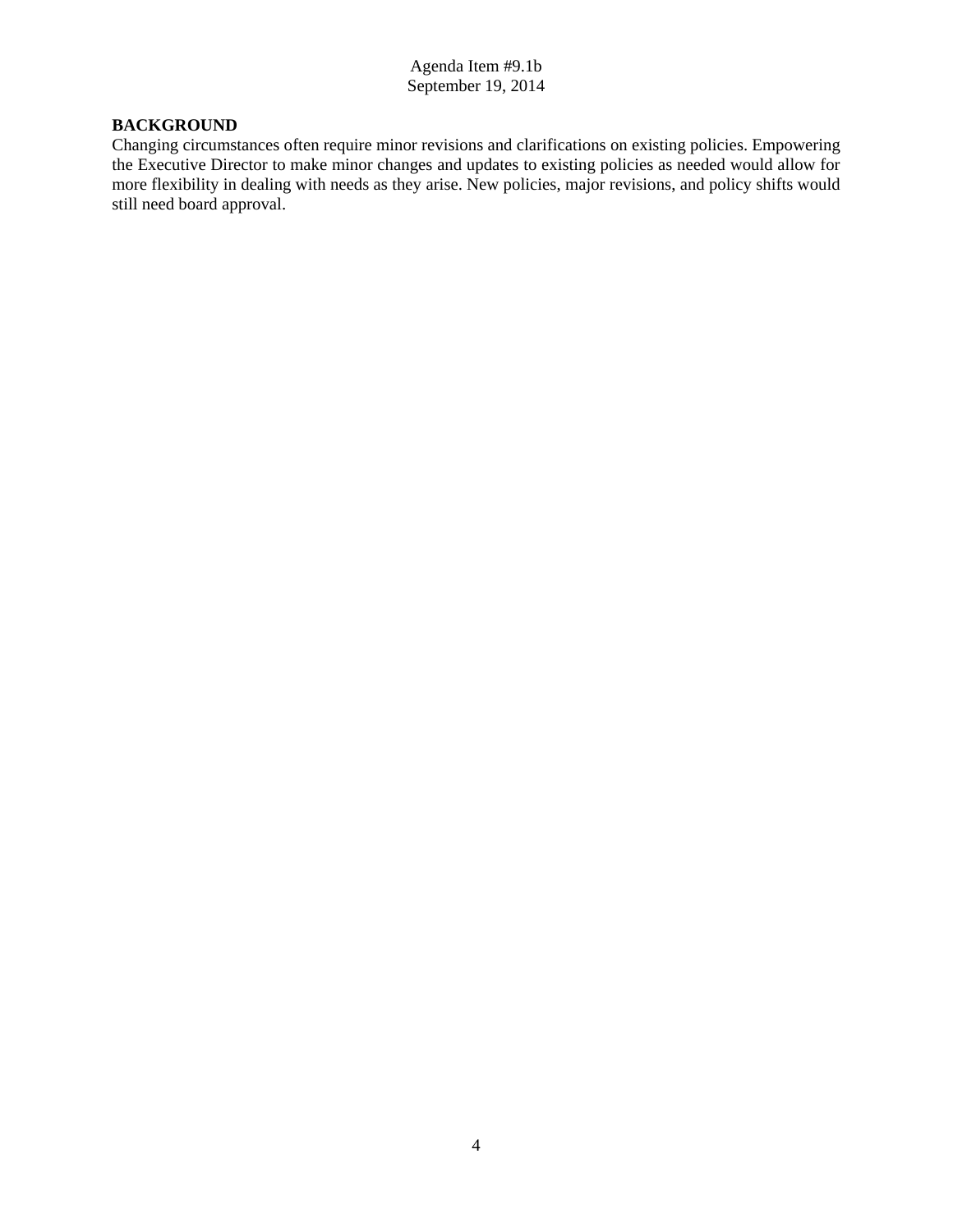Agenda Item #9.1b
September 19, 2014

**BACKGROUND**

Changing circumstances often require minor revisions and clarifications on existing policies. Empowering the Executive Director to make minor changes and updates to existing policies as needed would allow for more flexibility in dealing with needs as they arise. New policies, major revisions, and policy shifts would still need board approval.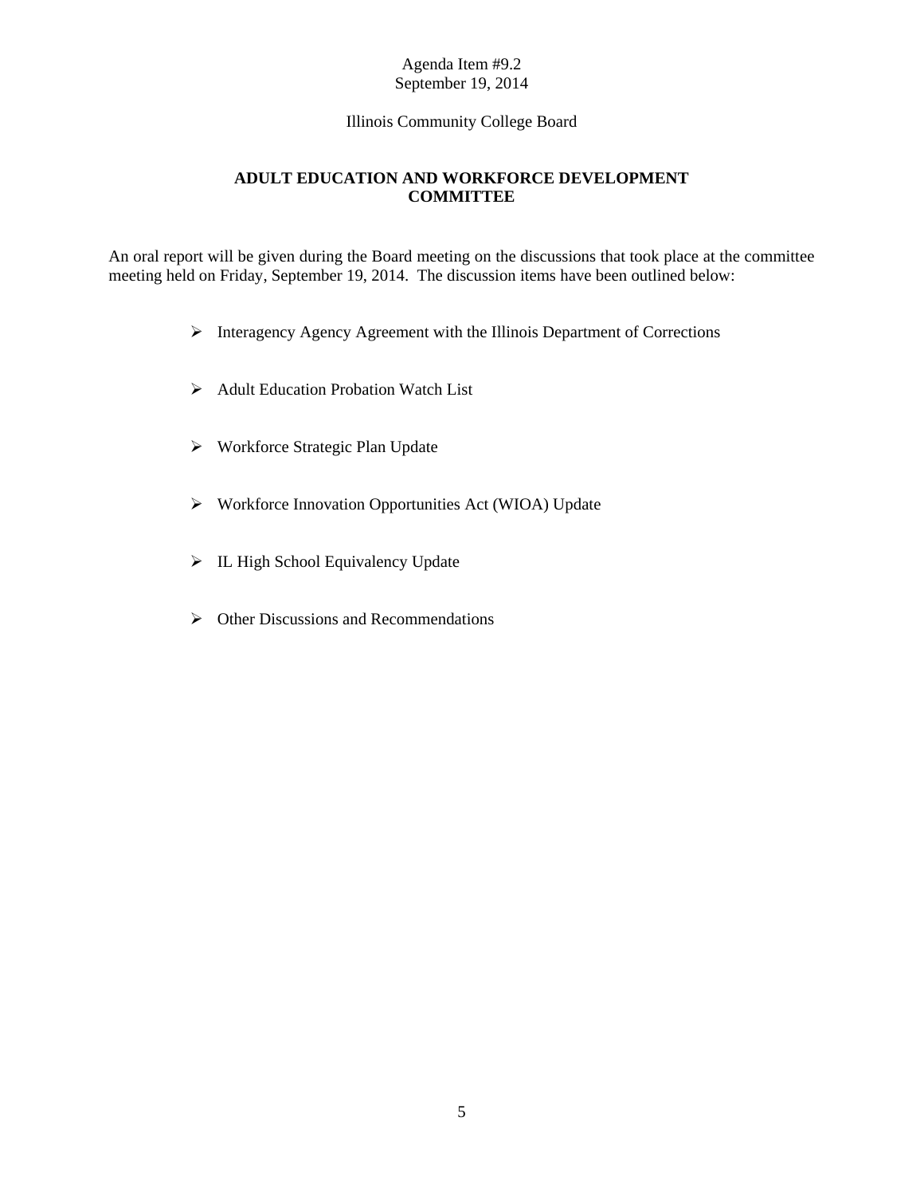Agenda Item #9.2
September 19, 2014

Illinois Community College Board

## ADULT EDUCATION AND WORKFORCE DEVELOPMENT COMMITTEE

An oral report will be given during the Board meeting on the discussions that took place at the committee meeting held on Friday, September 19, 2014. The discussion items have been outlined below:

- Interagency Agency Agreement with the Illinois Department of Corrections
- Adult Education Probation Watch List
- Workforce Strategic Plan Update
- Workforce Innovation Opportunities Act (WIOA) Update
- IL High School Equivalency Update
- Other Discussions and Recommendations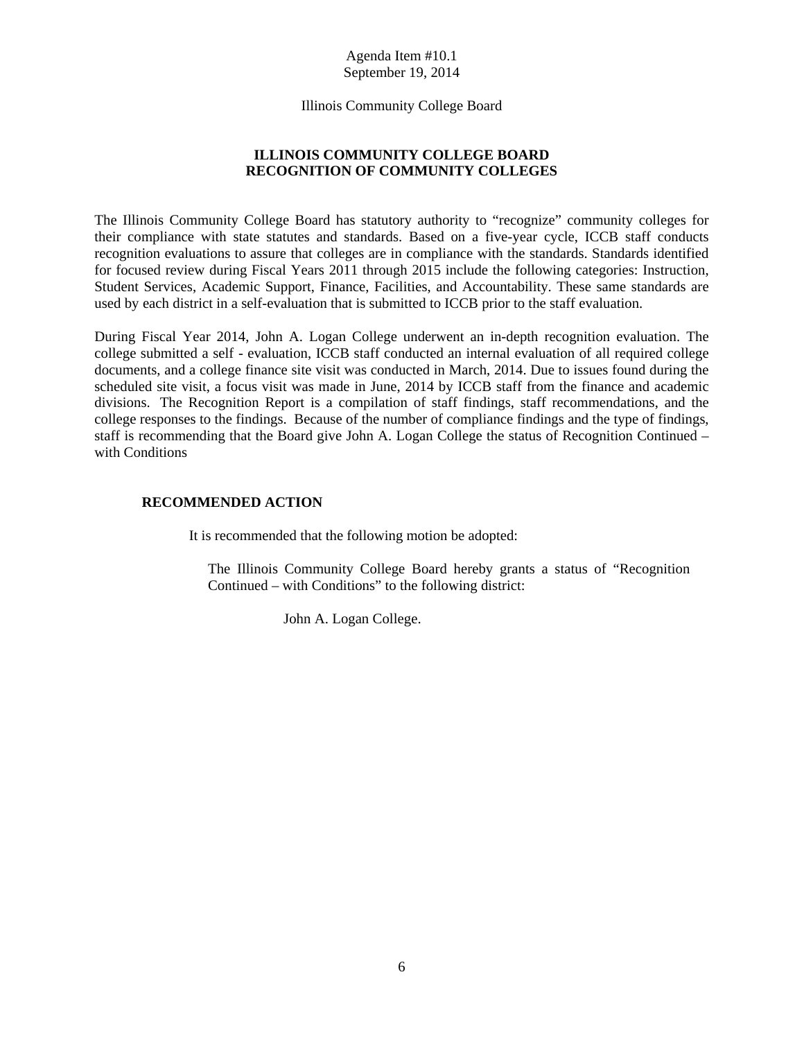Agenda Item #10.1
September 19, 2014

Illinois Community College Board

# ILLINOIS COMMUNITY COLLEGE BOARD
# RECOGNITION OF COMMUNITY COLLEGES

The Illinois Community College Board has statutory authority to "recognize" community colleges for their compliance with state statutes and standards. Based on a five-year cycle, ICCB staff conducts recognition evaluations to assure that colleges are in compliance with the standards. Standards identified for focused review during Fiscal Years 2011 through 2015 include the following categories: Instruction, Student Services, Academic Support, Finance, Facilities, and Accountability. These same standards are used by each district in a self-evaluation that is submitted to ICCB prior to the staff evaluation.

During Fiscal Year 2014, John A. Logan College underwent an in-depth recognition evaluation. The college submitted a self - evaluation, ICCB staff conducted an internal evaluation of all required college documents, and a college finance site visit was conducted in March, 2014. Due to issues found during the scheduled site visit, a focus visit was made in June, 2014 by ICCB staff from the finance and academic divisions. The Recognition Report is a compilation of staff findings, staff recommendations, and the college responses to the findings. Because of the number of compliance findings and the type of findings, staff is recommending that the Board give John A. Logan College the status of Recognition Continued – with Conditions

## RECOMMENDED ACTION

It is recommended that the following motion be adopted:

The Illinois Community College Board hereby grants a status of "Recognition Continued – with Conditions" to the following district:

John A. Logan College.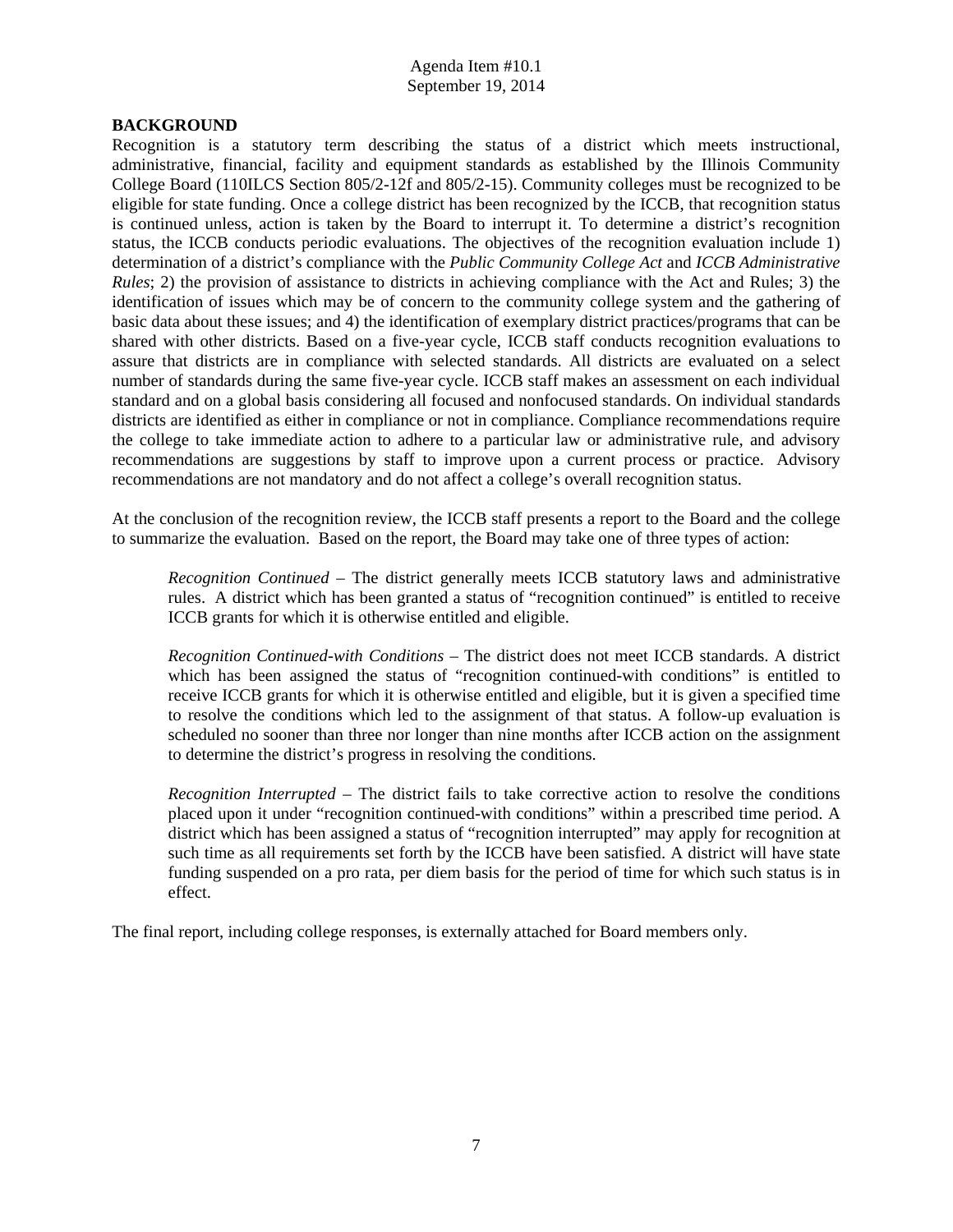## BACKGROUND

Recognition is a statutory term describing the status of a district which meets instructional, administrative, financial, facility and equipment standards as established by the Illinois Community College Board (110ILCS Section 805/2-12f and 805/2-15). Community colleges must be recognized to be eligible for state funding. Once a college district has been recognized by the ICCB, that recognition status is continued unless, action is taken by the Board to interrupt it. To determine a district's recognition status, the ICCB conducts periodic evaluations. The objectives of the recognition evaluation include 1) determination of a district's compliance with the *Public Community College Act* and *ICCB Administrative Rules*; 2) the provision of assistance to districts in achieving compliance with the Act and Rules; 3) the identification of issues which may be of concern to the community college system and the gathering of basic data about these issues; and 4) the identification of exemplary district practices/programs that can be shared with other districts. Based on a five-year cycle, ICCB staff conducts recognition evaluations to assure that districts are in compliance with selected standards. All districts are evaluated on a select number of standards during the same five-year cycle. ICCB staff makes an assessment on each individual standard and on a global basis considering all focused and nonfocused standards. On individual standards districts are identified as either in compliance or not in compliance. Compliance recommendations require the college to take immediate action to adhere to a particular law or administrative rule, and advisory recommendations are suggestions by staff to improve upon a current process or practice. Advisory recommendations are not mandatory and do not affect a college's overall recognition status.

At the conclusion of the recognition review, the ICCB staff presents a report to the Board and the college to summarize the evaluation. Based on the report, the Board may take one of three types of action:

> *Recognition Continued* – The district generally meets ICCB statutory laws and administrative rules. A district which has been granted a status of "recognition continued" is entitled to receive ICCB grants for which it is otherwise entitled and eligible.
>
> *Recognition Continued-with Conditions* – The district does not meet ICCB standards. A district which has been assigned the status of "recognition continued-with conditions" is entitled to receive ICCB grants for which it is otherwise entitled and eligible, but it is given a specified time to resolve the conditions which led to the assignment of that status. A follow-up evaluation is scheduled no sooner than three nor longer than nine months after ICCB action on the assignment to determine the district's progress in resolving the conditions.
>
> *Recognition Interrupted* – The district fails to take corrective action to resolve the conditions placed upon it under "recognition continued-with conditions" within a prescribed time period. A district which has been assigned a status of "recognition interrupted" may apply for recognition at such time as all requirements set forth by the ICCB have been satisfied. A district will have state funding suspended on a pro rata, per diem basis for the period of time for which such status is in effect.

The final report, including college responses, is externally attached for Board members only.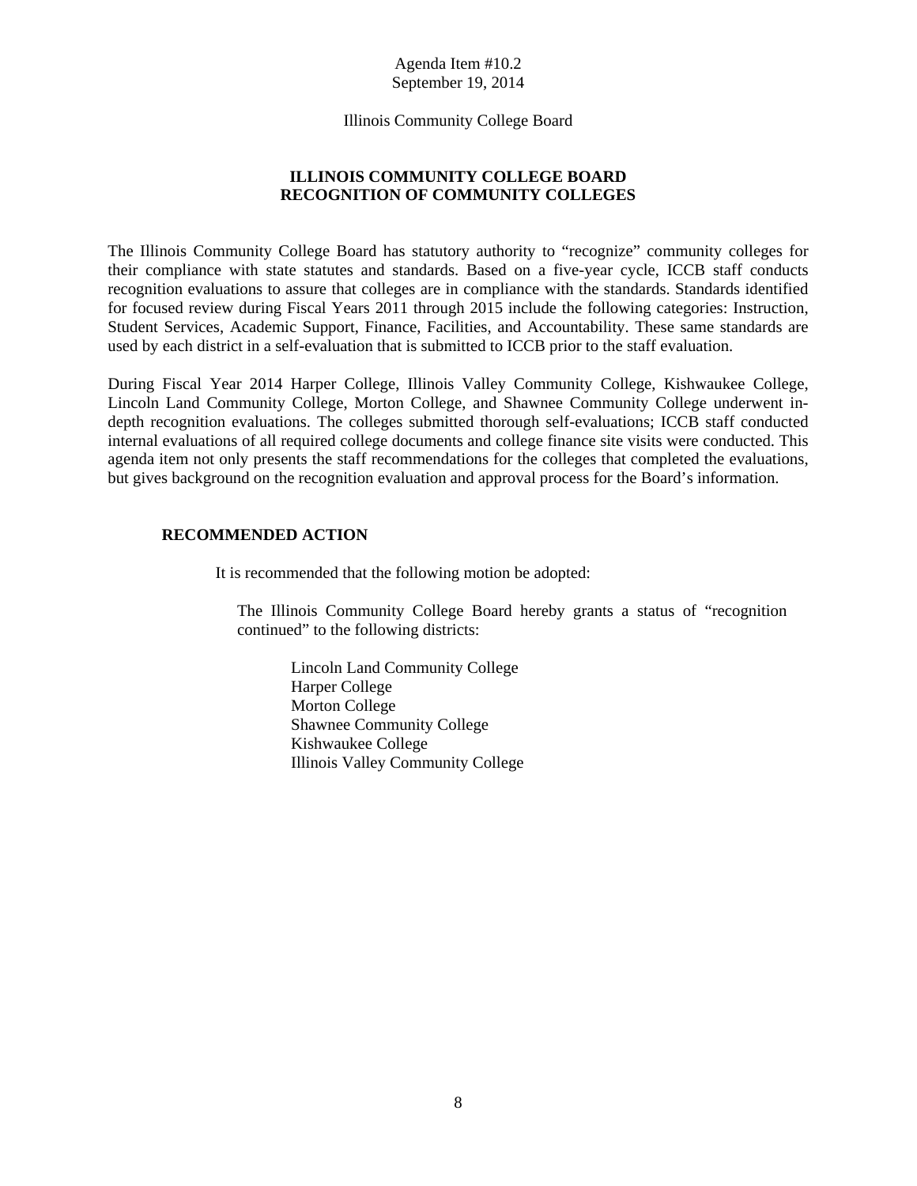Agenda Item #10.2
September 19, 2014

Illinois Community College Board

## ILLINOIS COMMUNITY COLLEGE BOARD
## RECOGNITION OF COMMUNITY COLLEGES

The Illinois Community College Board has statutory authority to "recognize" community colleges for their compliance with state statutes and standards. Based on a five-year cycle, ICCB staff conducts recognition evaluations to assure that colleges are in compliance with the standards. Standards identified for focused review during Fiscal Years 2011 through 2015 include the following categories: Instruction, Student Services, Academic Support, Finance, Facilities, and Accountability. These same standards are used by each district in a self-evaluation that is submitted to ICCB prior to the staff evaluation.

During Fiscal Year 2014 Harper College, Illinois Valley Community College, Kishwaukee College, Lincoln Land Community College, Morton College, and Shawnee Community College underwent in-depth recognition evaluations. The colleges submitted thorough self-evaluations; ICCB staff conducted internal evaluations of all required college documents and college finance site visits were conducted. This agenda item not only presents the staff recommendations for the colleges that completed the evaluations, but gives background on the recognition evaluation and approval process for the Board's information.

### RECOMMENDED ACTION

It is recommended that the following motion be adopted:

The Illinois Community College Board hereby grants a status of "recognition continued" to the following districts:

Lincoln Land Community College
Harper College
Morton College
Shawnee Community College
Kishwaukee College
Illinois Valley Community College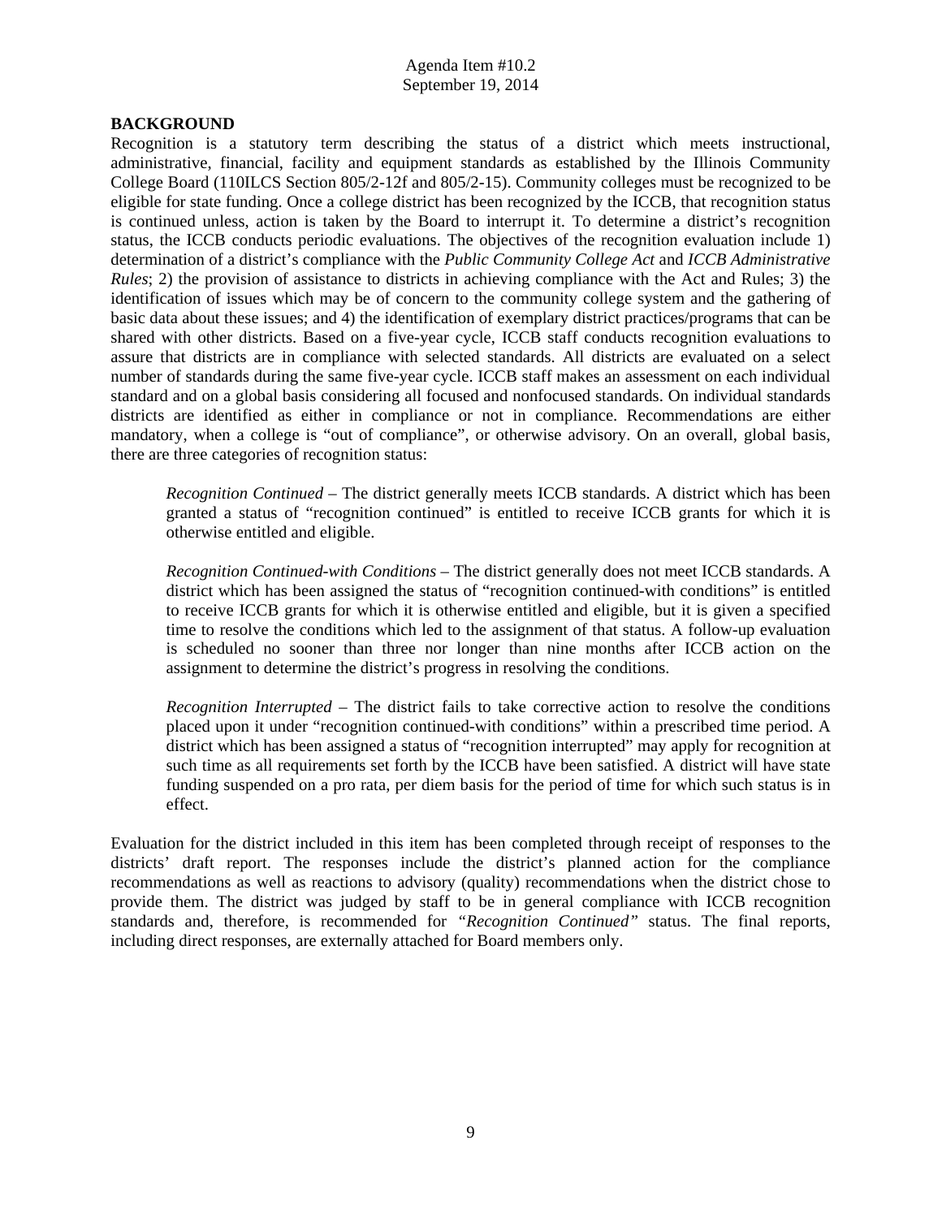Agenda Item #10.2
September 19, 2014

**BACKGROUND**

Recognition is a statutory term describing the status of a district which meets instructional, administrative, financial, facility and equipment standards as established by the Illinois Community College Board (110ILCS Section 805/2-12f and 805/2-15). Community colleges must be recognized to be eligible for state funding. Once a college district has been recognized by the ICCB, that recognition status is continued unless, action is taken by the Board to interrupt it. To determine a district's recognition status, the ICCB conducts periodic evaluations. The objectives of the recognition evaluation include 1) determination of a district's compliance with the *Public Community College Act* and *ICCB Administrative Rules*; 2) the provision of assistance to districts in achieving compliance with the Act and Rules; 3) the identification of issues which may be of concern to the community college system and the gathering of basic data about these issues; and 4) the identification of exemplary district practices/programs that can be shared with other districts. Based on a five-year cycle, ICCB staff conducts recognition evaluations to assure that districts are in compliance with selected standards. All districts are evaluated on a select number of standards during the same five-year cycle. ICCB staff makes an assessment on each individual standard and on a global basis considering all focused and nonfocused standards. On individual standards districts are identified as either in compliance or not in compliance. Recommendations are either mandatory, when a college is "out of compliance", or otherwise advisory. On an overall, global basis, there are three categories of recognition status:

> *Recognition Continued* – The district generally meets ICCB standards. A district which has been granted a status of "recognition continued" is entitled to receive ICCB grants for which it is otherwise entitled and eligible.
>
> *Recognition Continued-with Conditions* – The district generally does not meet ICCB standards. A district which has been assigned the status of "recognition continued-with conditions" is entitled to receive ICCB grants for which it is otherwise entitled and eligible, but it is given a specified time to resolve the conditions which led to the assignment of that status. A follow-up evaluation is scheduled no sooner than three nor longer than nine months after ICCB action on the assignment to determine the district's progress in resolving the conditions.
>
> *Recognition Interrupted* – The district fails to take corrective action to resolve the conditions placed upon it under "recognition continued-with conditions" within a prescribed time period. A district which has been assigned a status of "recognition interrupted" may apply for recognition at such time as all requirements set forth by the ICCB have been satisfied. A district will have state funding suspended on a pro rata, per diem basis for the period of time for which such status is in effect.

Evaluation for the district included in this item has been completed through receipt of responses to the districts' draft report. The responses include the district's planned action for the compliance recommendations as well as reactions to advisory (quality) recommendations when the district chose to provide them. The district was judged by staff to be in general compliance with ICCB recognition standards and, therefore, is recommended for *"Recognition Continued"* status. The final reports, including direct responses, are externally attached for Board members only.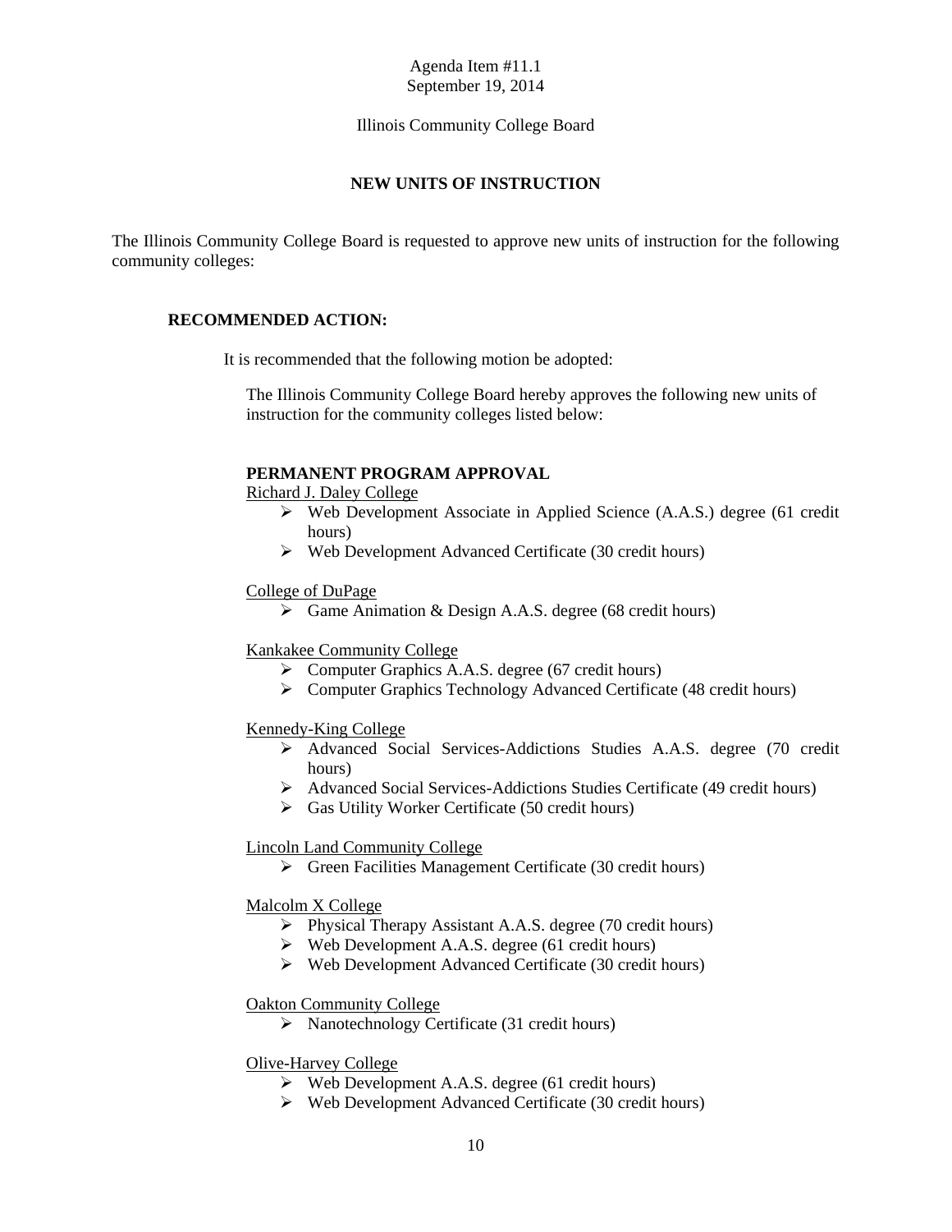Agenda Item #11.1
September 19, 2014

Illinois Community College Board

## NEW UNITS OF INSTRUCTION

The Illinois Community College Board is requested to approve new units of instruction for the following community colleges:

### RECOMMENDED ACTION:

It is recommended that the following motion be adopted:

The Illinois Community College Board hereby approves the following new units of instruction for the community colleges listed below:

#### PERMANENT PROGRAM APPROVAL

Richard J. Daley College

- Web Development Associate in Applied Science (A.A.S.) degree (61 credit hours)
- Web Development Advanced Certificate (30 credit hours)

College of DuPage

- Game Animation & Design A.A.S. degree (68 credit hours)

Kankakee Community College

- Computer Graphics A.A.S. degree (67 credit hours)
- Computer Graphics Technology Advanced Certificate (48 credit hours)

Kennedy-King College

- Advanced Social Services-Addictions Studies A.A.S. degree (70 credit hours)
- Advanced Social Services-Addictions Studies Certificate (49 credit hours)
- Gas Utility Worker Certificate (50 credit hours)

Lincoln Land Community College

- Green Facilities Management Certificate (30 credit hours)

Malcolm X College

- Physical Therapy Assistant A.A.S. degree (70 credit hours)
- Web Development A.A.S. degree (61 credit hours)
- Web Development Advanced Certificate (30 credit hours)

Oakton Community College

- Nanotechnology Certificate (31 credit hours)

Olive-Harvey College

- Web Development A.A.S. degree (61 credit hours)
- Web Development Advanced Certificate (30 credit hours)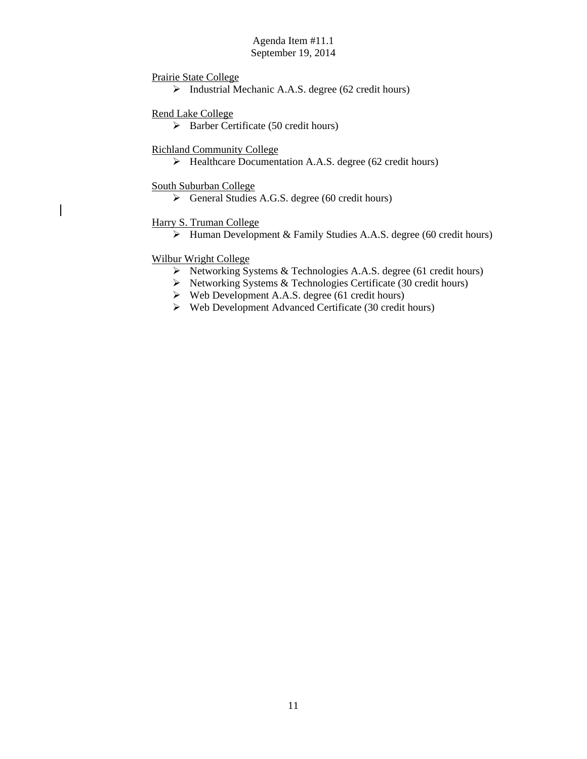Prairie State College

- Industrial Mechanic A.A.S. degree (62 credit hours)

Rend Lake College

- Barber Certificate (50 credit hours)

Richland Community College

- Healthcare Documentation A.A.S. degree (62 credit hours)

South Suburban College

- General Studies A.G.S. degree (60 credit hours)

Harry S. Truman College

- Human Development & Family Studies A.A.S. degree (60 credit hours)

Wilbur Wright College

- Networking Systems & Technologies A.A.S. degree (61 credit hours)
- Networking Systems & Technologies Certificate (30 credit hours)
- Web Development A.A.S. degree (61 credit hours)
- Web Development Advanced Certificate (30 credit hours)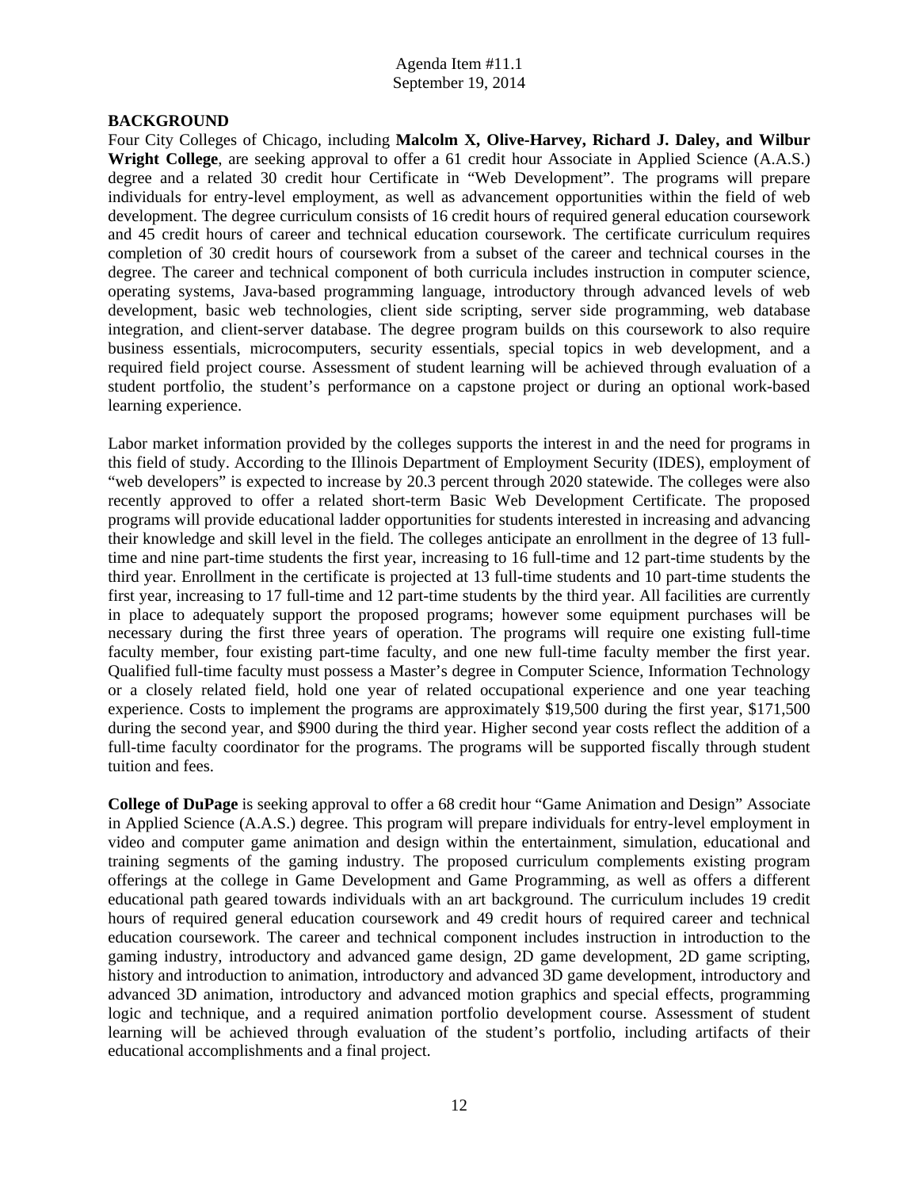## BACKGROUND

Four City Colleges of Chicago, including **Malcolm X, Olive-Harvey, Richard J. Daley, and Wilbur Wright College**, are seeking approval to offer a 61 credit hour Associate in Applied Science (A.A.S.) degree and a related 30 credit hour Certificate in "Web Development". The programs will prepare individuals for entry-level employment, as well as advancement opportunities within the field of web development. The degree curriculum consists of 16 credit hours of required general education coursework and 45 credit hours of career and technical education coursework. The certificate curriculum requires completion of 30 credit hours of coursework from a subset of the career and technical courses in the degree. The career and technical component of both curricula includes instruction in computer science, operating systems, Java-based programming language, introductory through advanced levels of web development, basic web technologies, client side scripting, server side programming, web database integration, and client-server database. The degree program builds on this coursework to also require business essentials, microcomputers, security essentials, special topics in web development, and a required field project course. Assessment of student learning will be achieved through evaluation of a student portfolio, the student's performance on a capstone project or during an optional work-based learning experience.

Labor market information provided by the colleges supports the interest in and the need for programs in this field of study. According to the Illinois Department of Employment Security (IDES), employment of "web developers" is expected to increase by 20.3 percent through 2020 statewide. The colleges were also recently approved to offer a related short-term Basic Web Development Certificate. The proposed programs will provide educational ladder opportunities for students interested in increasing and advancing their knowledge and skill level in the field. The colleges anticipate an enrollment in the degree of 13 full-time and nine part-time students the first year, increasing to 16 full-time and 12 part-time students by the third year. Enrollment in the certificate is projected at 13 full-time students and 10 part-time students the first year, increasing to 17 full-time and 12 part-time students by the third year. All facilities are currently in place to adequately support the proposed programs; however some equipment purchases will be necessary during the first three years of operation. The programs will require one existing full-time faculty member, four existing part-time faculty, and one new full-time faculty member the first year. Qualified full-time faculty must possess a Master's degree in Computer Science, Information Technology or a closely related field, hold one year of related occupational experience and one year teaching experience. Costs to implement the programs are approximately $19,500 during the first year, $171,500 during the second year, and $900 during the third year. Higher second year costs reflect the addition of a full-time faculty coordinator for the programs. The programs will be supported fiscally through student tuition and fees.

**College of DuPage** is seeking approval to offer a 68 credit hour "Game Animation and Design" Associate in Applied Science (A.A.S.) degree. This program will prepare individuals for entry-level employment in video and computer game animation and design within the entertainment, simulation, educational and training segments of the gaming industry. The proposed curriculum complements existing program offerings at the college in Game Development and Game Programming, as well as offers a different educational path geared towards individuals with an art background. The curriculum includes 19 credit hours of required general education coursework and 49 credit hours of required career and technical education coursework. The career and technical component includes instruction in introduction to the gaming industry, introductory and advanced game design, 2D game development, 2D game scripting, history and introduction to animation, introductory and advanced 3D game development, introductory and advanced 3D animation, introductory and advanced motion graphics and special effects, programming logic and technique, and a required animation portfolio development course. Assessment of student learning will be achieved through evaluation of the student's portfolio, including artifacts of their educational accomplishments and a final project.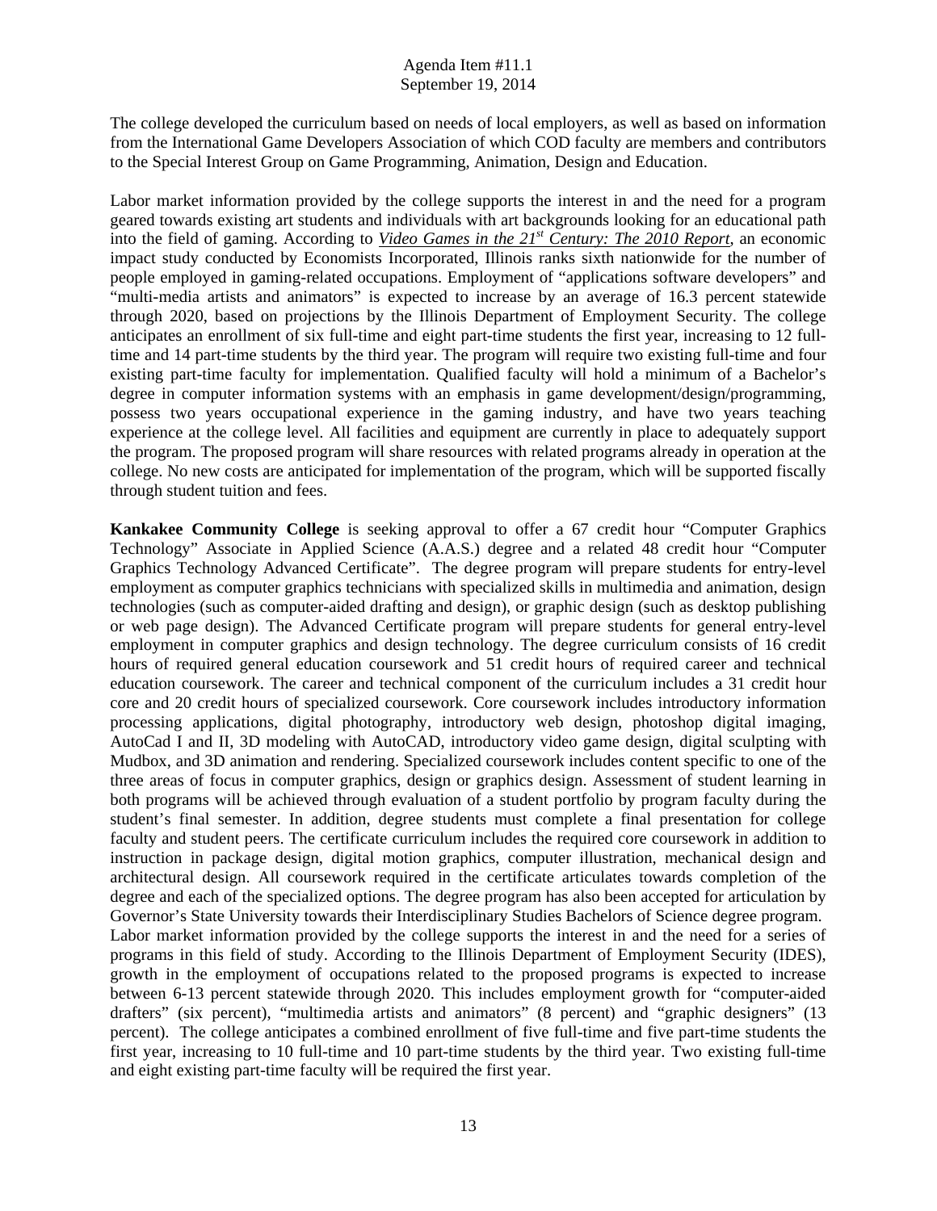The college developed the curriculum based on needs of local employers, as well as based on information from the International Game Developers Association of which COD faculty are members and contributors to the Special Interest Group on Game Programming, Animation, Design and Education.

Labor market information provided by the college supports the interest in and the need for a program geared towards existing art students and individuals with art backgrounds looking for an educational path into the field of gaming. According to ***Video Games in the 21st Century: The 2010 Report***, an economic impact study conducted by Economists Incorporated, Illinois ranks sixth nationwide for the number of people employed in gaming-related occupations. Employment of "applications software developers" and "multi-media artists and animators" is expected to increase by an average of 16.3 percent statewide through 2020, based on projections by the Illinois Department of Employment Security. The college anticipates an enrollment of six full-time and eight part-time students the first year, increasing to 12 full-time and 14 part-time students by the third year. The program will require two existing full-time and four existing part-time faculty for implementation. Qualified faculty will hold a minimum of a Bachelor's degree in computer information systems with an emphasis in game development/design/programming, possess two years occupational experience in the gaming industry, and have two years teaching experience at the college level. All facilities and equipment are currently in place to adequately support the program. The proposed program will share resources with related programs already in operation at the college. No new costs are anticipated for implementation of the program, which will be supported fiscally through student tuition and fees.

**Kankakee Community College** is seeking approval to offer a 67 credit hour "Computer Graphics Technology" Associate in Applied Science (A.A.S.) degree and a related 48 credit hour "Computer Graphics Technology Advanced Certificate". The degree program will prepare students for entry-level employment as computer graphics technicians with specialized skills in multimedia and animation, design technologies (such as computer-aided drafting and design), or graphic design (such as desktop publishing or web page design). The Advanced Certificate program will prepare students for general entry-level employment in computer graphics and design technology. The degree curriculum consists of 16 credit hours of required general education coursework and 51 credit hours of required career and technical education coursework. The career and technical component of the curriculum includes a 31 credit hour core and 20 credit hours of specialized coursework. Core coursework includes introductory information processing applications, digital photography, introductory web design, photoshop digital imaging, AutoCad I and II, 3D modeling with AutoCAD, introductory video game design, digital sculpting with Mudbox, and 3D animation and rendering. Specialized coursework includes content specific to one of the three areas of focus in computer graphics, design or graphics design. Assessment of student learning in both programs will be achieved through evaluation of a student portfolio by program faculty during the student's final semester. In addition, degree students must complete a final presentation for college faculty and student peers. The certificate curriculum includes the required core coursework in addition to instruction in package design, digital motion graphics, computer illustration, mechanical design and architectural design. All coursework required in the certificate articulates towards completion of the degree and each of the specialized options. The degree program has also been accepted for articulation by Governor's State University towards their Interdisciplinary Studies Bachelors of Science degree program. Labor market information provided by the college supports the interest in and the need for a series of programs in this field of study. According to the Illinois Department of Employment Security (IDES), growth in the employment of occupations related to the proposed programs is expected to increase between 6-13 percent statewide through 2020. This includes employment growth for "computer-aided drafters" (six percent), "multimedia artists and animators" (8 percent) and "graphic designers" (13 percent). The college anticipates a combined enrollment of five full-time and five part-time students the first year, increasing to 10 full-time and 10 part-time students by the third year. Two existing full-time and eight existing part-time faculty will be required the first year.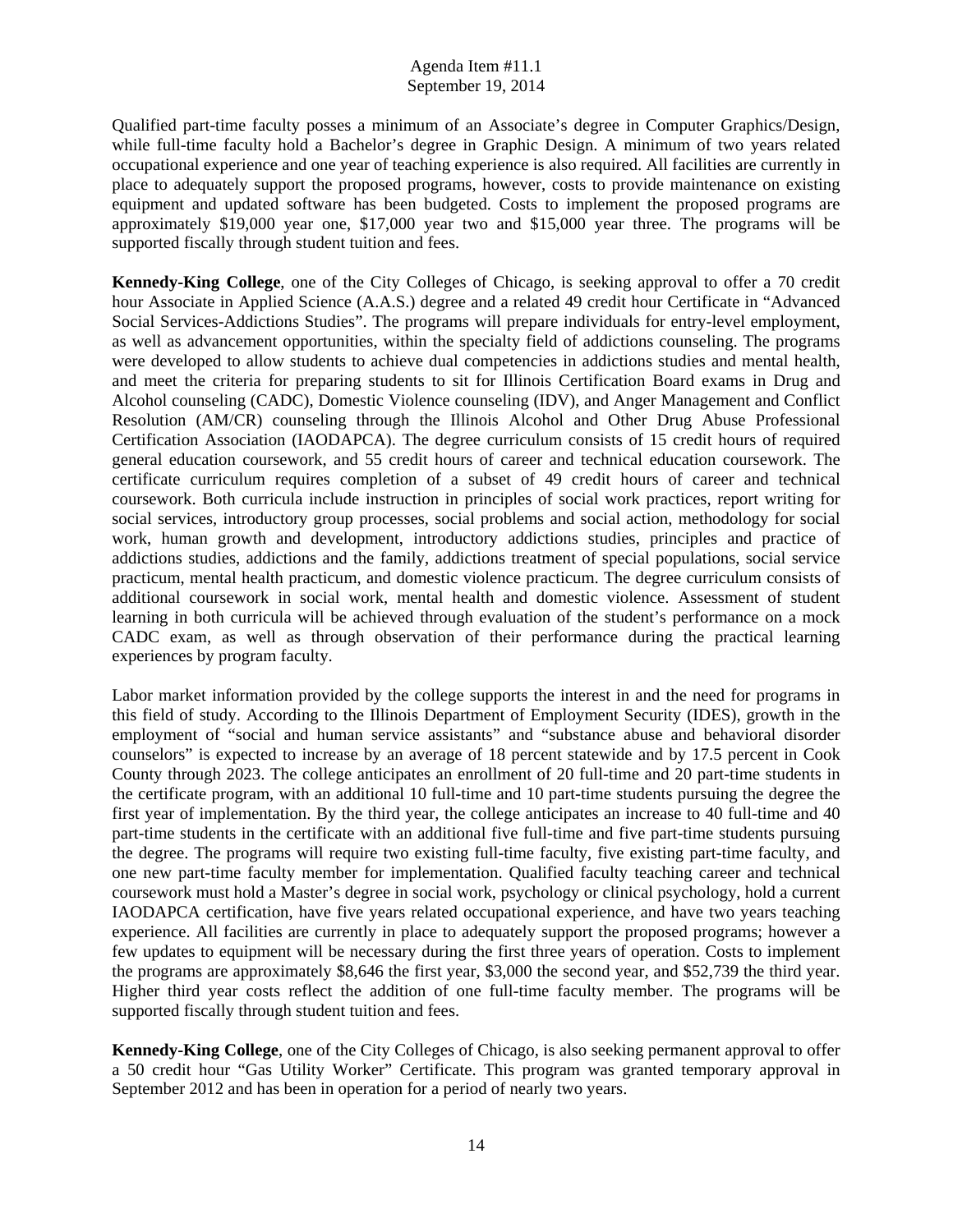Qualified part-time faculty posses a minimum of an Associate's degree in Computer Graphics/Design, while full-time faculty hold a Bachelor's degree in Graphic Design. A minimum of two years related occupational experience and one year of teaching experience is also required. All facilities are currently in place to adequately support the proposed programs, however, costs to provide maintenance on existing equipment and updated software has been budgeted. Costs to implement the proposed programs are approximately $19,000 year one, $17,000 year two and $15,000 year three. The programs will be supported fiscally through student tuition and fees.

**Kennedy-King College**, one of the City Colleges of Chicago, is seeking approval to offer a 70 credit hour Associate in Applied Science (A.A.S.) degree and a related 49 credit hour Certificate in "Advanced Social Services-Addictions Studies". The programs will prepare individuals for entry-level employment, as well as advancement opportunities, within the specialty field of addictions counseling. The programs were developed to allow students to achieve dual competencies in addictions studies and mental health, and meet the criteria for preparing students to sit for Illinois Certification Board exams in Drug and Alcohol counseling (CADC), Domestic Violence counseling (IDV), and Anger Management and Conflict Resolution (AM/CR) counseling through the Illinois Alcohol and Other Drug Abuse Professional Certification Association (IAODAPCA). The degree curriculum consists of 15 credit hours of required general education coursework, and 55 credit hours of career and technical education coursework. The certificate curriculum requires completion of a subset of 49 credit hours of career and technical coursework. Both curricula include instruction in principles of social work practices, report writing for social services, introductory group processes, social problems and social action, methodology for social work, human growth and development, introductory addictions studies, principles and practice of addictions studies, addictions and the family, addictions treatment of special populations, social service practicum, mental health practicum, and domestic violence practicum. The degree curriculum consists of additional coursework in social work, mental health and domestic violence. Assessment of student learning in both curricula will be achieved through evaluation of the student's performance on a mock CADC exam, as well as through observation of their performance during the practical learning experiences by program faculty.

Labor market information provided by the college supports the interest in and the need for programs in this field of study. According to the Illinois Department of Employment Security (IDES), growth in the employment of "social and human service assistants" and "substance abuse and behavioral disorder counselors" is expected to increase by an average of 18 percent statewide and by 17.5 percent in Cook County through 2023. The college anticipates an enrollment of 20 full-time and 20 part-time students in the certificate program, with an additional 10 full-time and 10 part-time students pursuing the degree the first year of implementation. By the third year, the college anticipates an increase to 40 full-time and 40 part-time students in the certificate with an additional five full-time and five part-time students pursuing the degree. The programs will require two existing full-time faculty, five existing part-time faculty, and one new part-time faculty member for implementation. Qualified faculty teaching career and technical coursework must hold a Master's degree in social work, psychology or clinical psychology, hold a current IAODAPCA certification, have five years related occupational experience, and have two years teaching experience. All facilities are currently in place to adequately support the proposed programs; however a few updates to equipment will be necessary during the first three years of operation. Costs to implement the programs are approximately $8,646 the first year, $3,000 the second year, and $52,739 the third year. Higher third year costs reflect the addition of one full-time faculty member. The programs will be supported fiscally through student tuition and fees.

**Kennedy-King College**, one of the City Colleges of Chicago, is also seeking permanent approval to offer a 50 credit hour "Gas Utility Worker" Certificate. This program was granted temporary approval in September 2012 and has been in operation for a period of nearly two years.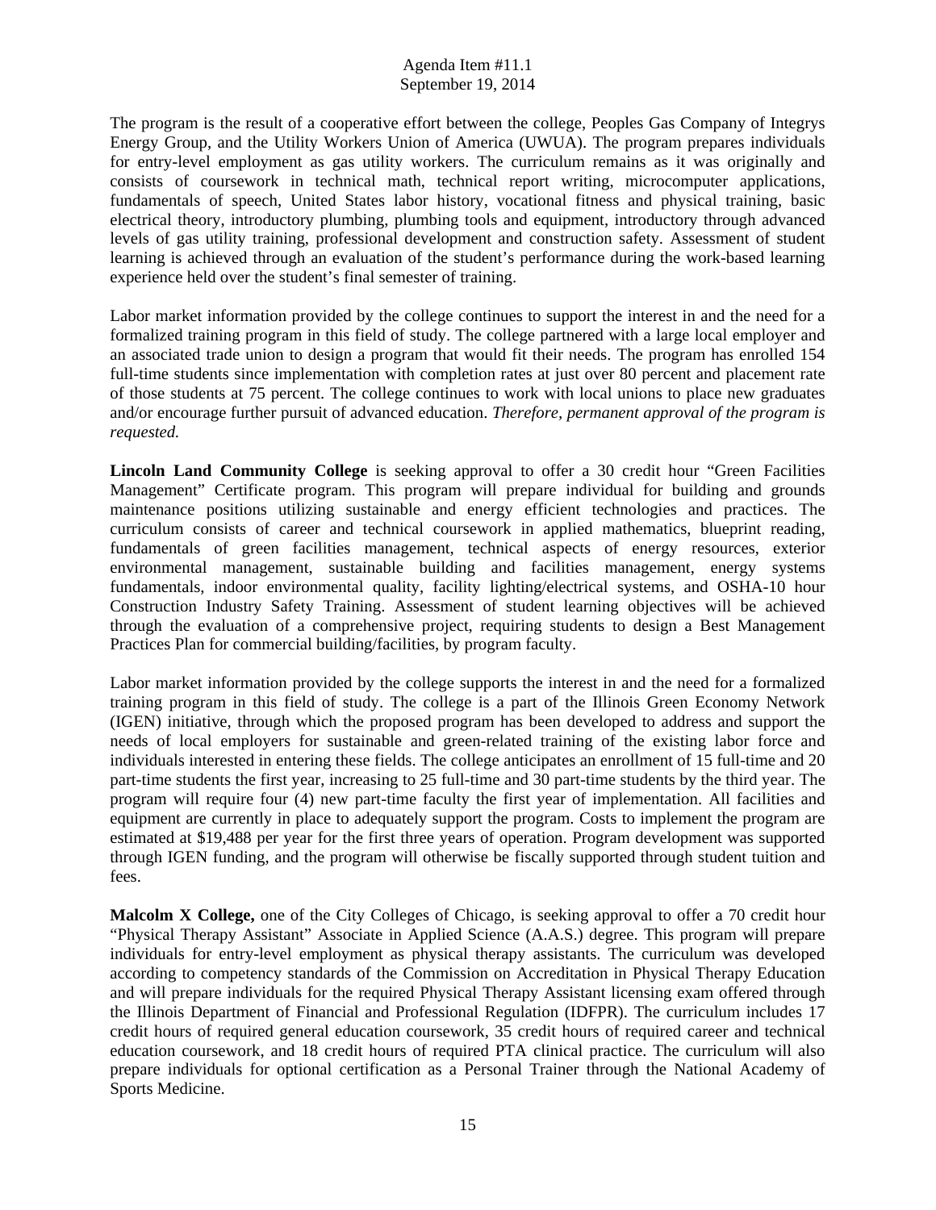The program is the result of a cooperative effort between the college, Peoples Gas Company of Integrys Energy Group, and the Utility Workers Union of America (UWUA). The program prepares individuals for entry-level employment as gas utility workers. The curriculum remains as it was originally and consists of coursework in technical math, technical report writing, microcomputer applications, fundamentals of speech, United States labor history, vocational fitness and physical training, basic electrical theory, introductory plumbing, plumbing tools and equipment, introductory through advanced levels of gas utility training, professional development and construction safety. Assessment of student learning is achieved through an evaluation of the student's performance during the work-based learning experience held over the student's final semester of training.

Labor market information provided by the college continues to support the interest in and the need for a formalized training program in this field of study. The college partnered with a large local employer and an associated trade union to design a program that would fit their needs. The program has enrolled 154 full-time students since implementation with completion rates at just over 80 percent and placement rate of those students at 75 percent. The college continues to work with local unions to place new graduates and/or encourage further pursuit of advanced education. *Therefore, permanent approval of the program is requested.*

**Lincoln Land Community College** is seeking approval to offer a 30 credit hour "Green Facilities Management" Certificate program. This program will prepare individual for building and grounds maintenance positions utilizing sustainable and energy efficient technologies and practices. The curriculum consists of career and technical coursework in applied mathematics, blueprint reading, fundamentals of green facilities management, technical aspects of energy resources, exterior environmental management, sustainable building and facilities management, energy systems fundamentals, indoor environmental quality, facility lighting/electrical systems, and OSHA-10 hour Construction Industry Safety Training. Assessment of student learning objectives will be achieved through the evaluation of a comprehensive project, requiring students to design a Best Management Practices Plan for commercial building/facilities, by program faculty.

Labor market information provided by the college supports the interest in and the need for a formalized training program in this field of study. The college is a part of the Illinois Green Economy Network (IGEN) initiative, through which the proposed program has been developed to address and support the needs of local employers for sustainable and green-related training of the existing labor force and individuals interested in entering these fields. The college anticipates an enrollment of 15 full-time and 20 part-time students the first year, increasing to 25 full-time and 30 part-time students by the third year. The program will require four (4) new part-time faculty the first year of implementation. All facilities and equipment are currently in place to adequately support the program. Costs to implement the program are estimated at $19,488 per year for the first three years of operation. Program development was supported through IGEN funding, and the program will otherwise be fiscally supported through student tuition and fees.

**Malcolm X College,** one of the City Colleges of Chicago, is seeking approval to offer a 70 credit hour "Physical Therapy Assistant" Associate in Applied Science (A.A.S.) degree. This program will prepare individuals for entry-level employment as physical therapy assistants. The curriculum was developed according to competency standards of the Commission on Accreditation in Physical Therapy Education and will prepare individuals for the required Physical Therapy Assistant licensing exam offered through the Illinois Department of Financial and Professional Regulation (IDFPR). The curriculum includes 17 credit hours of required general education coursework, 35 credit hours of required career and technical education coursework, and 18 credit hours of required PTA clinical practice. The curriculum will also prepare individuals for optional certification as a Personal Trainer through the National Academy of Sports Medicine.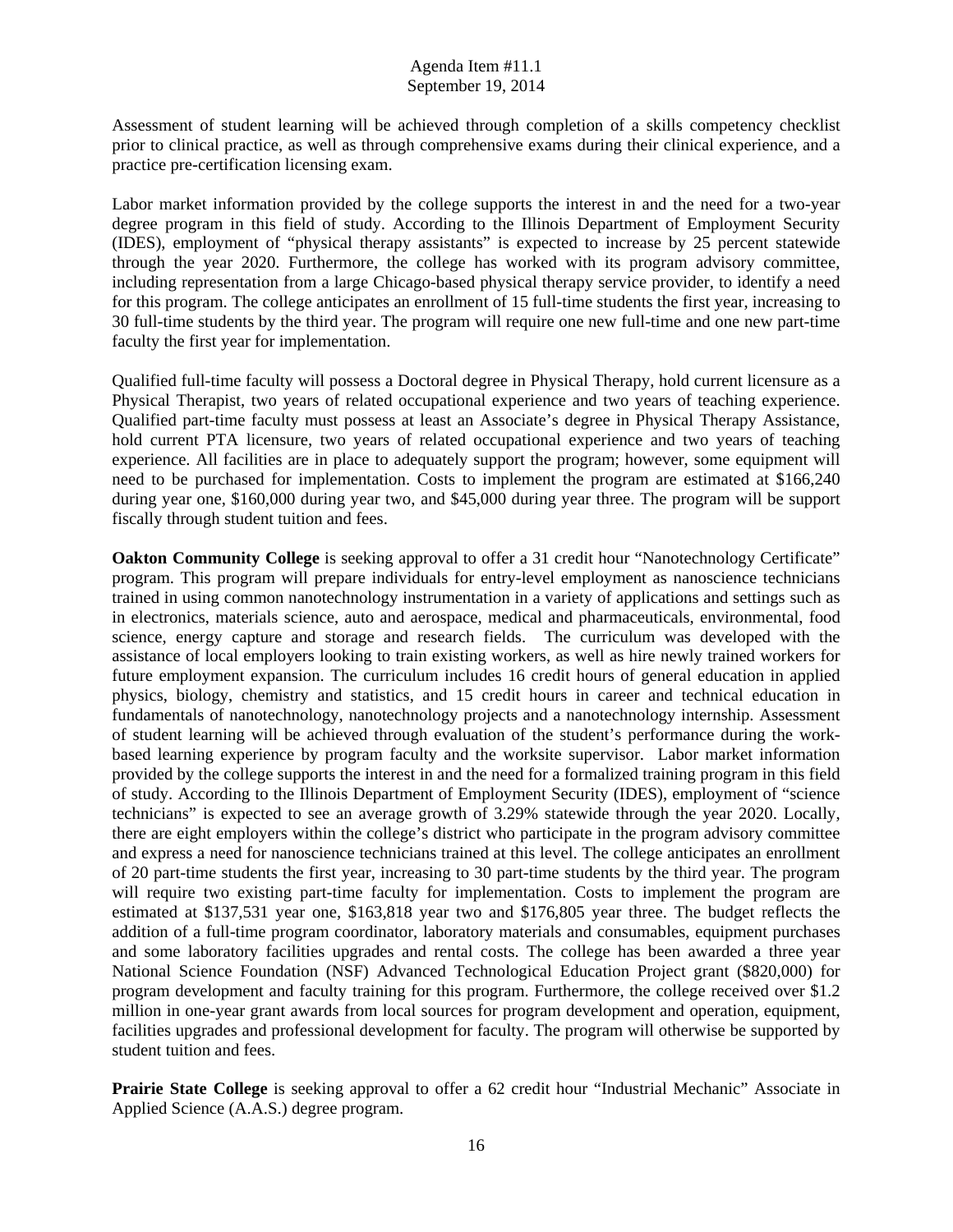Assessment of student learning will be achieved through completion of a skills competency checklist prior to clinical practice, as well as through comprehensive exams during their clinical experience, and a practice pre-certification licensing exam.

Labor market information provided by the college supports the interest in and the need for a two-year degree program in this field of study. According to the Illinois Department of Employment Security (IDES), employment of "physical therapy assistants" is expected to increase by 25 percent statewide through the year 2020. Furthermore, the college has worked with its program advisory committee, including representation from a large Chicago-based physical therapy service provider, to identify a need for this program. The college anticipates an enrollment of 15 full-time students the first year, increasing to 30 full-time students by the third year. The program will require one new full-time and one new part-time faculty the first year for implementation.

Qualified full-time faculty will possess a Doctoral degree in Physical Therapy, hold current licensure as a Physical Therapist, two years of related occupational experience and two years of teaching experience. Qualified part-time faculty must possess at least an Associate's degree in Physical Therapy Assistance, hold current PTA licensure, two years of related occupational experience and two years of teaching experience. All facilities are in place to adequately support the program; however, some equipment will need to be purchased for implementation. Costs to implement the program are estimated at $166,240 during year one, $160,000 during year two, and $45,000 during year three. The program will be support fiscally through student tuition and fees.

**Oakton Community College** is seeking approval to offer a 31 credit hour "Nanotechnology Certificate" program. This program will prepare individuals for entry-level employment as nanoscience technicians trained in using common nanotechnology instrumentation in a variety of applications and settings such as in electronics, materials science, auto and aerospace, medical and pharmaceuticals, environmental, food science, energy capture and storage and research fields. The curriculum was developed with the assistance of local employers looking to train existing workers, as well as hire newly trained workers for future employment expansion. The curriculum includes 16 credit hours of general education in applied physics, biology, chemistry and statistics, and 15 credit hours in career and technical education in fundamentals of nanotechnology, nanotechnology projects and a nanotechnology internship. Assessment of student learning will be achieved through evaluation of the student's performance during the work-based learning experience by program faculty and the worksite supervisor. Labor market information provided by the college supports the interest in and the need for a formalized training program in this field of study. According to the Illinois Department of Employment Security (IDES), employment of "science technicians" is expected to see an average growth of 3.29% statewide through the year 2020. Locally, there are eight employers within the college's district who participate in the program advisory committee and express a need for nanoscience technicians trained at this level. The college anticipates an enrollment of 20 part-time students the first year, increasing to 30 part-time students by the third year. The program will require two existing part-time faculty for implementation. Costs to implement the program are estimated at $137,531 year one, $163,818 year two and $176,805 year three. The budget reflects the addition of a full-time program coordinator, laboratory materials and consumables, equipment purchases and some laboratory facilities upgrades and rental costs. The college has been awarded a three year National Science Foundation (NSF) Advanced Technological Education Project grant ($820,000) for program development and faculty training for this program. Furthermore, the college received over $1.2 million in one-year grant awards from local sources for program development and operation, equipment, facilities upgrades and professional development for faculty. The program will otherwise be supported by student tuition and fees.

**Prairie State College** is seeking approval to offer a 62 credit hour "Industrial Mechanic" Associate in Applied Science (A.A.S.) degree program.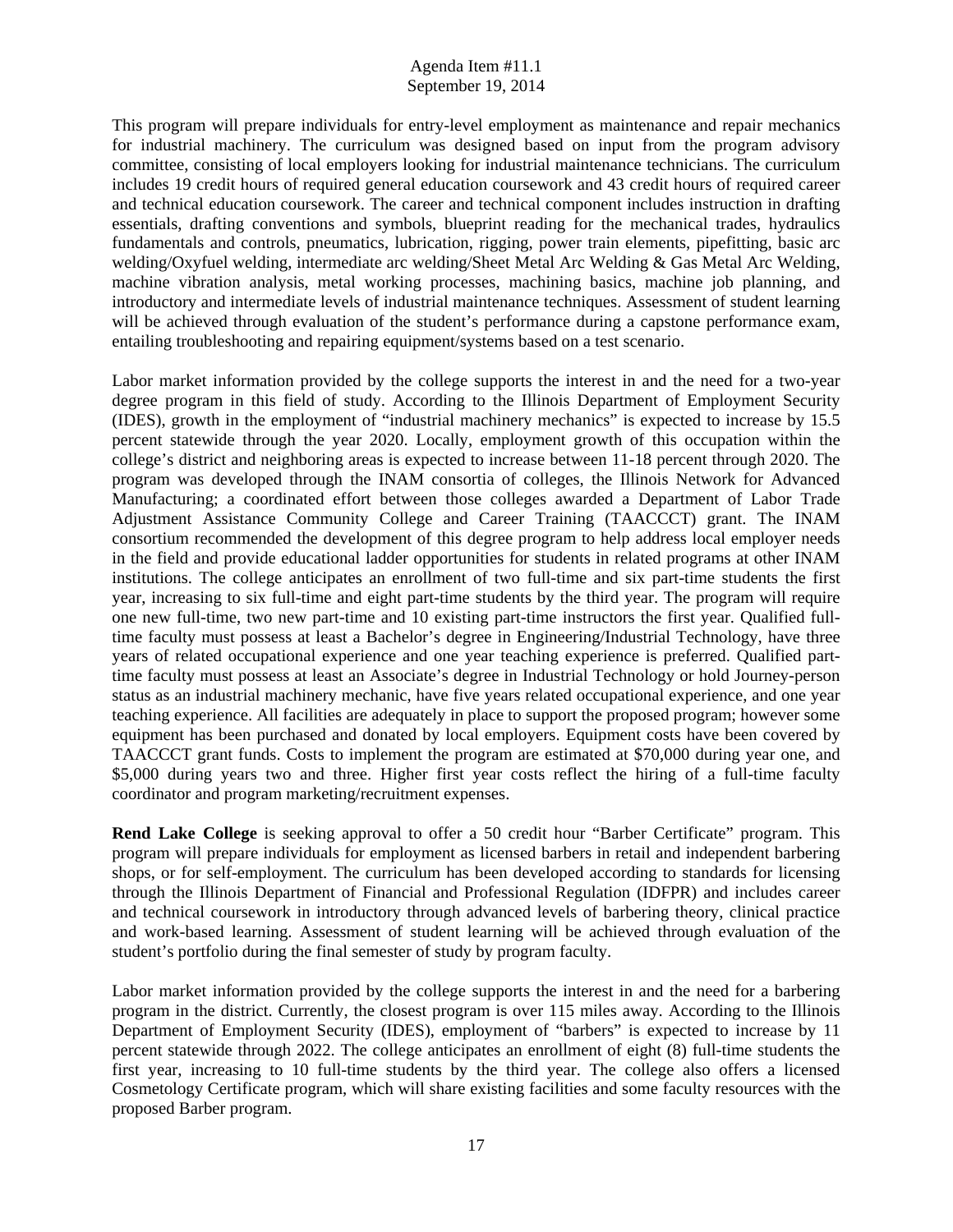This program will prepare individuals for entry-level employment as maintenance and repair mechanics for industrial machinery. The curriculum was designed based on input from the program advisory committee, consisting of local employers looking for industrial maintenance technicians. The curriculum includes 19 credit hours of required general education coursework and 43 credit hours of required career and technical education coursework. The career and technical component includes instruction in drafting essentials, drafting conventions and symbols, blueprint reading for the mechanical trades, hydraulics fundamentals and controls, pneumatics, lubrication, rigging, power train elements, pipefitting, basic arc welding/Oxyfuel welding, intermediate arc welding/Sheet Metal Arc Welding & Gas Metal Arc Welding, machine vibration analysis, metal working processes, machining basics, machine job planning, and introductory and intermediate levels of industrial maintenance techniques. Assessment of student learning will be achieved through evaluation of the student's performance during a capstone performance exam, entailing troubleshooting and repairing equipment/systems based on a test scenario.

Labor market information provided by the college supports the interest in and the need for a two-year degree program in this field of study. According to the Illinois Department of Employment Security (IDES), growth in the employment of "industrial machinery mechanics" is expected to increase by 15.5 percent statewide through the year 2020. Locally, employment growth of this occupation within the college's district and neighboring areas is expected to increase between 11-18 percent through 2020. The program was developed through the INAM consortia of colleges, the Illinois Network for Advanced Manufacturing; a coordinated effort between those colleges awarded a Department of Labor Trade Adjustment Assistance Community College and Career Training (TAACCCT) grant. The INAM consortium recommended the development of this degree program to help address local employer needs in the field and provide educational ladder opportunities for students in related programs at other INAM institutions. The college anticipates an enrollment of two full-time and six part-time students the first year, increasing to six full-time and eight part-time students by the third year. The program will require one new full-time, two new part-time and 10 existing part-time instructors the first year. Qualified full-time faculty must possess at least a Bachelor's degree in Engineering/Industrial Technology, have three years of related occupational experience and one year teaching experience is preferred. Qualified part-time faculty must possess at least an Associate's degree in Industrial Technology or hold Journey-person status as an industrial machinery mechanic, have five years related occupational experience, and one year teaching experience. All facilities are adequately in place to support the proposed program; however some equipment has been purchased and donated by local employers. Equipment costs have been covered by TAACCCT grant funds. Costs to implement the program are estimated at $70,000 during year one, and $5,000 during years two and three. Higher first year costs reflect the hiring of a full-time faculty coordinator and program marketing/recruitment expenses.

**Rend Lake College** is seeking approval to offer a 50 credit hour "Barber Certificate" program. This program will prepare individuals for employment as licensed barbers in retail and independent barbering shops, or for self-employment. The curriculum has been developed according to standards for licensing through the Illinois Department of Financial and Professional Regulation (IDFPR) and includes career and technical coursework in introductory through advanced levels of barbering theory, clinical practice and work-based learning. Assessment of student learning will be achieved through evaluation of the student's portfolio during the final semester of study by program faculty.

Labor market information provided by the college supports the interest in and the need for a barbering program in the district. Currently, the closest program is over 115 miles away. According to the Illinois Department of Employment Security (IDES), employment of "barbers" is expected to increase by 11 percent statewide through 2022. The college anticipates an enrollment of eight (8) full-time students the first year, increasing to 10 full-time students by the third year. The college also offers a licensed Cosmetology Certificate program, which will share existing facilities and some faculty resources with the proposed Barber program.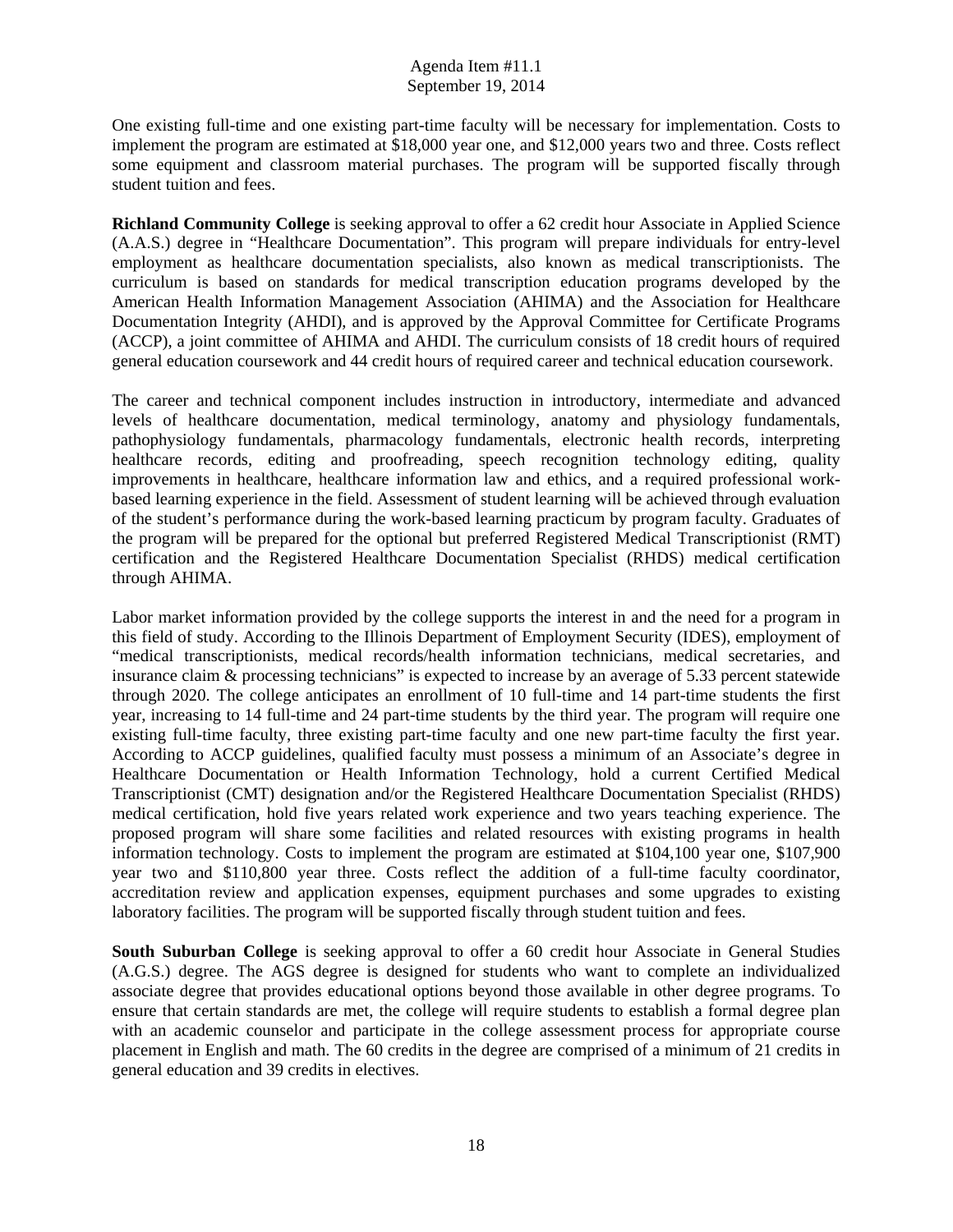One existing full-time and one existing part-time faculty will be necessary for implementation. Costs to implement the program are estimated at $18,000 year one, and $12,000 years two and three. Costs reflect some equipment and classroom material purchases. The program will be supported fiscally through student tuition and fees.

**Richland Community College** is seeking approval to offer a 62 credit hour Associate in Applied Science (A.A.S.) degree in "Healthcare Documentation". This program will prepare individuals for entry-level employment as healthcare documentation specialists, also known as medical transcriptionists. The curriculum is based on standards for medical transcription education programs developed by the American Health Information Management Association (AHIMA) and the Association for Healthcare Documentation Integrity (AHDI), and is approved by the Approval Committee for Certificate Programs (ACCP), a joint committee of AHIMA and AHDI. The curriculum consists of 18 credit hours of required general education coursework and 44 credit hours of required career and technical education coursework.

The career and technical component includes instruction in introductory, intermediate and advanced levels of healthcare documentation, medical terminology, anatomy and physiology fundamentals, pathophysiology fundamentals, pharmacology fundamentals, electronic health records, interpreting healthcare records, editing and proofreading, speech recognition technology editing, quality improvements in healthcare, healthcare information law and ethics, and a required professional work-based learning experience in the field. Assessment of student learning will be achieved through evaluation of the student's performance during the work-based learning practicum by program faculty. Graduates of the program will be prepared for the optional but preferred Registered Medical Transcriptionist (RMT) certification and the Registered Healthcare Documentation Specialist (RHDS) medical certification through AHIMA.

Labor market information provided by the college supports the interest in and the need for a program in this field of study. According to the Illinois Department of Employment Security (IDES), employment of "medical transcriptionists, medical records/health information technicians, medical secretaries, and insurance claim & processing technicians" is expected to increase by an average of 5.33 percent statewide through 2020. The college anticipates an enrollment of 10 full-time and 14 part-time students the first year, increasing to 14 full-time and 24 part-time students by the third year. The program will require one existing full-time faculty, three existing part-time faculty and one new part-time faculty the first year. According to ACCP guidelines, qualified faculty must possess a minimum of an Associate's degree in Healthcare Documentation or Health Information Technology, hold a current Certified Medical Transcriptionist (CMT) designation and/or the Registered Healthcare Documentation Specialist (RHDS) medical certification, hold five years related work experience and two years teaching experience. The proposed program will share some facilities and related resources with existing programs in health information technology. Costs to implement the program are estimated at $104,100 year one, $107,900 year two and $110,800 year three. Costs reflect the addition of a full-time faculty coordinator, accreditation review and application expenses, equipment purchases and some upgrades to existing laboratory facilities. The program will be supported fiscally through student tuition and fees.

**South Suburban College** is seeking approval to offer a 60 credit hour Associate in General Studies (A.G.S.) degree. The AGS degree is designed for students who want to complete an individualized associate degree that provides educational options beyond those available in other degree programs. To ensure that certain standards are met, the college will require students to establish a formal degree plan with an academic counselor and participate in the college assessment process for appropriate course placement in English and math. The 60 credits in the degree are comprised of a minimum of 21 credits in general education and 39 credits in electives.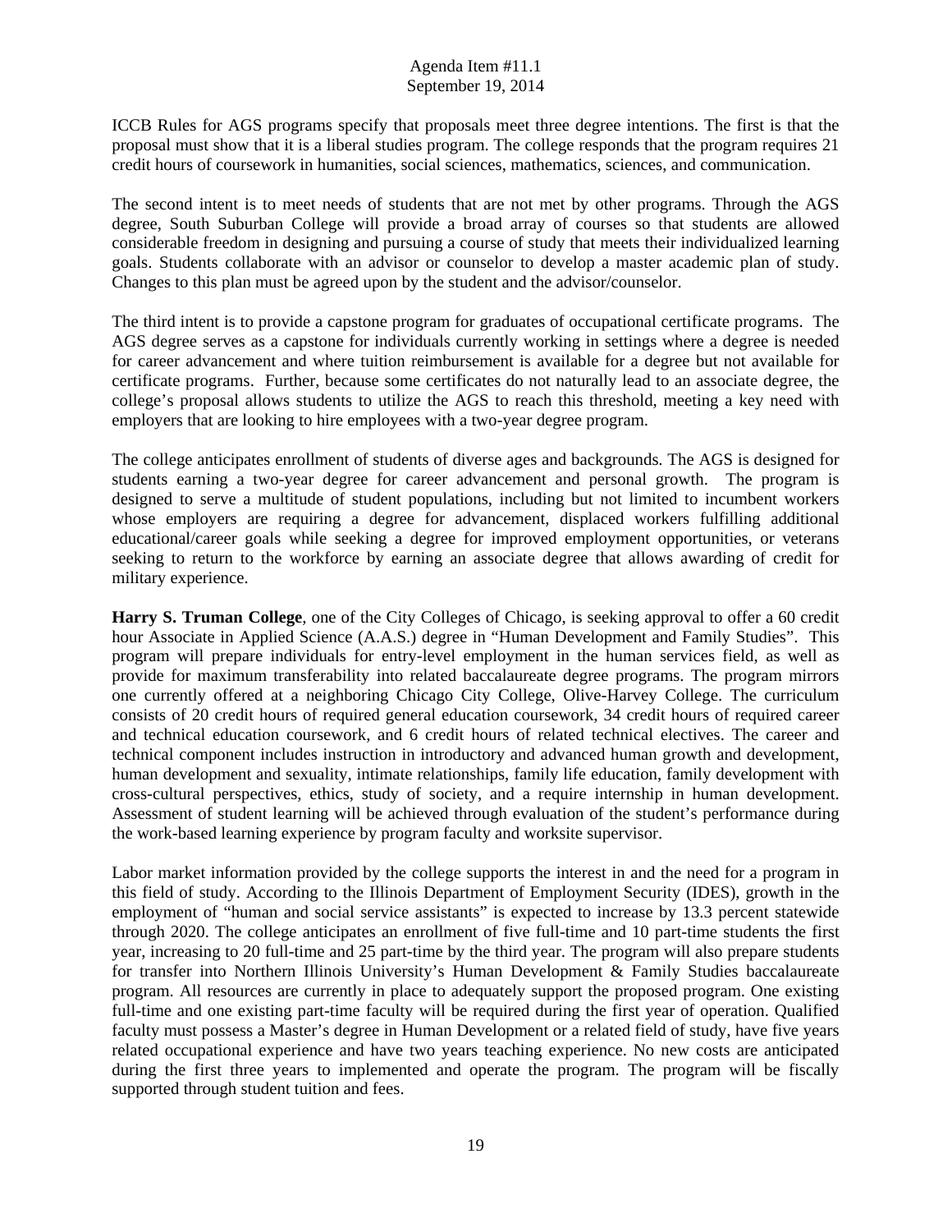ICCB Rules for AGS programs specify that proposals meet three degree intentions. The first is that the proposal must show that it is a liberal studies program. The college responds that the program requires 21 credit hours of coursework in humanities, social sciences, mathematics, sciences, and communication.

The second intent is to meet needs of students that are not met by other programs. Through the AGS degree, South Suburban College will provide a broad array of courses so that students are allowed considerable freedom in designing and pursuing a course of study that meets their individualized learning goals. Students collaborate with an advisor or counselor to develop a master academic plan of study. Changes to this plan must be agreed upon by the student and the advisor/counselor.

The third intent is to provide a capstone program for graduates of occupational certificate programs. The AGS degree serves as a capstone for individuals currently working in settings where a degree is needed for career advancement and where tuition reimbursement is available for a degree but not available for certificate programs. Further, because some certificates do not naturally lead to an associate degree, the college's proposal allows students to utilize the AGS to reach this threshold, meeting a key need with employers that are looking to hire employees with a two-year degree program.

The college anticipates enrollment of students of diverse ages and backgrounds. The AGS is designed for students earning a two-year degree for career advancement and personal growth. The program is designed to serve a multitude of student populations, including but not limited to incumbent workers whose employers are requiring a degree for advancement, displaced workers fulfilling additional educational/career goals while seeking a degree for improved employment opportunities, or veterans seeking to return to the workforce by earning an associate degree that allows awarding of credit for military experience.

**Harry S. Truman College**, one of the City Colleges of Chicago, is seeking approval to offer a 60 credit hour Associate in Applied Science (A.A.S.) degree in "Human Development and Family Studies". This program will prepare individuals for entry-level employment in the human services field, as well as provide for maximum transferability into related baccalaureate degree programs. The program mirrors one currently offered at a neighboring Chicago City College, Olive-Harvey College. The curriculum consists of 20 credit hours of required general education coursework, 34 credit hours of required career and technical education coursework, and 6 credit hours of related technical electives. The career and technical component includes instruction in introductory and advanced human growth and development, human development and sexuality, intimate relationships, family life education, family development with cross-cultural perspectives, ethics, study of society, and a require internship in human development. Assessment of student learning will be achieved through evaluation of the student's performance during the work-based learning experience by program faculty and worksite supervisor.

Labor market information provided by the college supports the interest in and the need for a program in this field of study. According to the Illinois Department of Employment Security (IDES), growth in the employment of "human and social service assistants" is expected to increase by 13.3 percent statewide through 2020. The college anticipates an enrollment of five full-time and 10 part-time students the first year, increasing to 20 full-time and 25 part-time by the third year. The program will also prepare students for transfer into Northern Illinois University's Human Development & Family Studies baccalaureate program. All resources are currently in place to adequately support the proposed program. One existing full-time and one existing part-time faculty will be required during the first year of operation. Qualified faculty must possess a Master's degree in Human Development or a related field of study, have five years related occupational experience and have two years teaching experience. No new costs are anticipated during the first three years to implemented and operate the program. The program will be fiscally supported through student tuition and fees.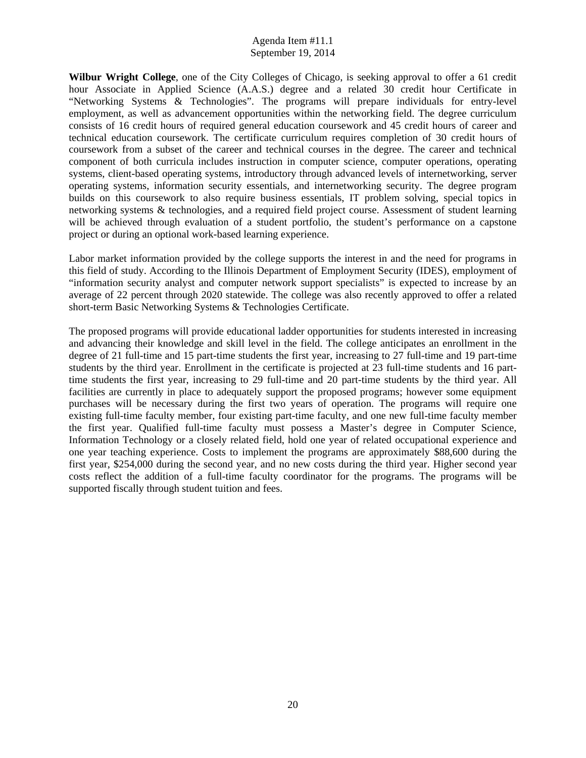**Wilbur Wright College**, one of the City Colleges of Chicago, is seeking approval to offer a 61 credit hour Associate in Applied Science (A.A.S.) degree and a related 30 credit hour Certificate in "Networking Systems & Technologies". The programs will prepare individuals for entry-level employment, as well as advancement opportunities within the networking field. The degree curriculum consists of 16 credit hours of required general education coursework and 45 credit hours of career and technical education coursework. The certificate curriculum requires completion of 30 credit hours of coursework from a subset of the career and technical courses in the degree. The career and technical component of both curricula includes instruction in computer science, computer operations, operating systems, client-based operating systems, introductory through advanced levels of internetworking, server operating systems, information security essentials, and internetworking security. The degree program builds on this coursework to also require business essentials, IT problem solving, special topics in networking systems & technologies, and a required field project course. Assessment of student learning will be achieved through evaluation of a student portfolio, the student's performance on a capstone project or during an optional work-based learning experience.

Labor market information provided by the college supports the interest in and the need for programs in this field of study. According to the Illinois Department of Employment Security (IDES), employment of "information security analyst and computer network support specialists" is expected to increase by an average of 22 percent through 2020 statewide. The college was also recently approved to offer a related short-term Basic Networking Systems & Technologies Certificate.

The proposed programs will provide educational ladder opportunities for students interested in increasing and advancing their knowledge and skill level in the field. The college anticipates an enrollment in the degree of 21 full-time and 15 part-time students the first year, increasing to 27 full-time and 19 part-time students by the third year. Enrollment in the certificate is projected at 23 full-time students and 16 part-time students the first year, increasing to 29 full-time and 20 part-time students by the third year. All facilities are currently in place to adequately support the proposed programs; however some equipment purchases will be necessary during the first two years of operation. The programs will require one existing full-time faculty member, four existing part-time faculty, and one new full-time faculty member the first year. Qualified full-time faculty must possess a Master's degree in Computer Science, Information Technology or a closely related field, hold one year of related occupational experience and one year teaching experience. Costs to implement the programs are approximately $88,600 during the first year, $254,000 during the second year, and no new costs during the third year. Higher second year costs reflect the addition of a full-time faculty coordinator for the programs. The programs will be supported fiscally through student tuition and fees.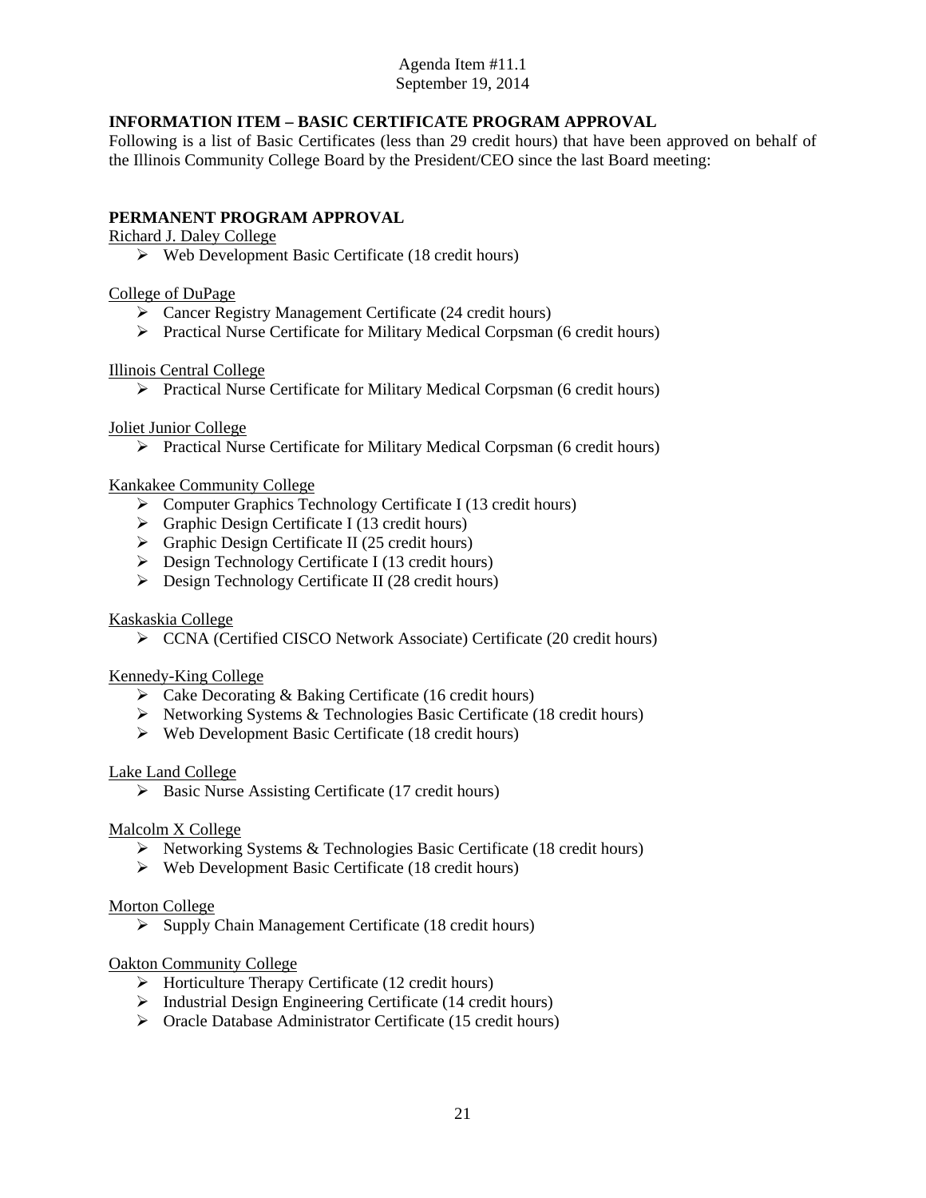Agenda Item #11.1
September 19, 2014

## INFORMATION ITEM – BASIC CERTIFICATE PROGRAM APPROVAL

Following is a list of Basic Certificates (less than 29 credit hours) that have been approved on behalf of the Illinois Community College Board by the President/CEO since the last Board meeting:

### PERMANENT PROGRAM APPROVAL

Richard J. Daley College

- Web Development Basic Certificate (18 credit hours)

College of DuPage

- Cancer Registry Management Certificate (24 credit hours)
- Practical Nurse Certificate for Military Medical Corpsman (6 credit hours)

Illinois Central College

- Practical Nurse Certificate for Military Medical Corpsman (6 credit hours)

Joliet Junior College

- Practical Nurse Certificate for Military Medical Corpsman (6 credit hours)

Kankakee Community College

- Computer Graphics Technology Certificate I (13 credit hours)
- Graphic Design Certificate I (13 credit hours)
- Graphic Design Certificate II (25 credit hours)
- Design Technology Certificate I (13 credit hours)
- Design Technology Certificate II (28 credit hours)

Kaskaskia College

- CCNA (Certified CISCO Network Associate) Certificate (20 credit hours)

Kennedy-King College

- Cake Decorating & Baking Certificate (16 credit hours)
- Networking Systems & Technologies Basic Certificate (18 credit hours)
- Web Development Basic Certificate (18 credit hours)

Lake Land College

- Basic Nurse Assisting Certificate (17 credit hours)

Malcolm X College

- Networking Systems & Technologies Basic Certificate (18 credit hours)
- Web Development Basic Certificate (18 credit hours)

Morton College

- Supply Chain Management Certificate (18 credit hours)

Oakton Community College

- Horticulture Therapy Certificate (12 credit hours)
- Industrial Design Engineering Certificate (14 credit hours)
- Oracle Database Administrator Certificate (15 credit hours)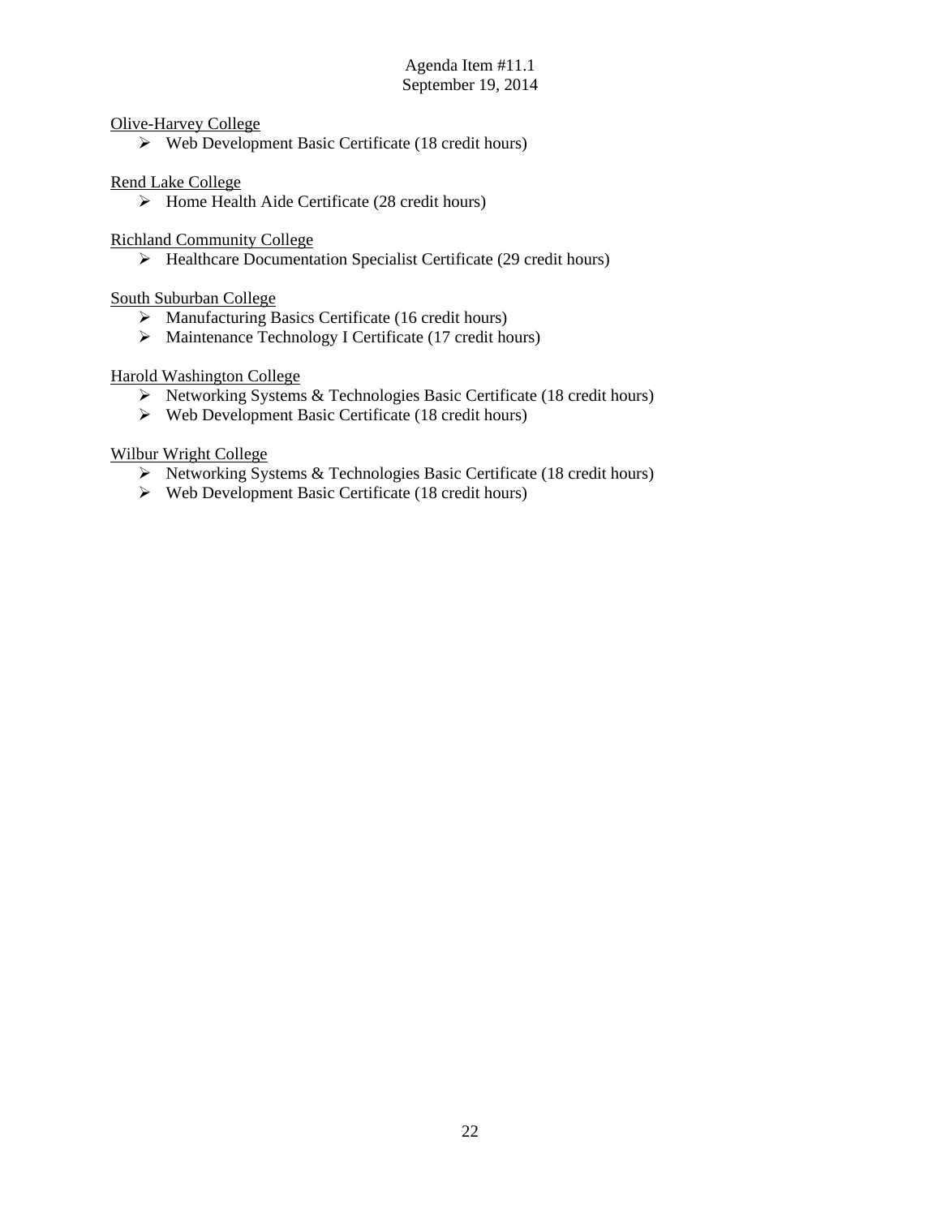Olive-Harvey College

- Web Development Basic Certificate (18 credit hours)

Rend Lake College

- Home Health Aide Certificate (28 credit hours)

Richland Community College

- Healthcare Documentation Specialist Certificate (29 credit hours)

South Suburban College

- Manufacturing Basics Certificate (16 credit hours)
- Maintenance Technology I Certificate (17 credit hours)

Harold Washington College

- Networking Systems & Technologies Basic Certificate (18 credit hours)
- Web Development Basic Certificate (18 credit hours)

Wilbur Wright College

- Networking Systems & Technologies Basic Certificate (18 credit hours)
- Web Development Basic Certificate (18 credit hours)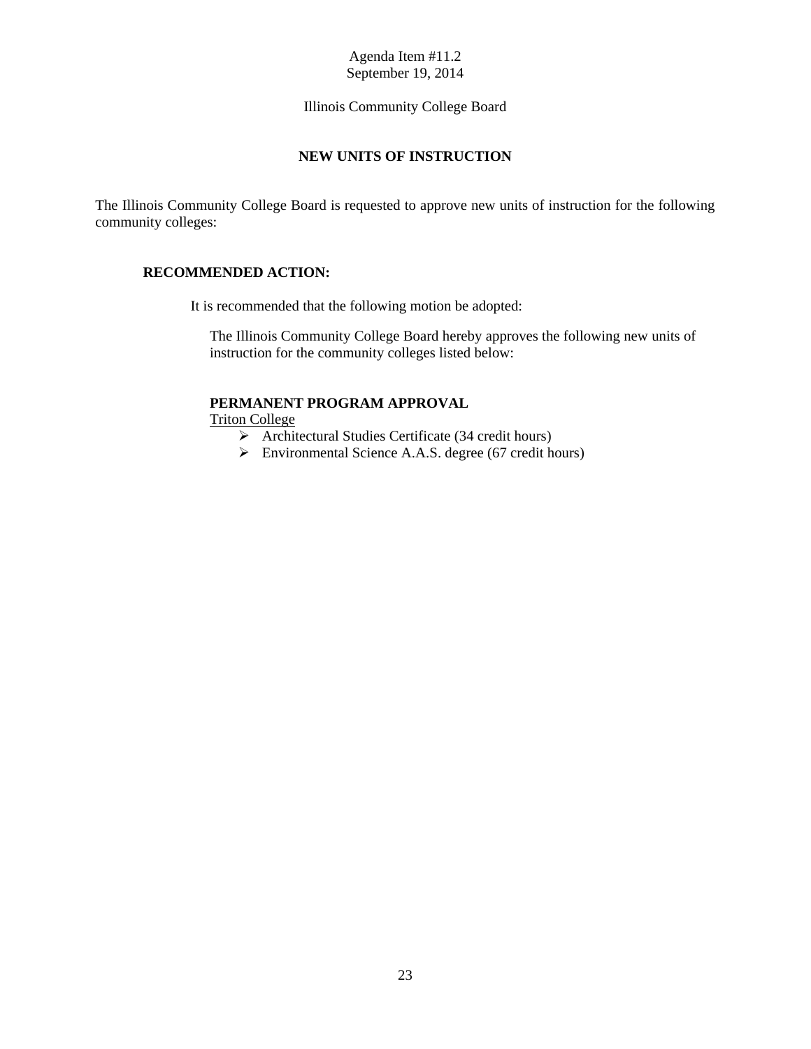Agenda Item #11.2
September 19, 2014

Illinois Community College Board

## NEW UNITS OF INSTRUCTION

The Illinois Community College Board is requested to approve new units of instruction for the following community colleges:

### RECOMMENDED ACTION:

It is recommended that the following motion be adopted:

The Illinois Community College Board hereby approves the following new units of instruction for the community colleges listed below:

**PERMANENT PROGRAM APPROVAL**

Triton College

- Architectural Studies Certificate (34 credit hours)
- Environmental Science A.A.S. degree (67 credit hours)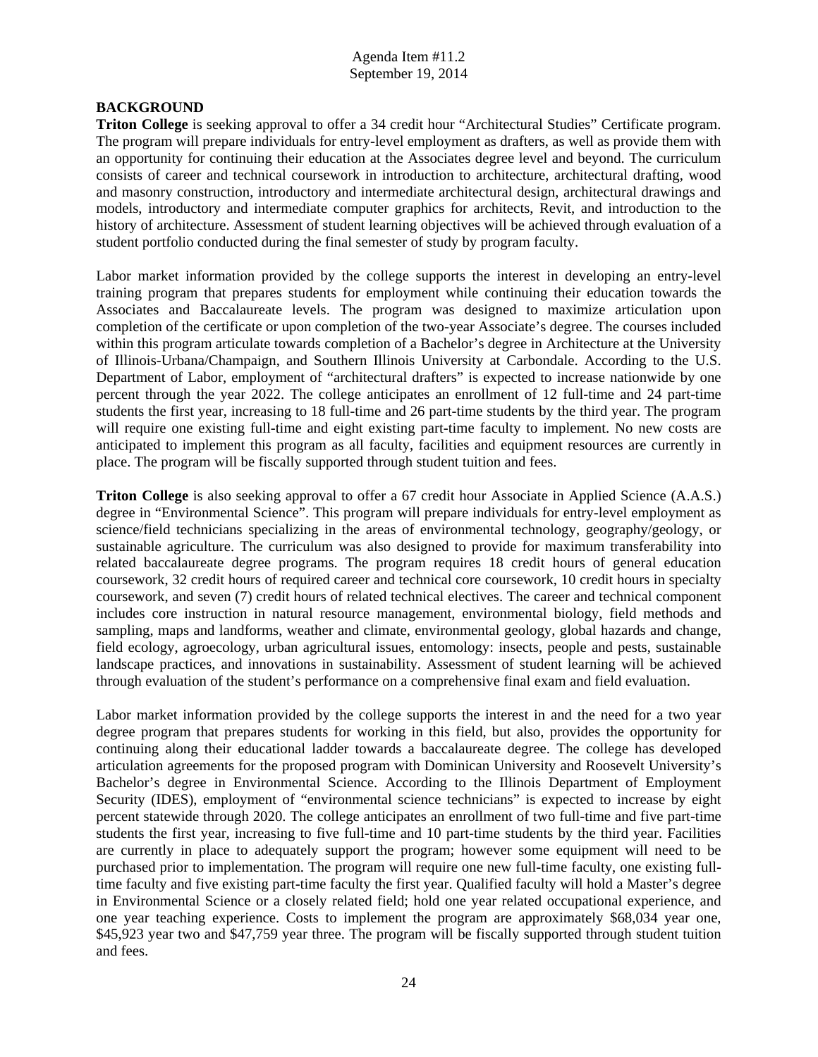## BACKGROUND

**Triton College** is seeking approval to offer a 34 credit hour "Architectural Studies" Certificate program. The program will prepare individuals for entry-level employment as drafters, as well as provide them with an opportunity for continuing their education at the Associates degree level and beyond. The curriculum consists of career and technical coursework in introduction to architecture, architectural drafting, wood and masonry construction, introductory and intermediate architectural design, architectural drawings and models, introductory and intermediate computer graphics for architects, Revit, and introduction to the history of architecture. Assessment of student learning objectives will be achieved through evaluation of a student portfolio conducted during the final semester of study by program faculty.

Labor market information provided by the college supports the interest in developing an entry-level training program that prepares students for employment while continuing their education towards the Associates and Baccalaureate levels. The program was designed to maximize articulation upon completion of the certificate or upon completion of the two-year Associate's degree. The courses included within this program articulate towards completion of a Bachelor's degree in Architecture at the University of Illinois-Urbana/Champaign, and Southern Illinois University at Carbondale. According to the U.S. Department of Labor, employment of "architectural drafters" is expected to increase nationwide by one percent through the year 2022. The college anticipates an enrollment of 12 full-time and 24 part-time students the first year, increasing to 18 full-time and 26 part-time students by the third year. The program will require one existing full-time and eight existing part-time faculty to implement. No new costs are anticipated to implement this program as all faculty, facilities and equipment resources are currently in place. The program will be fiscally supported through student tuition and fees.

**Triton College** is also seeking approval to offer a 67 credit hour Associate in Applied Science (A.A.S.) degree in "Environmental Science". This program will prepare individuals for entry-level employment as science/field technicians specializing in the areas of environmental technology, geography/geology, or sustainable agriculture. The curriculum was also designed to provide for maximum transferability into related baccalaureate degree programs. The program requires 18 credit hours of general education coursework, 32 credit hours of required career and technical core coursework, 10 credit hours in specialty coursework, and seven (7) credit hours of related technical electives. The career and technical component includes core instruction in natural resource management, environmental biology, field methods and sampling, maps and landforms, weather and climate, environmental geology, global hazards and change, field ecology, agroecology, urban agricultural issues, entomology: insects, people and pests, sustainable landscape practices, and innovations in sustainability. Assessment of student learning will be achieved through evaluation of the student's performance on a comprehensive final exam and field evaluation.

Labor market information provided by the college supports the interest in and the need for a two year degree program that prepares students for working in this field, but also, provides the opportunity for continuing along their educational ladder towards a baccalaureate degree. The college has developed articulation agreements for the proposed program with Dominican University and Roosevelt University's Bachelor's degree in Environmental Science. According to the Illinois Department of Employment Security (IDES), employment of "environmental science technicians" is expected to increase by eight percent statewide through 2020. The college anticipates an enrollment of two full-time and five part-time students the first year, increasing to five full-time and 10 part-time students by the third year. Facilities are currently in place to adequately support the program; however some equipment will need to be purchased prior to implementation. The program will require one new full-time faculty, one existing full-time faculty and five existing part-time faculty the first year. Qualified faculty will hold a Master's degree in Environmental Science or a closely related field; hold one year related occupational experience, and one year teaching experience. Costs to implement the program are approximately $68,034 year one, $45,923 year two and $47,759 year three. The program will be fiscally supported through student tuition and fees.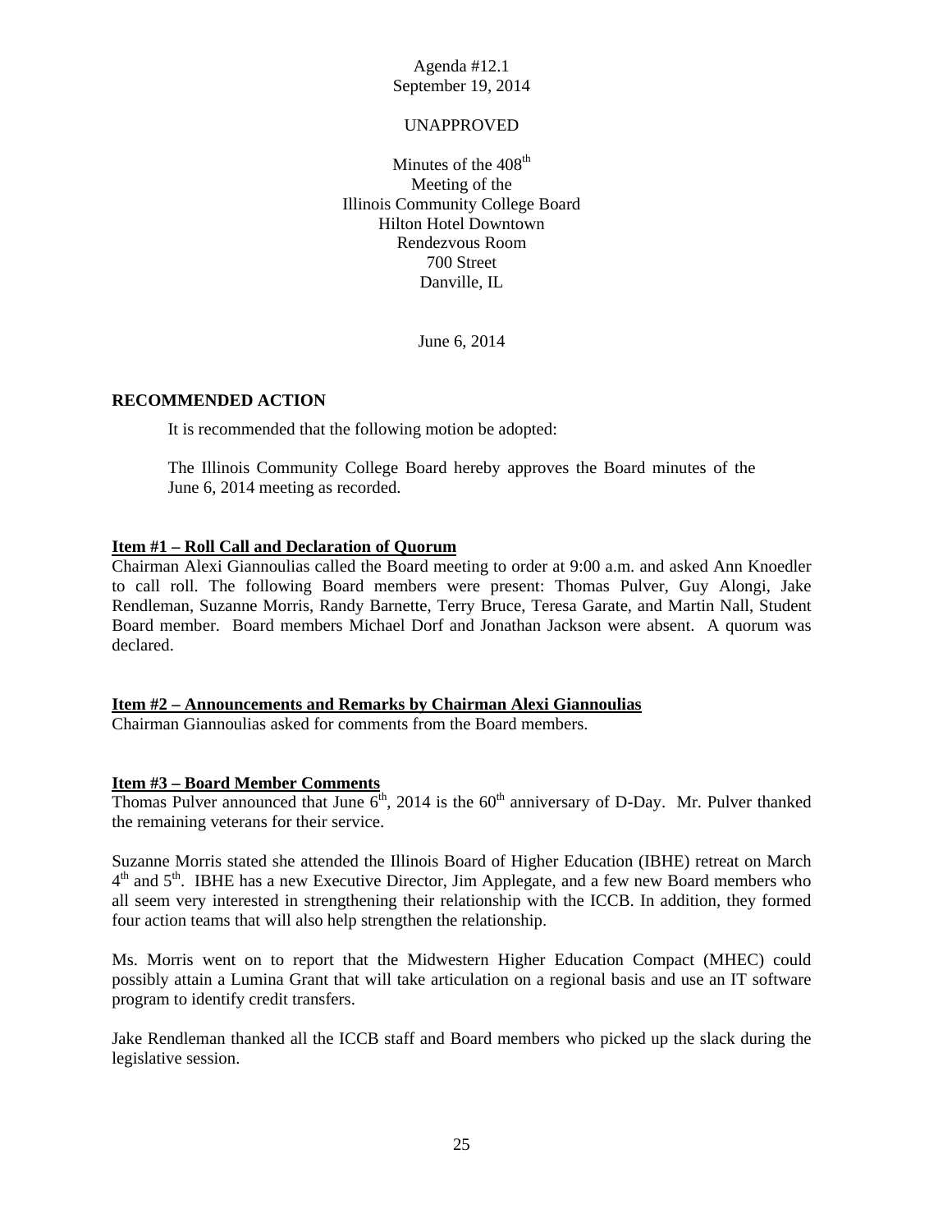Agenda #12.1
September 19, 2014

UNAPPROVED

Minutes of the 408th
Meeting of the
Illinois Community College Board
Hilton Hotel Downtown
Rendezvous Room
700 Street
Danville, IL

June 6, 2014

**RECOMMENDED ACTION**

It is recommended that the following motion be adopted:

The Illinois Community College Board hereby approves the Board minutes of the June 6, 2014 meeting as recorded.

**Item #1 – Roll Call and Declaration of Quorum**

Chairman Alexi Giannoulias called the Board meeting to order at 9:00 a.m. and asked Ann Knoedler to call roll. The following Board members were present: Thomas Pulver, Guy Alongi, Jake Rendleman, Suzanne Morris, Randy Barnette, Terry Bruce, Teresa Garate, and Martin Nall, Student Board member. Board members Michael Dorf and Jonathan Jackson were absent. A quorum was declared.

**Item #2 – Announcements and Remarks by Chairman Alexi Giannoulias**

Chairman Giannoulias asked for comments from the Board members.

**Item #3 – Board Member Comments**

Thomas Pulver announced that June 6th, 2014 is the 60th anniversary of D-Day. Mr. Pulver thanked the remaining veterans for their service.

Suzanne Morris stated she attended the Illinois Board of Higher Education (IBHE) retreat on March 4th and 5th. IBHE has a new Executive Director, Jim Applegate, and a few new Board members who all seem very interested in strengthening their relationship with the ICCB. In addition, they formed four action teams that will also help strengthen the relationship.

Ms. Morris went on to report that the Midwestern Higher Education Compact (MHEC) could possibly attain a Lumina Grant that will take articulation on a regional basis and use an IT software program to identify credit transfers.

Jake Rendleman thanked all the ICCB staff and Board members who picked up the slack during the legislative session.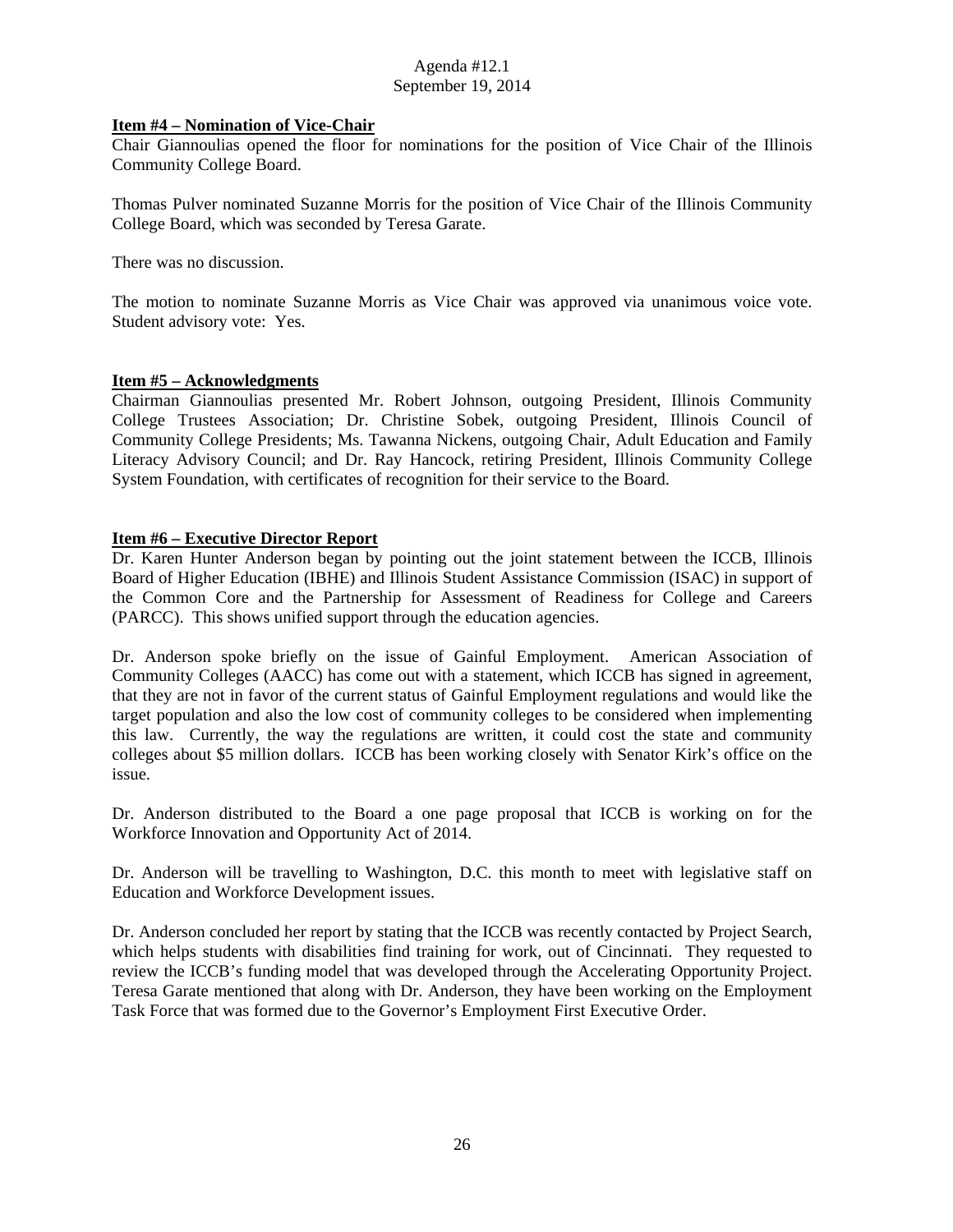**Item #4 – Nomination of Vice-Chair**

Chair Giannoulias opened the floor for nominations for the position of Vice Chair of the Illinois Community College Board.

Thomas Pulver nominated Suzanne Morris for the position of Vice Chair of the Illinois Community College Board, which was seconded by Teresa Garate.

There was no discussion.

The motion to nominate Suzanne Morris as Vice Chair was approved via unanimous voice vote. Student advisory vote: Yes.

**Item #5 – Acknowledgments**

Chairman Giannoulias presented Mr. Robert Johnson, outgoing President, Illinois Community College Trustees Association; Dr. Christine Sobek, outgoing President, Illinois Council of Community College Presidents; Ms. Tawanna Nickens, outgoing Chair, Adult Education and Family Literacy Advisory Council; and Dr. Ray Hancock, retiring President, Illinois Community College System Foundation, with certificates of recognition for their service to the Board.

**Item #6 – Executive Director Report**

Dr. Karen Hunter Anderson began by pointing out the joint statement between the ICCB, Illinois Board of Higher Education (IBHE) and Illinois Student Assistance Commission (ISAC) in support of the Common Core and the Partnership for Assessment of Readiness for College and Careers (PARCC). This shows unified support through the education agencies.

Dr. Anderson spoke briefly on the issue of Gainful Employment. American Association of Community Colleges (AACC) has come out with a statement, which ICCB has signed in agreement, that they are not in favor of the current status of Gainful Employment regulations and would like the target population and also the low cost of community colleges to be considered when implementing this law. Currently, the way the regulations are written, it could cost the state and community colleges about $5 million dollars. ICCB has been working closely with Senator Kirk's office on the issue.

Dr. Anderson distributed to the Board a one page proposal that ICCB is working on for the Workforce Innovation and Opportunity Act of 2014.

Dr. Anderson will be travelling to Washington, D.C. this month to meet with legislative staff on Education and Workforce Development issues.

Dr. Anderson concluded her report by stating that the ICCB was recently contacted by Project Search, which helps students with disabilities find training for work, out of Cincinnati. They requested to review the ICCB's funding model that was developed through the Accelerating Opportunity Project. Teresa Garate mentioned that along with Dr. Anderson, they have been working on the Employment Task Force that was formed due to the Governor's Employment First Executive Order.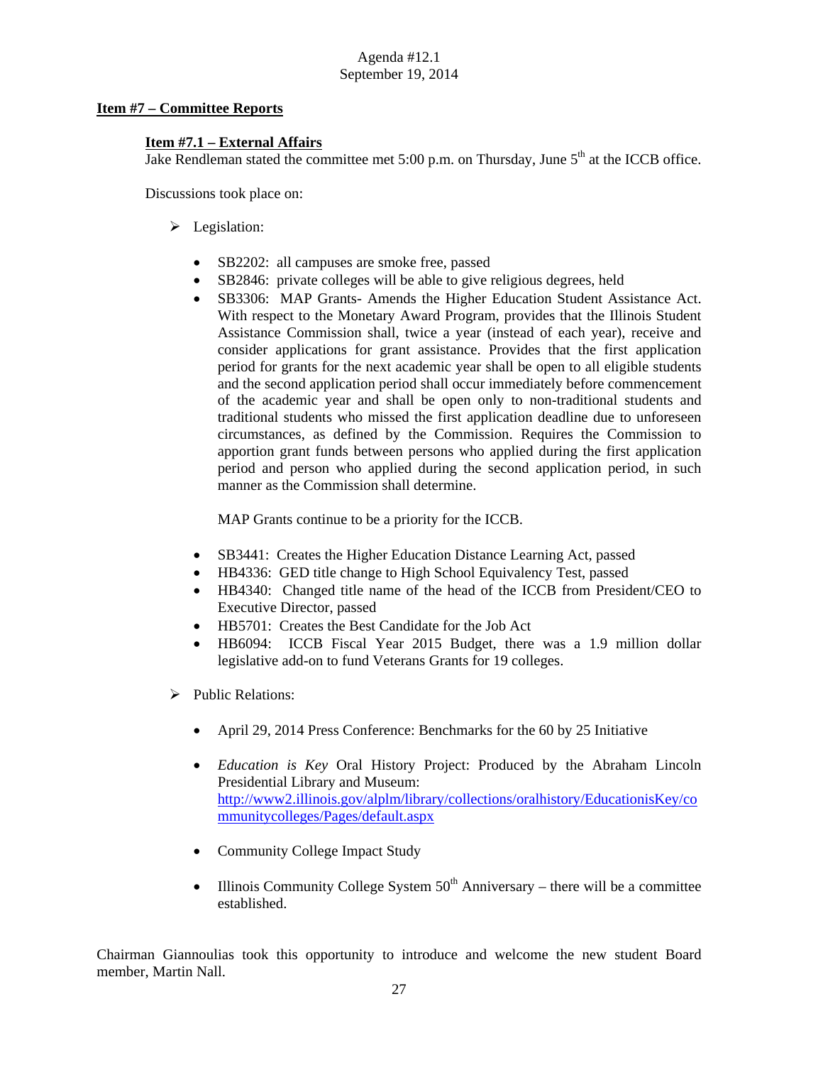**Item #7 – Committee Reports**

**Item #7.1 – External Affairs**

Jake Rendleman stated the committee met 5:00 p.m. on Thursday, June 5th at the ICCB office.

Discussions took place on:

- Legislation:

  - SB2202: all campuses are smoke free, passed
  - SB2846: private colleges will be able to give religious degrees, held
  - SB3306: MAP Grants- Amends the Higher Education Student Assistance Act. With respect to the Monetary Award Program, provides that the Illinois Student Assistance Commission shall, twice a year (instead of each year), receive and consider applications for grant assistance. Provides that the first application period for grants for the next academic year shall be open to all eligible students and the second application period shall occur immediately before commencement of the academic year and shall be open only to non-traditional students and traditional students who missed the first application deadline due to unforeseen circumstances, as defined by the Commission. Requires the Commission to apportion grant funds between persons who applied during the first application period and person who applied during the second application period, in such manner as the Commission shall determine.

    MAP Grants continue to be a priority for the ICCB.

  - SB3441: Creates the Higher Education Distance Learning Act, passed
  - HB4336: GED title change to High School Equivalency Test, passed
  - HB4340: Changed title name of the head of the ICCB from President/CEO to Executive Director, passed
  - HB5701: Creates the Best Candidate for the Job Act
  - HB6094: ICCB Fiscal Year 2015 Budget, there was a 1.9 million dollar legislative add-on to fund Veterans Grants for 19 colleges.

- Public Relations:

  - April 29, 2014 Press Conference: Benchmarks for the 60 by 25 Initiative

  - *Education is Key* Oral History Project: Produced by the Abraham Lincoln Presidential Library and Museum: http://www2.illinois.gov/alplm/library/collections/oralhistory/EducationisKey/communitycolleges/Pages/default.aspx

  - Community College Impact Study

  - Illinois Community College System 50th Anniversary – there will be a committee established.

Chairman Giannoulias took this opportunity to introduce and welcome the new student Board member, Martin Nall.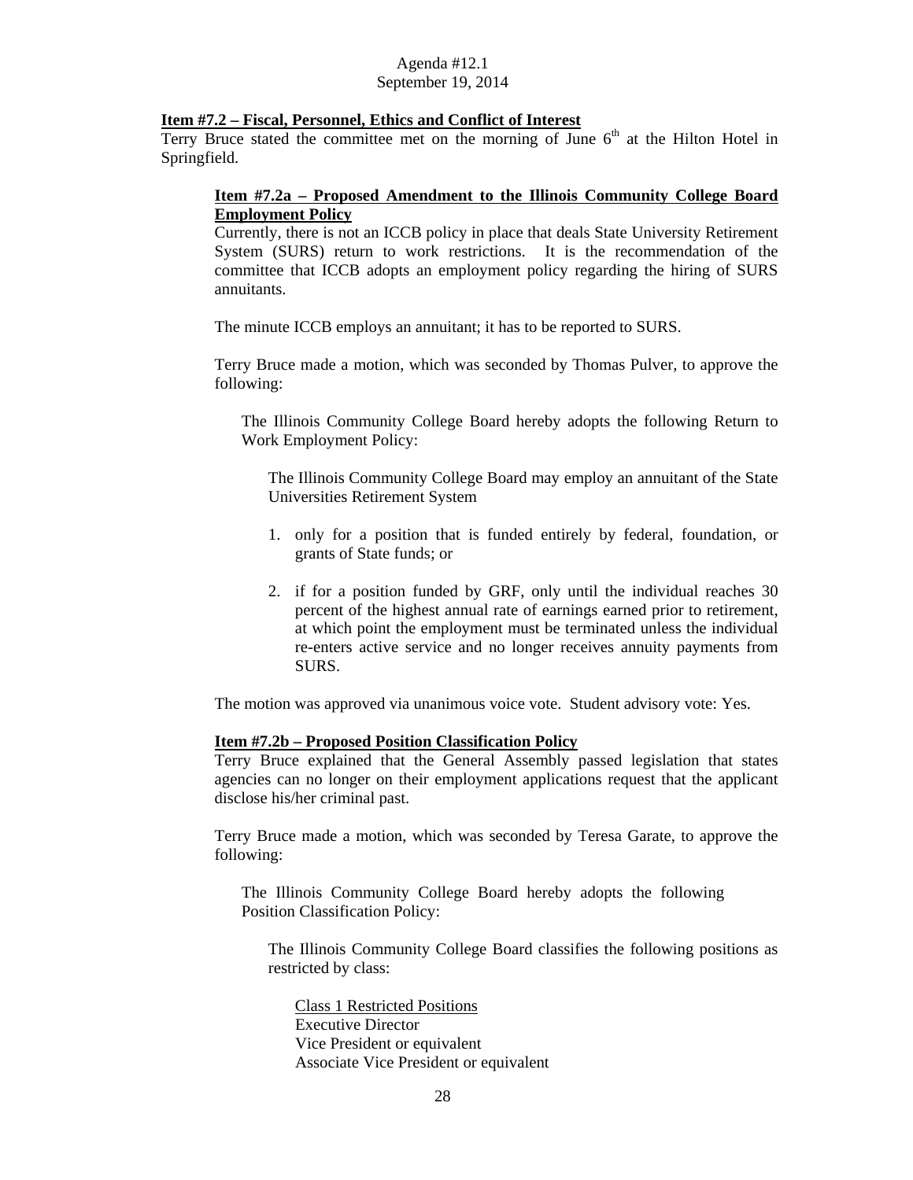**Item #7.2 – Fiscal, Personnel, Ethics and Conflict of Interest**

Terry Bruce stated the committee met on the morning of June 6th at the Hilton Hotel in Springfield.

**Item #7.2a – Proposed Amendment to the Illinois Community College Board Employment Policy**

Currently, there is not an ICCB policy in place that deals State University Retirement System (SURS) return to work restrictions. It is the recommendation of the committee that ICCB adopts an employment policy regarding the hiring of SURS annuitants.

The minute ICCB employs an annuitant; it has to be reported to SURS.

Terry Bruce made a motion, which was seconded by Thomas Pulver, to approve the following:

> The Illinois Community College Board hereby adopts the following Return to Work Employment Policy:
>
> > The Illinois Community College Board may employ an annuitant of the State Universities Retirement System
> >
> > 1. only for a position that is funded entirely by federal, foundation, or grants of State funds; or
> >
> > 2. if for a position funded by GRF, only until the individual reaches 30 percent of the highest annual rate of earnings earned prior to retirement, at which point the employment must be terminated unless the individual re-enters active service and no longer receives annuity payments from SURS.

The motion was approved via unanimous voice vote. Student advisory vote: Yes.

**Item #7.2b – Proposed Position Classification Policy**

Terry Bruce explained that the General Assembly passed legislation that states agencies can no longer on their employment applications request that the applicant disclose his/her criminal past.

Terry Bruce made a motion, which was seconded by Teresa Garate, to approve the following:

> The Illinois Community College Board hereby adopts the following Position Classification Policy:
>
> > The Illinois Community College Board classifies the following positions as restricted by class:
> >
> > Class 1 Restricted Positions
> > Executive Director
> > Vice President or equivalent
> > Associate Vice President or equivalent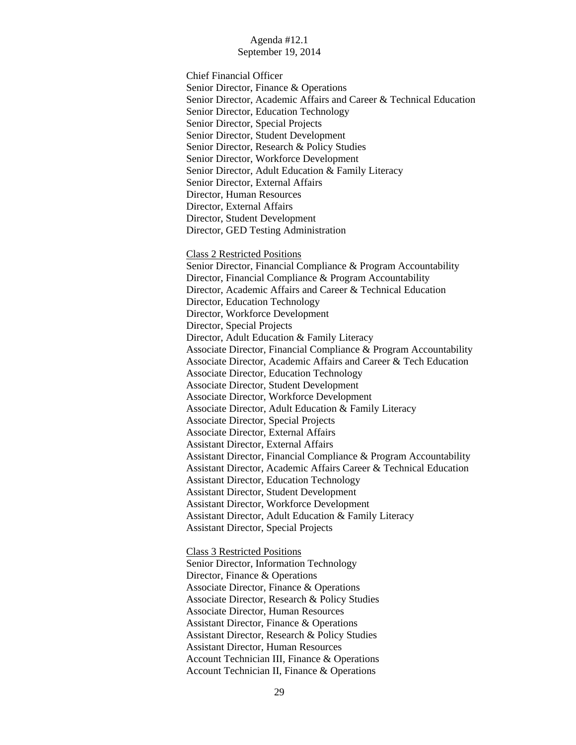Agenda #12.1
September 19, 2014

Chief Financial Officer
Senior Director, Finance & Operations
Senior Director, Academic Affairs and Career & Technical Education
Senior Director, Education Technology
Senior Director, Special Projects
Senior Director, Student Development
Senior Director, Research & Policy Studies
Senior Director, Workforce Development
Senior Director, Adult Education & Family Literacy
Senior Director, External Affairs
Director, Human Resources
Director, External Affairs
Director, Student Development
Director, GED Testing Administration

<u>Class 2 Restricted Positions</u>
Senior Director, Financial Compliance & Program Accountability
Director, Financial Compliance & Program Accountability
Director, Academic Affairs and Career & Technical Education
Director, Education Technology
Director, Workforce Development
Director, Special Projects
Director, Adult Education & Family Literacy
Associate Director, Financial Compliance & Program Accountability
Associate Director, Academic Affairs and Career & Tech Education
Associate Director, Education Technology
Associate Director, Student Development
Associate Director, Workforce Development
Associate Director, Adult Education & Family Literacy
Associate Director, Special Projects
Associate Director, External Affairs
Assistant Director, External Affairs
Assistant Director, Financial Compliance & Program Accountability
Assistant Director, Academic Affairs Career & Technical Education
Assistant Director, Education Technology
Assistant Director, Student Development
Assistant Director, Workforce Development
Assistant Director, Adult Education & Family Literacy
Assistant Director, Special Projects

<u>Class 3 Restricted Positions</u>
Senior Director, Information Technology
Director, Finance & Operations
Associate Director, Finance & Operations
Associate Director, Research & Policy Studies
Associate Director, Human Resources
Assistant Director, Finance & Operations
Assistant Director, Research & Policy Studies
Assistant Director, Human Resources
Account Technician III, Finance & Operations
Account Technician II, Finance & Operations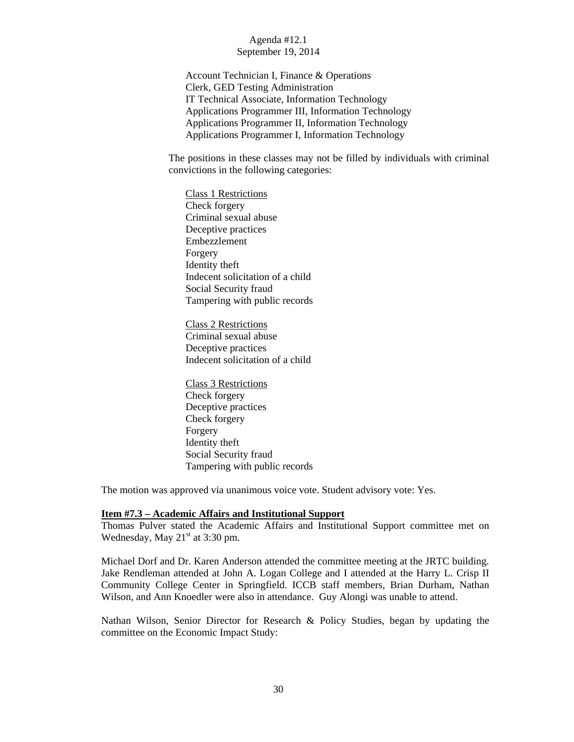Account Technician I, Finance & Operations
Clerk, GED Testing Administration
IT Technical Associate, Information Technology
Applications Programmer III, Information Technology
Applications Programmer II, Information Technology
Applications Programmer I, Information Technology

The positions in these classes may not be filled by individuals with criminal convictions in the following categories:

Class 1 Restrictions
Check forgery
Criminal sexual abuse
Deceptive practices
Embezzlement
Forgery
Identity theft
Indecent solicitation of a child
Social Security fraud
Tampering with public records

Class 2 Restrictions
Criminal sexual abuse
Deceptive practices
Indecent solicitation of a child

Class 3 Restrictions
Check forgery
Deceptive practices
Check forgery
Forgery
Identity theft
Social Security fraud
Tampering with public records

The motion was approved via unanimous voice vote. Student advisory vote: Yes.

**Item #7.3 – Academic Affairs and Institutional Support**

Thomas Pulver stated the Academic Affairs and Institutional Support committee met on Wednesday, May 21st at 3:30 pm.

Michael Dorf and Dr. Karen Anderson attended the committee meeting at the JRTC building. Jake Rendleman attended at John A. Logan College and I attended at the Harry L. Crisp II Community College Center in Springfield. ICCB staff members, Brian Durham, Nathan Wilson, and Ann Knoedler were also in attendance. Guy Alongi was unable to attend.

Nathan Wilson, Senior Director for Research & Policy Studies, began by updating the committee on the Economic Impact Study: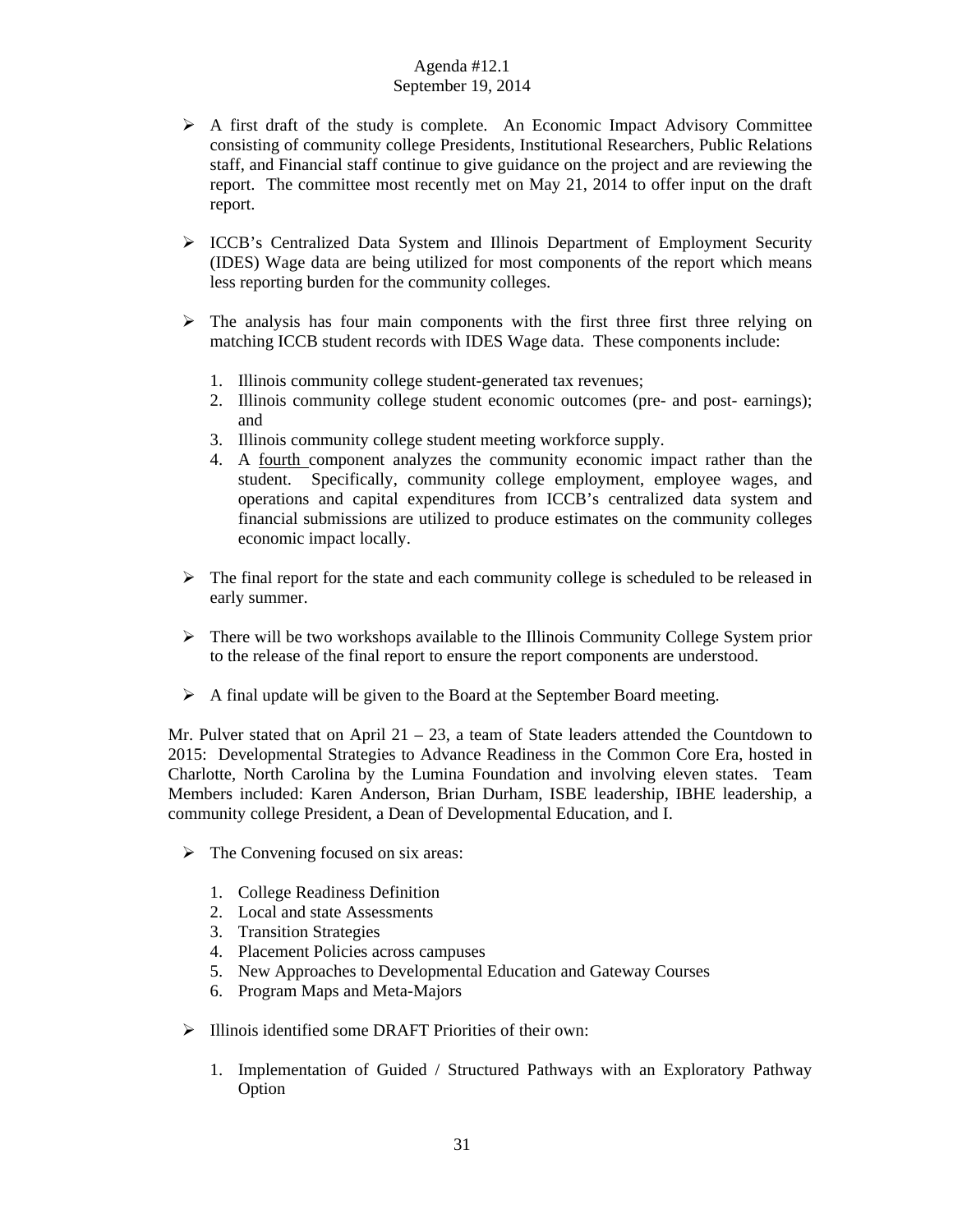- A first draft of the study is complete. An Economic Impact Advisory Committee consisting of community college Presidents, Institutional Researchers, Public Relations staff, and Financial staff continue to give guidance on the project and are reviewing the report. The committee most recently met on May 21, 2014 to offer input on the draft report.

- ICCB's Centralized Data System and Illinois Department of Employment Security (IDES) Wage data are being utilized for most components of the report which means less reporting burden for the community colleges.

- The analysis has four main components with the first three first three relying on matching ICCB student records with IDES Wage data. These components include:

  1. Illinois community college student-generated tax revenues;
  2. Illinois community college student economic outcomes (pre- and post- earnings); and
  3. Illinois community college student meeting workforce supply.
  4. A <u>fourth</u> component analyzes the community economic impact rather than the student. Specifically, community college employment, employee wages, and operations and capital expenditures from ICCB's centralized data system and financial submissions are utilized to produce estimates on the community colleges economic impact locally.

- The final report for the state and each community college is scheduled to be released in early summer.

- There will be two workshops available to the Illinois Community College System prior to the release of the final report to ensure the report components are understood.

- A final update will be given to the Board at the September Board meeting.

Mr. Pulver stated that on April 21 – 23, a team of State leaders attended the Countdown to 2015: Developmental Strategies to Advance Readiness in the Common Core Era, hosted in Charlotte, North Carolina by the Lumina Foundation and involving eleven states. Team Members included: Karen Anderson, Brian Durham, ISBE leadership, IBHE leadership, a community college President, a Dean of Developmental Education, and I.

- The Convening focused on six areas:

  1. College Readiness Definition
  2. Local and state Assessments
  3. Transition Strategies
  4. Placement Policies across campuses
  5. New Approaches to Developmental Education and Gateway Courses
  6. Program Maps and Meta-Majors

- Illinois identified some DRAFT Priorities of their own:

  1. Implementation of Guided / Structured Pathways with an Exploratory Pathway Option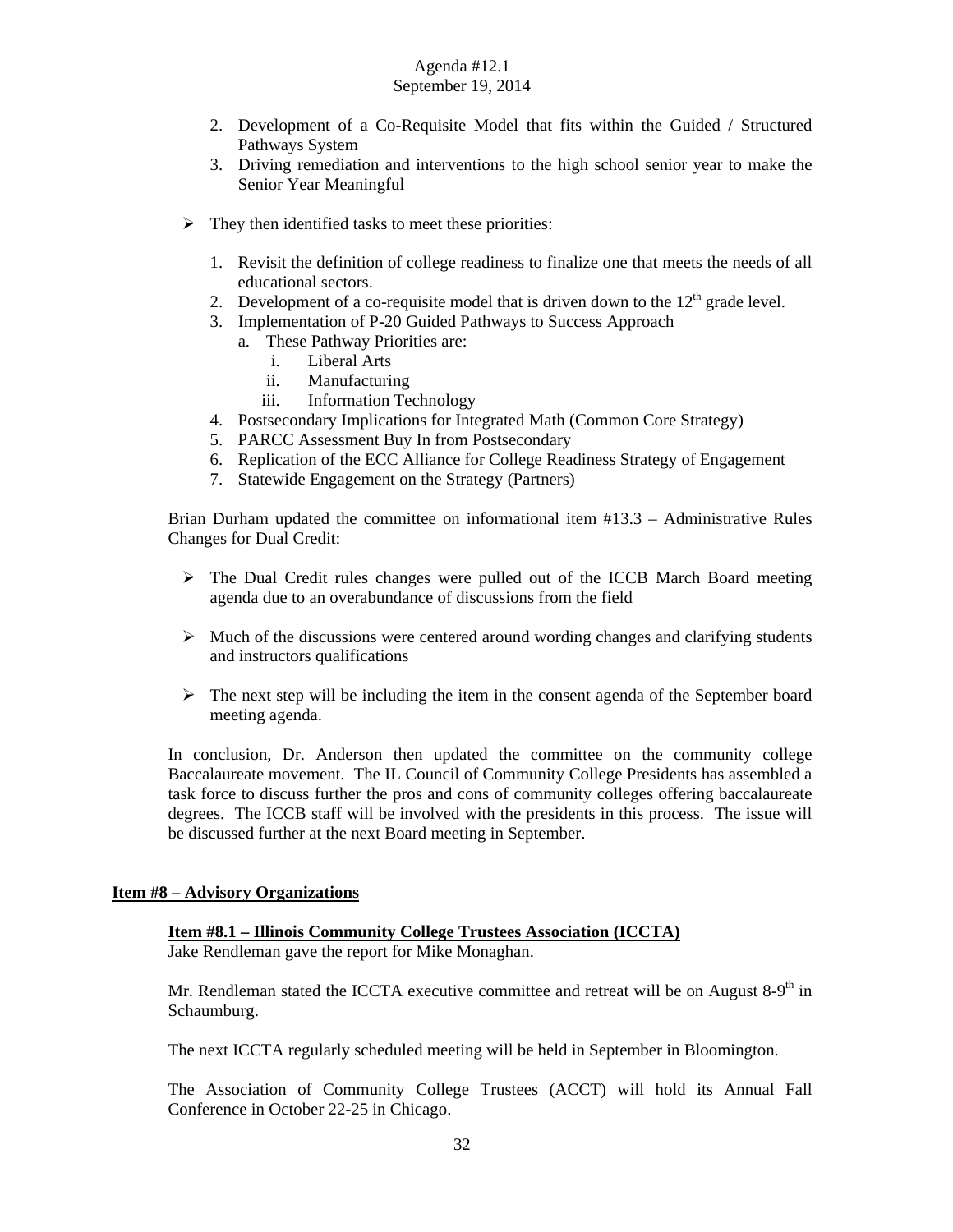2. Development of a Co-Requisite Model that fits within the Guided / Structured Pathways System
3. Driving remediation and interventions to the high school senior year to make the Senior Year Meaningful

- They then identified tasks to meet these priorities:

  1. Revisit the definition of college readiness to finalize one that meets the needs of all educational sectors.
  2. Development of a co-requisite model that is driven down to the 12th grade level.
  3. Implementation of P-20 Guided Pathways to Success Approach
     a. These Pathway Priorities are:
        i. Liberal Arts
        ii. Manufacturing
        iii. Information Technology
  4. Postsecondary Implications for Integrated Math (Common Core Strategy)
  5. PARCC Assessment Buy In from Postsecondary
  6. Replication of the ECC Alliance for College Readiness Strategy of Engagement
  7. Statewide Engagement on the Strategy (Partners)

Brian Durham updated the committee on informational item #13.3 – Administrative Rules Changes for Dual Credit:

- The Dual Credit rules changes were pulled out of the ICCB March Board meeting agenda due to an overabundance of discussions from the field

- Much of the discussions were centered around wording changes and clarifying students and instructors qualifications

- The next step will be including the item in the consent agenda of the September board meeting agenda.

In conclusion, Dr. Anderson then updated the committee on the community college Baccalaureate movement. The IL Council of Community College Presidents has assembled a task force to discuss further the pros and cons of community colleges offering baccalaureate degrees. The ICCB staff will be involved with the presidents in this process. The issue will be discussed further at the next Board meeting in September.

## Item #8 – Advisory Organizations

### Item #8.1 – Illinois Community College Trustees Association (ICCTA)

Jake Rendleman gave the report for Mike Monaghan.

Mr. Rendleman stated the ICCTA executive committee and retreat will be on August 8-9th in Schaumburg.

The next ICCTA regularly scheduled meeting will be held in September in Bloomington.

The Association of Community College Trustees (ACCT) will hold its Annual Fall Conference in October 22-25 in Chicago.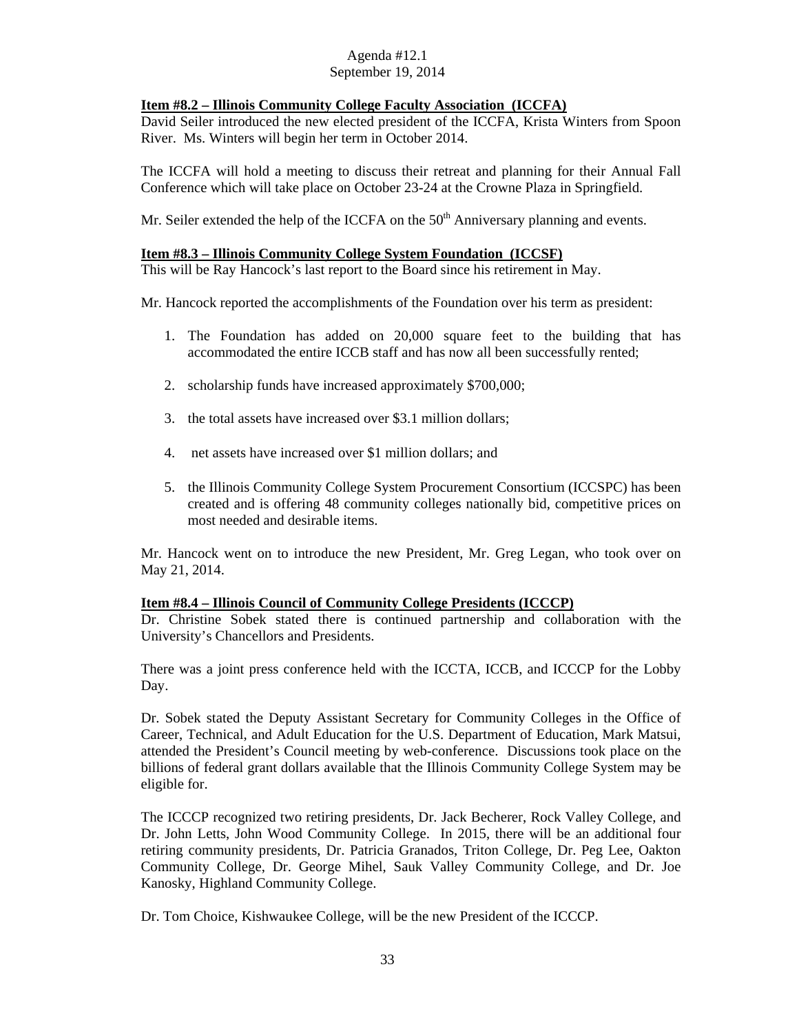**Item #8.2 – Illinois Community College Faculty Association (ICCFA)**

David Seiler introduced the new elected president of the ICCFA, Krista Winters from Spoon River. Ms. Winters will begin her term in October 2014.

The ICCFA will hold a meeting to discuss their retreat and planning for their Annual Fall Conference which will take place on October 23-24 at the Crowne Plaza in Springfield.

Mr. Seiler extended the help of the ICCFA on the 50th Anniversary planning and events.

**Item #8.3 – Illinois Community College System Foundation (ICCSF)**

This will be Ray Hancock's last report to the Board since his retirement in May.

Mr. Hancock reported the accomplishments of the Foundation over his term as president:

1. The Foundation has added on 20,000 square feet to the building that has accommodated the entire ICCB staff and has now all been successfully rented;
2. scholarship funds have increased approximately $700,000;
3. the total assets have increased over $3.1 million dollars;
4. net assets have increased over $1 million dollars; and
5. the Illinois Community College System Procurement Consortium (ICCSPC) has been created and is offering 48 community colleges nationally bid, competitive prices on most needed and desirable items.

Mr. Hancock went on to introduce the new President, Mr. Greg Legan, who took over on May 21, 2014.

**Item #8.4 – Illinois Council of Community College Presidents (ICCCP)**

Dr. Christine Sobek stated there is continued partnership and collaboration with the University's Chancellors and Presidents.

There was a joint press conference held with the ICCTA, ICCB, and ICCCP for the Lobby Day.

Dr. Sobek stated the Deputy Assistant Secretary for Community Colleges in the Office of Career, Technical, and Adult Education for the U.S. Department of Education, Mark Matsui, attended the President's Council meeting by web-conference. Discussions took place on the billions of federal grant dollars available that the Illinois Community College System may be eligible for.

The ICCCP recognized two retiring presidents, Dr. Jack Becherer, Rock Valley College, and Dr. John Letts, John Wood Community College. In 2015, there will be an additional four retiring community presidents, Dr. Patricia Granados, Triton College, Dr. Peg Lee, Oakton Community College, Dr. George Mihel, Sauk Valley Community College, and Dr. Joe Kanosky, Highland Community College.

Dr. Tom Choice, Kishwaukee College, will be the new President of the ICCCP.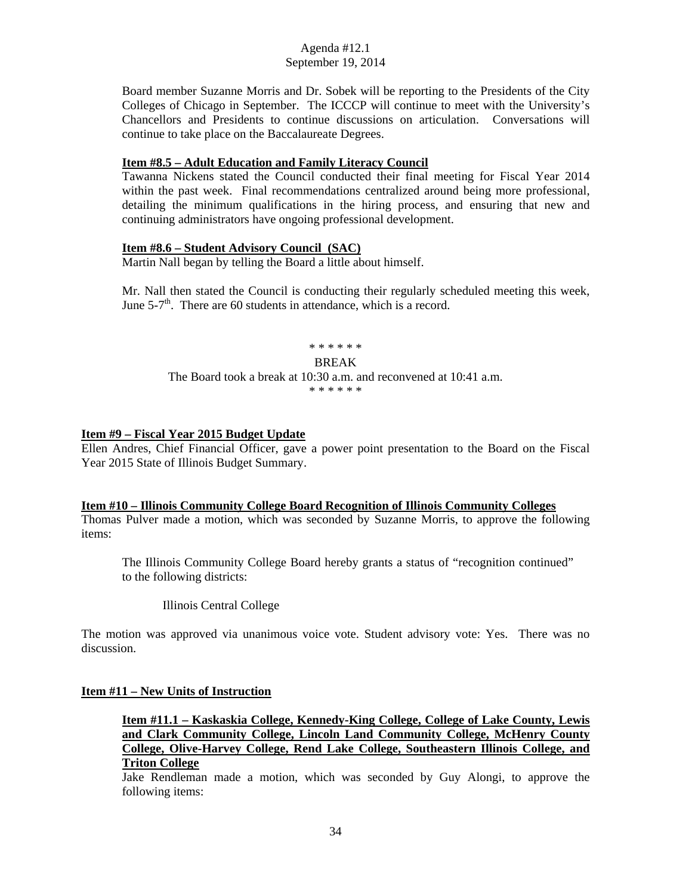Board member Suzanne Morris and Dr. Sobek will be reporting to the Presidents of the City Colleges of Chicago in September. The ICCCP will continue to meet with the University's Chancellors and Presidents to continue discussions on articulation. Conversations will continue to take place on the Baccalaureate Degrees.

**Item #8.5 – Adult Education and Family Literacy Council**

Tawanna Nickens stated the Council conducted their final meeting for Fiscal Year 2014 within the past week. Final recommendations centralized around being more professional, detailing the minimum qualifications in the hiring process, and ensuring that new and continuing administrators have ongoing professional development.

**Item #8.6 – Student Advisory Council (SAC)**

Martin Nall began by telling the Board a little about himself.

Mr. Nall then stated the Council is conducting their regularly scheduled meeting this week, June 5-7th. There are 60 students in attendance, which is a record.

\* \* \* \* \* \*

BREAK

The Board took a break at 10:30 a.m. and reconvened at 10:41 a.m.

\* \* \* \* \* \*

**Item #9 – Fiscal Year 2015 Budget Update**

Ellen Andres, Chief Financial Officer, gave a power point presentation to the Board on the Fiscal Year 2015 State of Illinois Budget Summary.

**Item #10 – Illinois Community College Board Recognition of Illinois Community Colleges**

Thomas Pulver made a motion, which was seconded by Suzanne Morris, to approve the following items:

The Illinois Community College Board hereby grants a status of "recognition continued" to the following districts:

Illinois Central College

The motion was approved via unanimous voice vote. Student advisory vote: Yes. There was no discussion.

**Item #11 – New Units of Instruction**

**Item #11.1 – Kaskaskia College, Kennedy-King College, College of Lake County, Lewis and Clark Community College, Lincoln Land Community College, McHenry County College, Olive-Harvey College, Rend Lake College, Southeastern Illinois College, and Triton College**

Jake Rendleman made a motion, which was seconded by Guy Alongi, to approve the following items: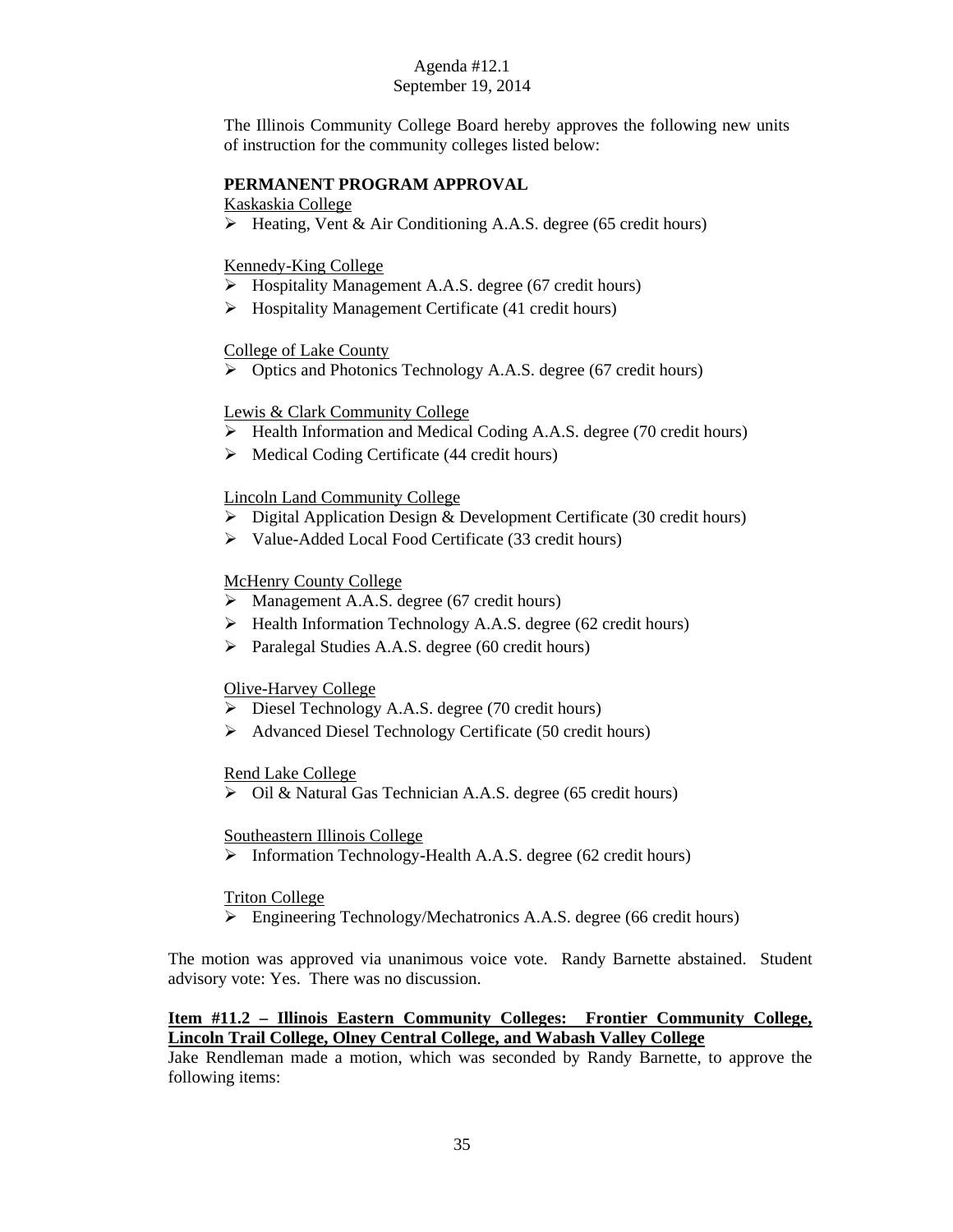Agenda #12.1
September 19, 2014

The Illinois Community College Board hereby approves the following new units of instruction for the community colleges listed below:

**PERMANENT PROGRAM APPROVAL**

Kaskaskia College

- Heating, Vent & Air Conditioning A.A.S. degree (65 credit hours)

Kennedy-King College

- Hospitality Management A.A.S. degree (67 credit hours)
- Hospitality Management Certificate (41 credit hours)

College of Lake County

- Optics and Photonics Technology A.A.S. degree (67 credit hours)

Lewis & Clark Community College

- Health Information and Medical Coding A.A.S. degree (70 credit hours)
- Medical Coding Certificate (44 credit hours)

Lincoln Land Community College

- Digital Application Design & Development Certificate (30 credit hours)
- Value-Added Local Food Certificate (33 credit hours)

McHenry County College

- Management A.A.S. degree (67 credit hours)
- Health Information Technology A.A.S. degree (62 credit hours)
- Paralegal Studies A.A.S. degree (60 credit hours)

Olive-Harvey College

- Diesel Technology A.A.S. degree (70 credit hours)
- Advanced Diesel Technology Certificate (50 credit hours)

Rend Lake College

- Oil & Natural Gas Technician A.A.S. degree (65 credit hours)

Southeastern Illinois College

- Information Technology-Health A.A.S. degree (62 credit hours)

Triton College

- Engineering Technology/Mechatronics A.A.S. degree (66 credit hours)

The motion was approved via unanimous voice vote. Randy Barnette abstained. Student advisory vote: Yes. There was no discussion.

**Item #11.2 – Illinois Eastern Community Colleges: Frontier Community College, Lincoln Trail College, Olney Central College, and Wabash Valley College**

Jake Rendleman made a motion, which was seconded by Randy Barnette, to approve the following items: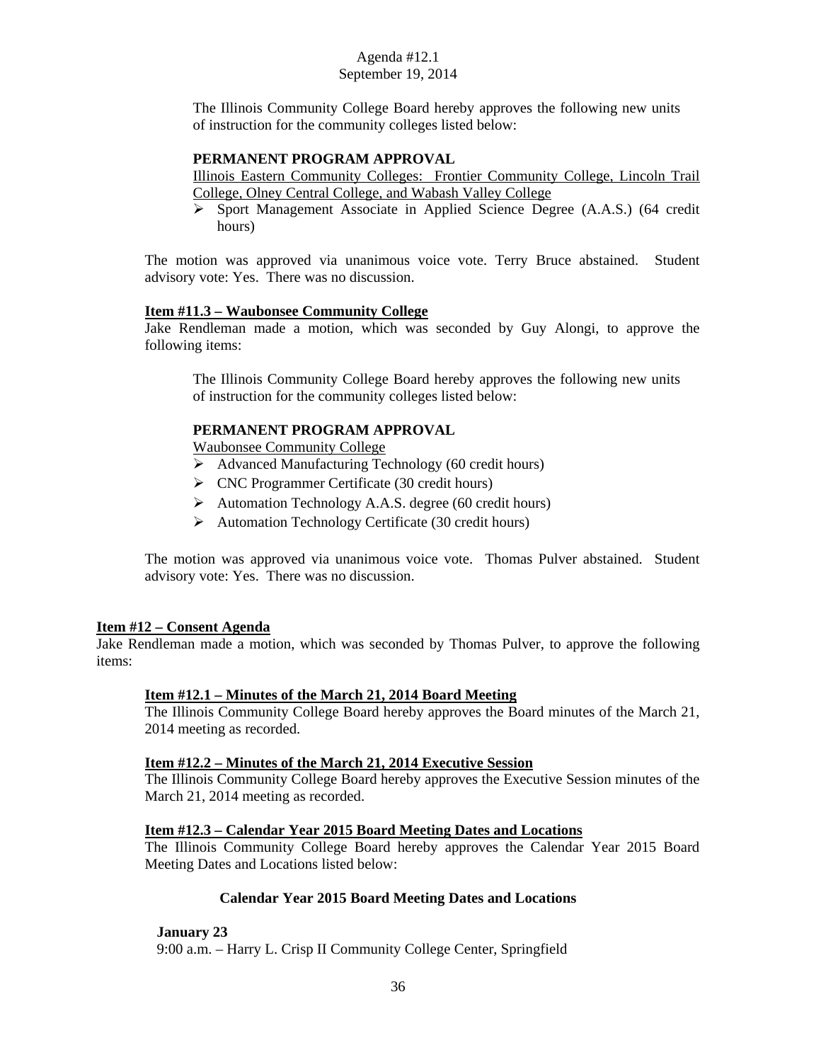The Illinois Community College Board hereby approves the following new units of instruction for the community colleges listed below:

**PERMANENT PROGRAM APPROVAL**

Illinois Eastern Community Colleges: Frontier Community College, Lincoln Trail College, Olney Central College, and Wabash Valley College

- Sport Management Associate in Applied Science Degree (A.A.S.) (64 credit hours)

The motion was approved via unanimous voice vote. Terry Bruce abstained. Student advisory vote: Yes. There was no discussion.

**Item #11.3 – Waubonsee Community College**

Jake Rendleman made a motion, which was seconded by Guy Alongi, to approve the following items:

The Illinois Community College Board hereby approves the following new units of instruction for the community colleges listed below:

**PERMANENT PROGRAM APPROVAL**

Waubonsee Community College

- Advanced Manufacturing Technology (60 credit hours)
- CNC Programmer Certificate (30 credit hours)
- Automation Technology A.A.S. degree (60 credit hours)
- Automation Technology Certificate (30 credit hours)

The motion was approved via unanimous voice vote. Thomas Pulver abstained. Student advisory vote: Yes. There was no discussion.

**Item #12 – Consent Agenda**

Jake Rendleman made a motion, which was seconded by Thomas Pulver, to approve the following items:

**Item #12.1 – Minutes of the March 21, 2014 Board Meeting**

The Illinois Community College Board hereby approves the Board minutes of the March 21, 2014 meeting as recorded.

**Item #12.2 – Minutes of the March 21, 2014 Executive Session**

The Illinois Community College Board hereby approves the Executive Session minutes of the March 21, 2014 meeting as recorded.

**Item #12.3 – Calendar Year 2015 Board Meeting Dates and Locations**

The Illinois Community College Board hereby approves the Calendar Year 2015 Board Meeting Dates and Locations listed below:

**Calendar Year 2015 Board Meeting Dates and Locations**

**January 23**

9:00 a.m. – Harry L. Crisp II Community College Center, Springfield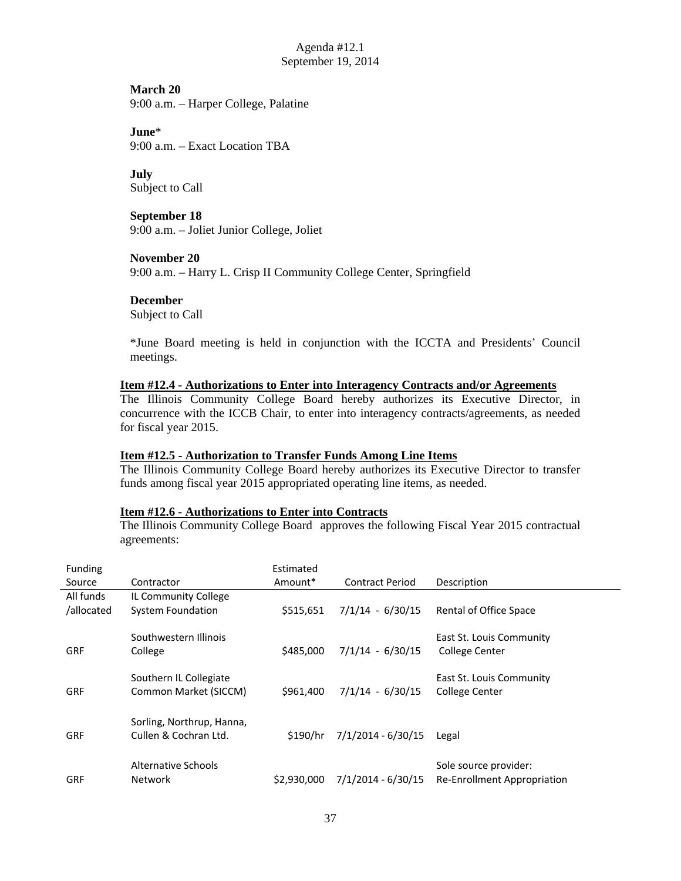**March 20**
9:00 a.m. – Harper College, Palatine

**June***
9:00 a.m. – Exact Location TBA

**July**
Subject to Call

**September 18**
9:00 a.m. – Joliet Junior College, Joliet

**November 20**
9:00 a.m. – Harry L. Crisp II Community College Center, Springfield

**December**
Subject to Call

*June Board meeting is held in conjunction with the ICCTA and Presidents' Council meetings.

**Item #12.4 - Authorizations to Enter into Interagency Contracts and/or Agreements**
The Illinois Community College Board hereby authorizes its Executive Director, in concurrence with the ICCB Chair, to enter into interagency contracts/agreements, as needed for fiscal year 2015.

**Item #12.5 - Authorization to Transfer Funds Among Line Items**
The Illinois Community College Board hereby authorizes its Executive Director to transfer funds among fiscal year 2015 appropriated operating line items, as needed.

**Item #12.6 - Authorizations to Enter into Contracts**
The Illinois Community College Board approves the following Fiscal Year 2015 contractual agreements:

| Funding Source | Contractor | Estimated Amount* | Contract Period | Description |
|---|---|---|---|---|
| All funds /allocated | IL Community College System Foundation | $515,651 | 7/1/14 - 6/30/15 | Rental of Office Space |
| GRF | Southwestern Illinois College | $485,000 | 7/1/14 - 6/30/15 | East St. Louis Community College Center |
| GRF | Southern IL Collegiate Common Market (SICCM) | $961,400 | 7/1/14 - 6/30/15 | East St. Louis Community College Center |
| GRF | Sorling, Northrup, Hanna, Cullen & Cochran Ltd. | $190/hr | 7/1/2014 - 6/30/15 | Legal |
| GRF | Alternative Schools Network | $2,930,000 | 7/1/2014 - 6/30/15 | Sole source provider: Re-Enrollment Appropriation |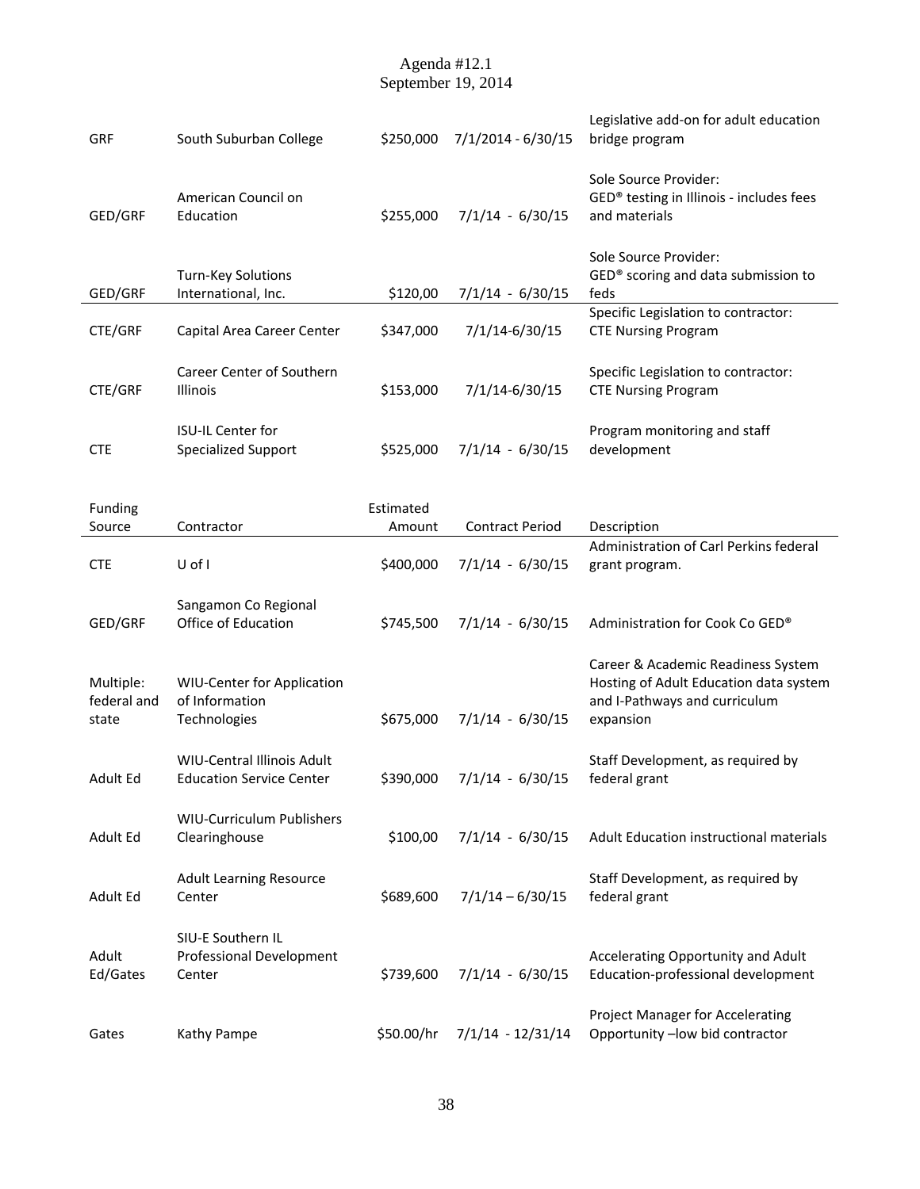| Funding Source | Contractor | Estimated Amount | Contract Period | Description |
|---|---|---|---|---|
| GRF | South Suburban College | $250,000 | 7/1/2014 - 6/30/15 | Legislative add-on for adult education bridge program |
| GED/GRF | American Council on Education | $255,000 | 7/1/14 - 6/30/15 | Sole Source Provider: GED® testing in Illinois - includes fees and materials |
| GED/GRF | Turn-Key Solutions International, Inc. | $120,00 | 7/1/14 - 6/30/15 | Sole Source Provider: GED® scoring and data submission to feds |
| CTE/GRF | Capital Area Career Center | $347,000 | 7/1/14-6/30/15 | Specific Legislation to contractor: CTE Nursing Program |
| CTE/GRF | Career Center of Southern Illinois | $153,000 | 7/1/14-6/30/15 | Specific Legislation to contractor: CTE Nursing Program |
| CTE | ISU-IL Center for Specialized Support | $525,000 | 7/1/14 - 6/30/15 | Program monitoring and staff development |
| CTE | U of I | $400,000 | 7/1/14 - 6/30/15 | Administration of Carl Perkins federal grant program. |
| GED/GRF | Sangamon Co Regional Office of Education | $745,500 | 7/1/14 - 6/30/15 | Administration for Cook Co GED® |
| Multiple: federal and state | WIU-Center for Application of Information Technologies | $675,000 | 7/1/14 - 6/30/15 | Career & Academic Readiness System Hosting of Adult Education data system and I-Pathways and curriculum expansion |
| Adult Ed | WIU-Central Illinois Adult Education Service Center | $390,000 | 7/1/14 - 6/30/15 | Staff Development, as required by federal grant |
| Adult Ed | WIU-Curriculum Publishers Clearinghouse | $100,00 | 7/1/14 - 6/30/15 | Adult Education instructional materials |
| Adult Ed | Adult Learning Resource Center | $689,600 | 7/1/14 – 6/30/15 | Staff Development, as required by federal grant |
| Adult Ed/Gates | SIU-E Southern IL Professional Development Center | $739,600 | 7/1/14 - 6/30/15 | Accelerating Opportunity and Adult Education-professional development |
| Gates | Kathy Pampe | $50.00/hr | 7/1/14 - 12/31/14 | Project Manager for Accelerating Opportunity –low bid contractor |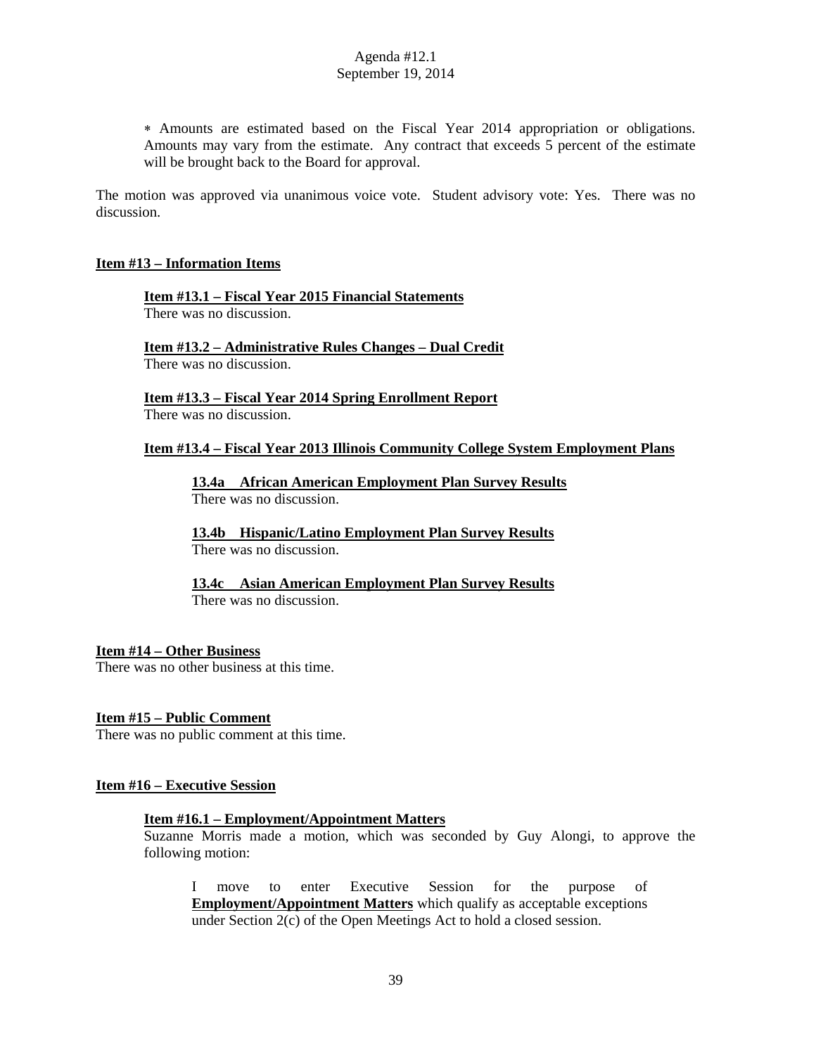∗ Amounts are estimated based on the Fiscal Year 2014 appropriation or obligations. Amounts may vary from the estimate. Any contract that exceeds 5 percent of the estimate will be brought back to the Board for approval.

The motion was approved via unanimous voice vote. Student advisory vote: Yes. There was no discussion.

**Item #13 – Information Items**

**Item #13.1 – Fiscal Year 2015 Financial Statements**
There was no discussion.

**Item #13.2 – Administrative Rules Changes – Dual Credit**
There was no discussion.

**Item #13.3 – Fiscal Year 2014 Spring Enrollment Report**
There was no discussion.

**Item #13.4 – Fiscal Year 2013 Illinois Community College System Employment Plans**

**13.4a African American Employment Plan Survey Results**
There was no discussion.

**13.4b Hispanic/Latino Employment Plan Survey Results**
There was no discussion.

**13.4c Asian American Employment Plan Survey Results**
There was no discussion.

**Item #14 – Other Business**
There was no other business at this time.

**Item #15 – Public Comment**
There was no public comment at this time.

**Item #16 – Executive Session**

**Item #16.1 – Employment/Appointment Matters**
Suzanne Morris made a motion, which was seconded by Guy Alongi, to approve the following motion:

> I move to enter Executive Session for the purpose of **Employment/Appointment Matters** which qualify as acceptable exceptions under Section 2(c) of the Open Meetings Act to hold a closed session.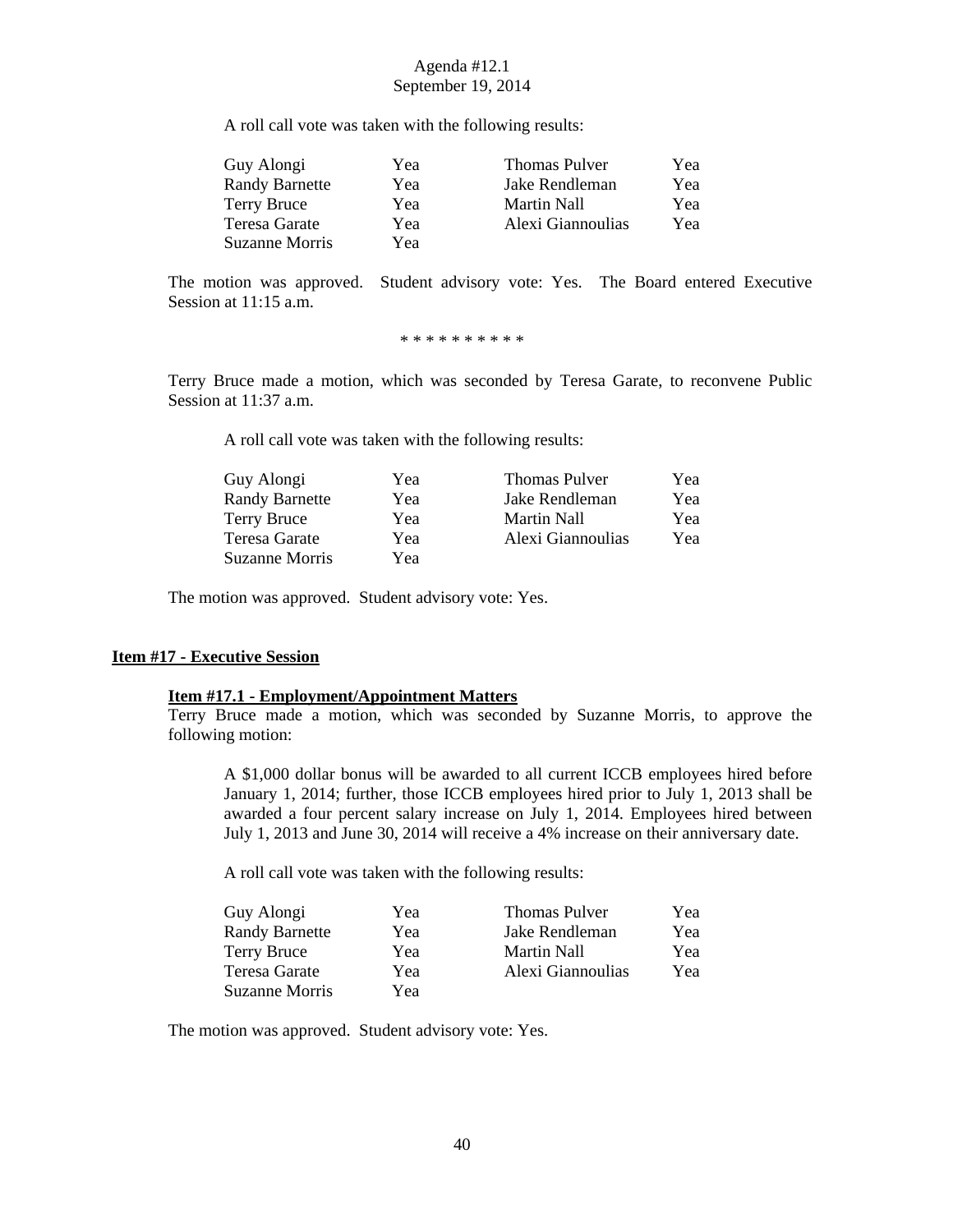A roll call vote was taken with the following results:

| | | | |
|---|---|---|---|
| Guy Alongi | Yea | Thomas Pulver | Yea |
| Randy Barnette | Yea | Jake Rendleman | Yea |
| Terry Bruce | Yea | Martin Nall | Yea |
| Teresa Garate | Yea | Alexi Giannoulias | Yea |
| Suzanne Morris | Yea | | |

The motion was approved. Student advisory vote: Yes. The Board entered Executive Session at 11:15 a.m.

\* \* \* \* \* \* \* \* \* \*

Terry Bruce made a motion, which was seconded by Teresa Garate, to reconvene Public Session at 11:37 a.m.

A roll call vote was taken with the following results:

| | | | |
|---|---|---|---|
| Guy Alongi | Yea | Thomas Pulver | Yea |
| Randy Barnette | Yea | Jake Rendleman | Yea |
| Terry Bruce | Yea | Martin Nall | Yea |
| Teresa Garate | Yea | Alexi Giannoulias | Yea |
| Suzanne Morris | Yea | | |

The motion was approved. Student advisory vote: Yes.

## **Item #17 - Executive Session**

### **Item #17.1 - Employment/Appointment Matters**

Terry Bruce made a motion, which was seconded by Suzanne Morris, to approve the following motion:

> A $1,000 dollar bonus will be awarded to all current ICCB employees hired before January 1, 2014; further, those ICCB employees hired prior to July 1, 2013 shall be awarded a four percent salary increase on July 1, 2014. Employees hired between July 1, 2013 and June 30, 2014 will receive a 4% increase on their anniversary date.

A roll call vote was taken with the following results:

| | | | |
|---|---|---|---|
| Guy Alongi | Yea | Thomas Pulver | Yea |
| Randy Barnette | Yea | Jake Rendleman | Yea |
| Terry Bruce | Yea | Martin Nall | Yea |
| Teresa Garate | Yea | Alexi Giannoulias | Yea |
| Suzanne Morris | Yea | | |

The motion was approved. Student advisory vote: Yes.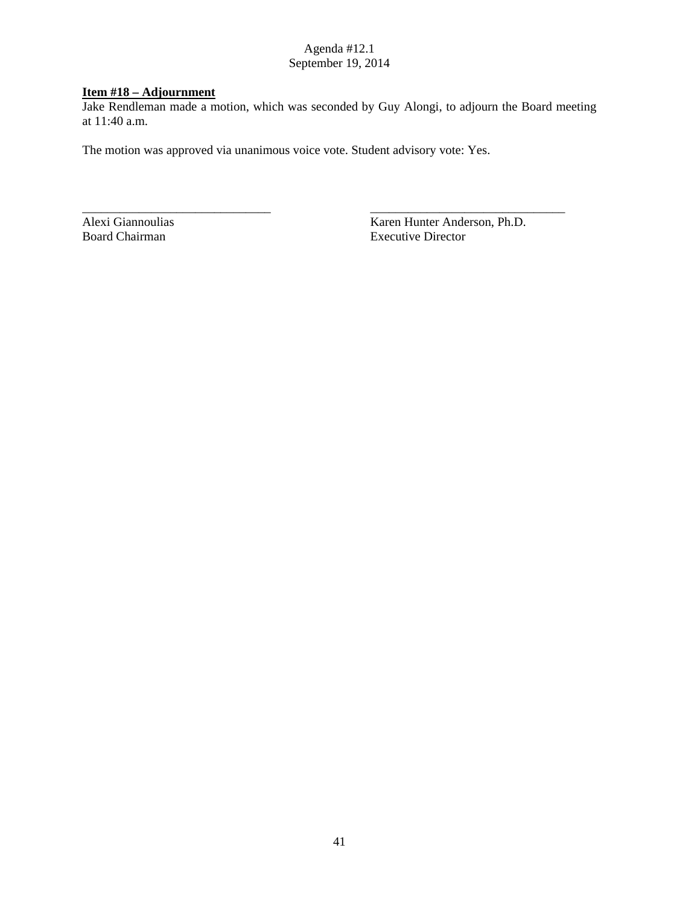**Item #18 – Adjournment**
Jake Rendleman made a motion, which was seconded by Guy Alongi, to adjourn the Board meeting at 11:40 a.m.

The motion was approved via unanimous voice vote. Student advisory vote: Yes.

\_\_\_\_\_\_\_\_\_\_\_\_\_\_\_\_\_\_\_\_\_\_\_\_\_\_\_\_\_\_
Alexi Giannoulias
Board Chairman

\_\_\_\_\_\_\_\_\_\_\_\_\_\_\_\_\_\_\_\_\_\_\_\_\_\_\_\_\_\_\_
Karen Hunter Anderson, Ph.D.
Executive Director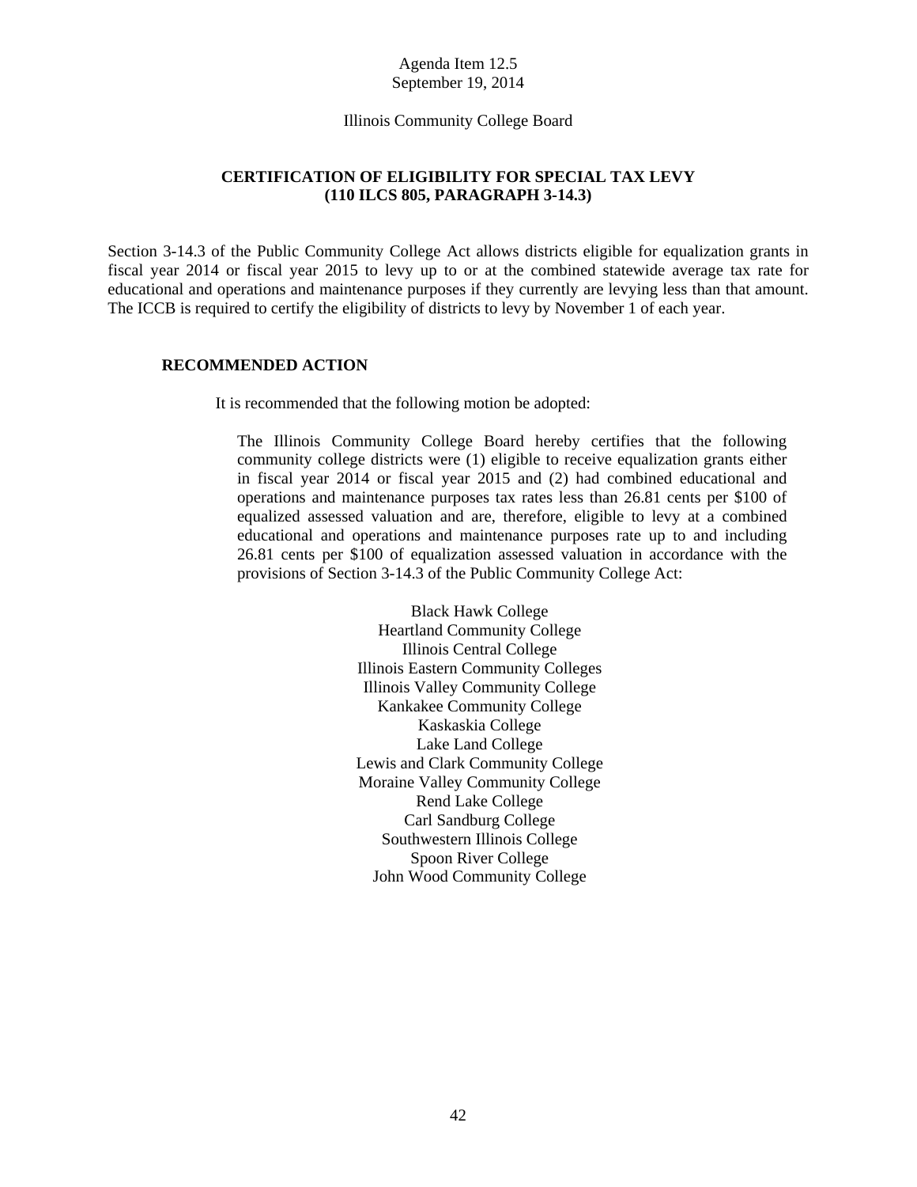Agenda Item 12.5
September 19, 2014

Illinois Community College Board

## CERTIFICATION OF ELIGIBILITY FOR SPECIAL TAX LEVY (110 ILCS 805, PARAGRAPH 3-14.3)

Section 3-14.3 of the Public Community College Act allows districts eligible for equalization grants in fiscal year 2014 or fiscal year 2015 to levy up to or at the combined statewide average tax rate for educational and operations and maintenance purposes if they currently are levying less than that amount. The ICCB is required to certify the eligibility of districts to levy by November 1 of each year.

### RECOMMENDED ACTION

It is recommended that the following motion be adopted:

> The Illinois Community College Board hereby certifies that the following community college districts were (1) eligible to receive equalization grants either in fiscal year 2014 or fiscal year 2015 and (2) had combined educational and operations and maintenance purposes tax rates less than 26.81 cents per $100 of equalized assessed valuation and are, therefore, eligible to levy at a combined educational and operations and maintenance purposes rate up to and including 26.81 cents per $100 of equalization assessed valuation in accordance with the provisions of Section 3-14.3 of the Public Community College Act:
>
> Black Hawk College
> Heartland Community College
> Illinois Central College
> Illinois Eastern Community Colleges
> Illinois Valley Community College
> Kankakee Community College
> Kaskaskia College
> Lake Land College
> Lewis and Clark Community College
> Moraine Valley Community College
> Rend Lake College
> Carl Sandburg College
> Southwestern Illinois College
> Spoon River College
> John Wood Community College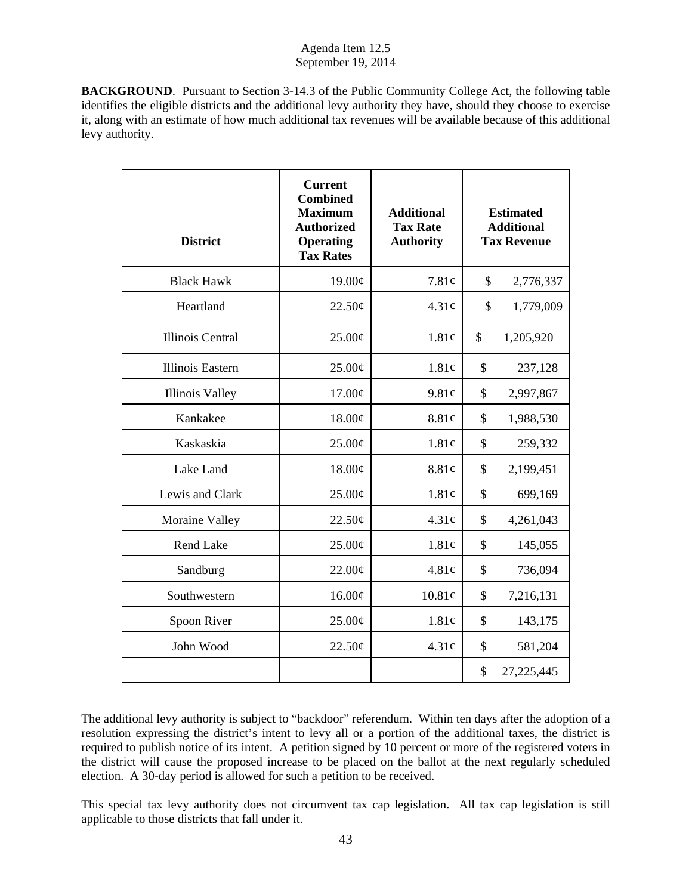**BACKGROUND**. Pursuant to Section 3-14.3 of the Public Community College Act, the following table identifies the eligible districts and the additional levy authority they have, should they choose to exercise it, along with an estimate of how much additional tax revenues will be available because of this additional levy authority.

| District | Current Combined Maximum Authorized Operating Tax Rates | Additional Tax Rate Authority | Estimated Additional Tax Revenue |
|---|---|---|---|
| Black Hawk | 19.00¢ | 7.81¢ | $ 2,776,337 |
| Heartland | 22.50¢ | 4.31¢ | $ 1,779,009 |
| Illinois Central | 25.00¢ | 1.81¢ | $ 1,205,920 |
| Illinois Eastern | 25.00¢ | 1.81¢ | $ 237,128 |
| Illinois Valley | 17.00¢ | 9.81¢ | $ 2,997,867 |
| Kankakee | 18.00¢ | 8.81¢ | $ 1,988,530 |
| Kaskaskia | 25.00¢ | 1.81¢ | $ 259,332 |
| Lake Land | 18.00¢ | 8.81¢ | $ 2,199,451 |
| Lewis and Clark | 25.00¢ | 1.81¢ | $ 699,169 |
| Moraine Valley | 22.50¢ | 4.31¢ | $ 4,261,043 |
| Rend Lake | 25.00¢ | 1.81¢ | $ 145,055 |
| Sandburg | 22.00¢ | 4.81¢ | $ 736,094 |
| Southwestern | 16.00¢ | 10.81¢ | $ 7,216,131 |
| Spoon River | 25.00¢ | 1.81¢ | $ 143,175 |
| John Wood | 22.50¢ | 4.31¢ | $ 581,204 |
| | | | $ 27,225,445 |

The additional levy authority is subject to "backdoor" referendum. Within ten days after the adoption of a resolution expressing the district's intent to levy all or a portion of the additional taxes, the district is required to publish notice of its intent. A petition signed by 10 percent or more of the registered voters in the district will cause the proposed increase to be placed on the ballot at the next regularly scheduled election. A 30-day period is allowed for such a petition to be received.

This special tax levy authority does not circumvent tax cap legislation. All tax cap legislation is still applicable to those districts that fall under it.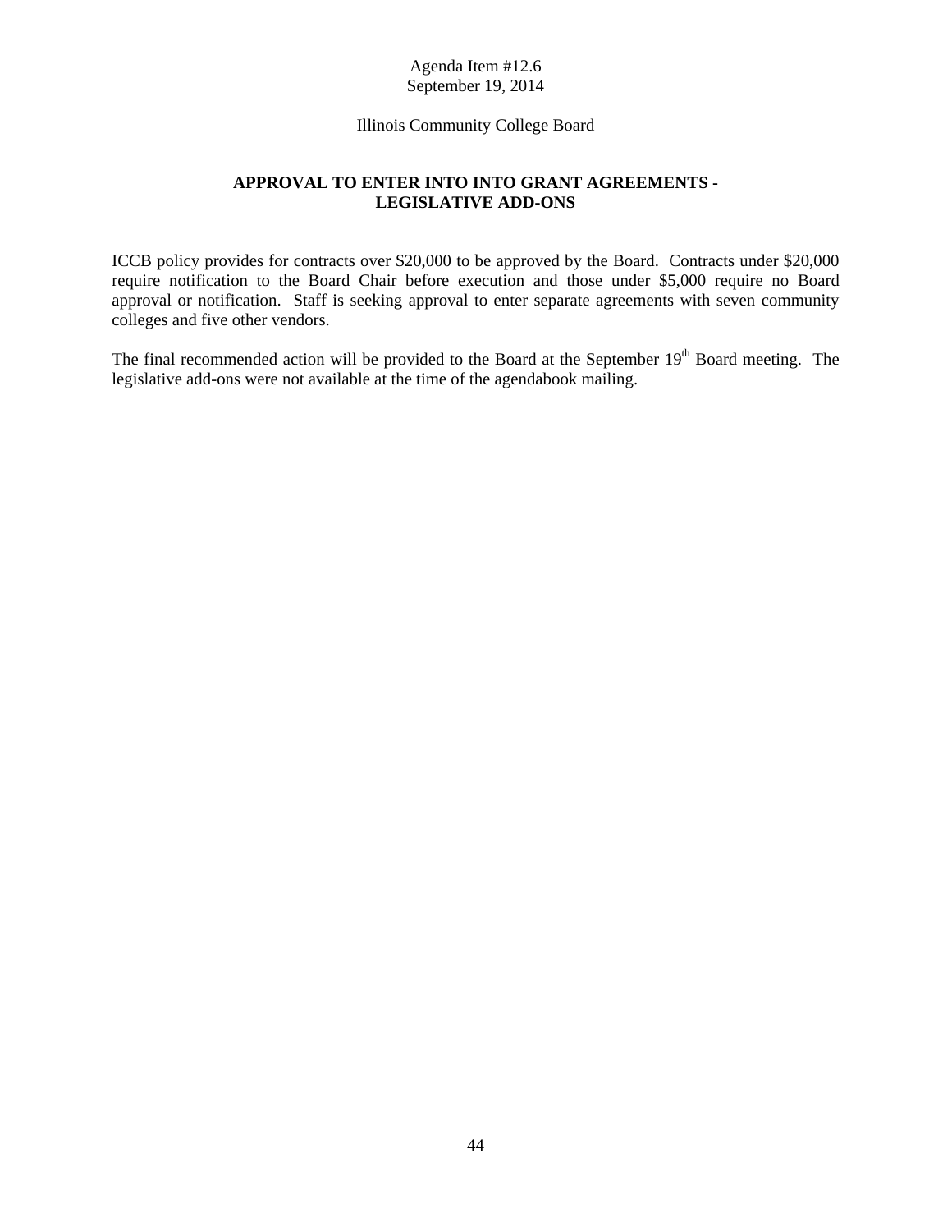Agenda Item #12.6
September 19, 2014

Illinois Community College Board

## APPROVAL TO ENTER INTO INTO GRANT AGREEMENTS - LEGISLATIVE ADD-ONS

ICCB policy provides for contracts over $20,000 to be approved by the Board. Contracts under $20,000 require notification to the Board Chair before execution and those under $5,000 require no Board approval or notification. Staff is seeking approval to enter separate agreements with seven community colleges and five other vendors.

The final recommended action will be provided to the Board at the September 19th Board meeting. The legislative add-ons were not available at the time of the agendabook mailing.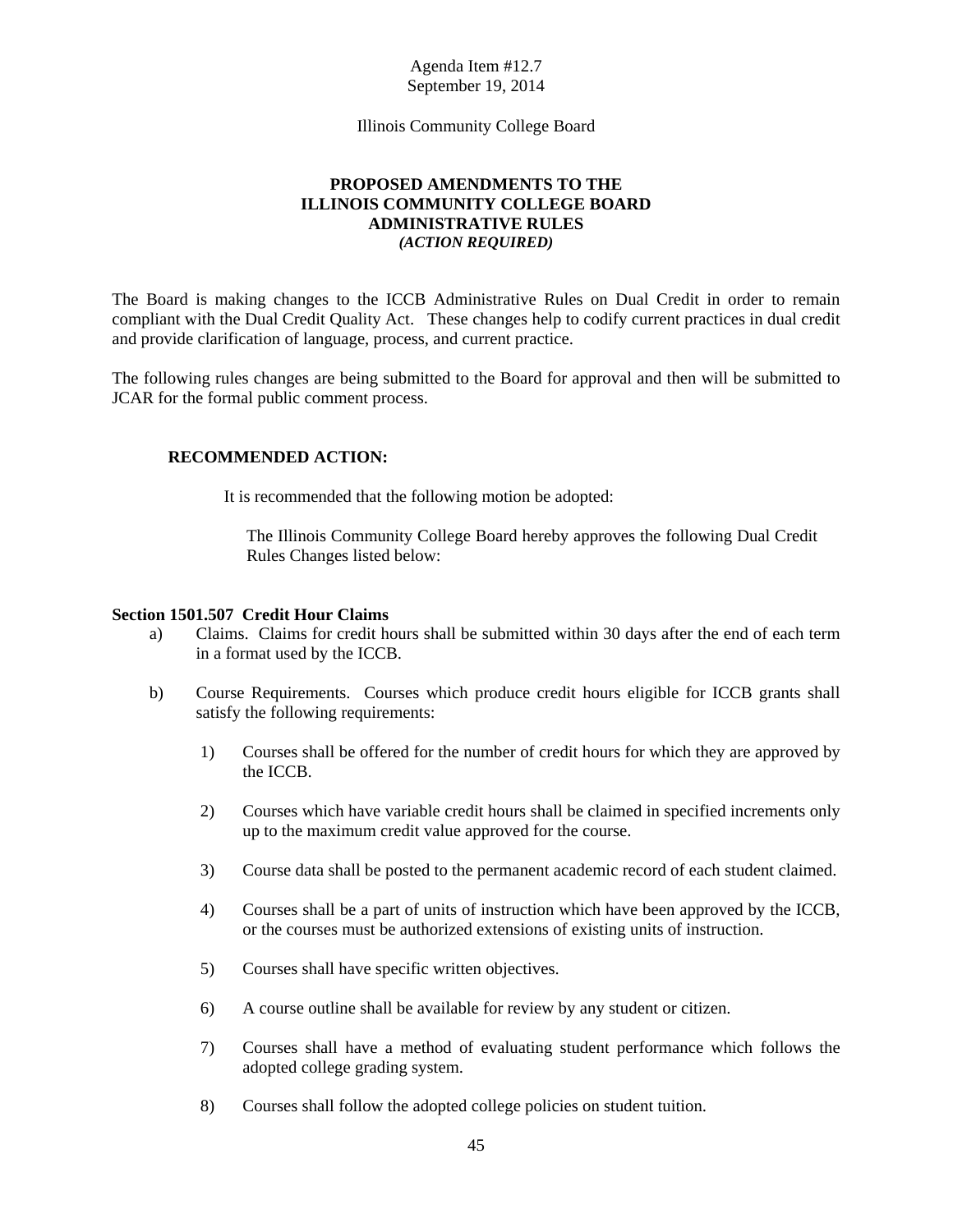Agenda Item #12.7
September 19, 2014

Illinois Community College Board

**PROPOSED AMENDMENTS TO THE**
**ILLINOIS COMMUNITY COLLEGE BOARD**
**ADMINISTRATIVE RULES**
***(ACTION REQUIRED)***

The Board is making changes to the ICCB Administrative Rules on Dual Credit in order to remain compliant with the Dual Credit Quality Act. These changes help to codify current practices in dual credit and provide clarification of language, process, and current practice.

The following rules changes are being submitted to the Board for approval and then will be submitted to JCAR for the formal public comment process.

**RECOMMENDED ACTION:**

It is recommended that the following motion be adopted:

The Illinois Community College Board hereby approves the following Dual Credit Rules Changes listed below:

**Section 1501.507 Credit Hour Claims**

a) Claims. Claims for credit hours shall be submitted within 30 days after the end of each term in a format used by the ICCB.

b) Course Requirements. Courses which produce credit hours eligible for ICCB grants shall satisfy the following requirements:

1) Courses shall be offered for the number of credit hours for which they are approved by the ICCB.

2) Courses which have variable credit hours shall be claimed in specified increments only up to the maximum credit value approved for the course.

3) Course data shall be posted to the permanent academic record of each student claimed.

4) Courses shall be a part of units of instruction which have been approved by the ICCB, or the courses must be authorized extensions of existing units of instruction.

5) Courses shall have specific written objectives.

6) A course outline shall be available for review by any student or citizen.

7) Courses shall have a method of evaluating student performance which follows the adopted college grading system.

8) Courses shall follow the adopted college policies on student tuition.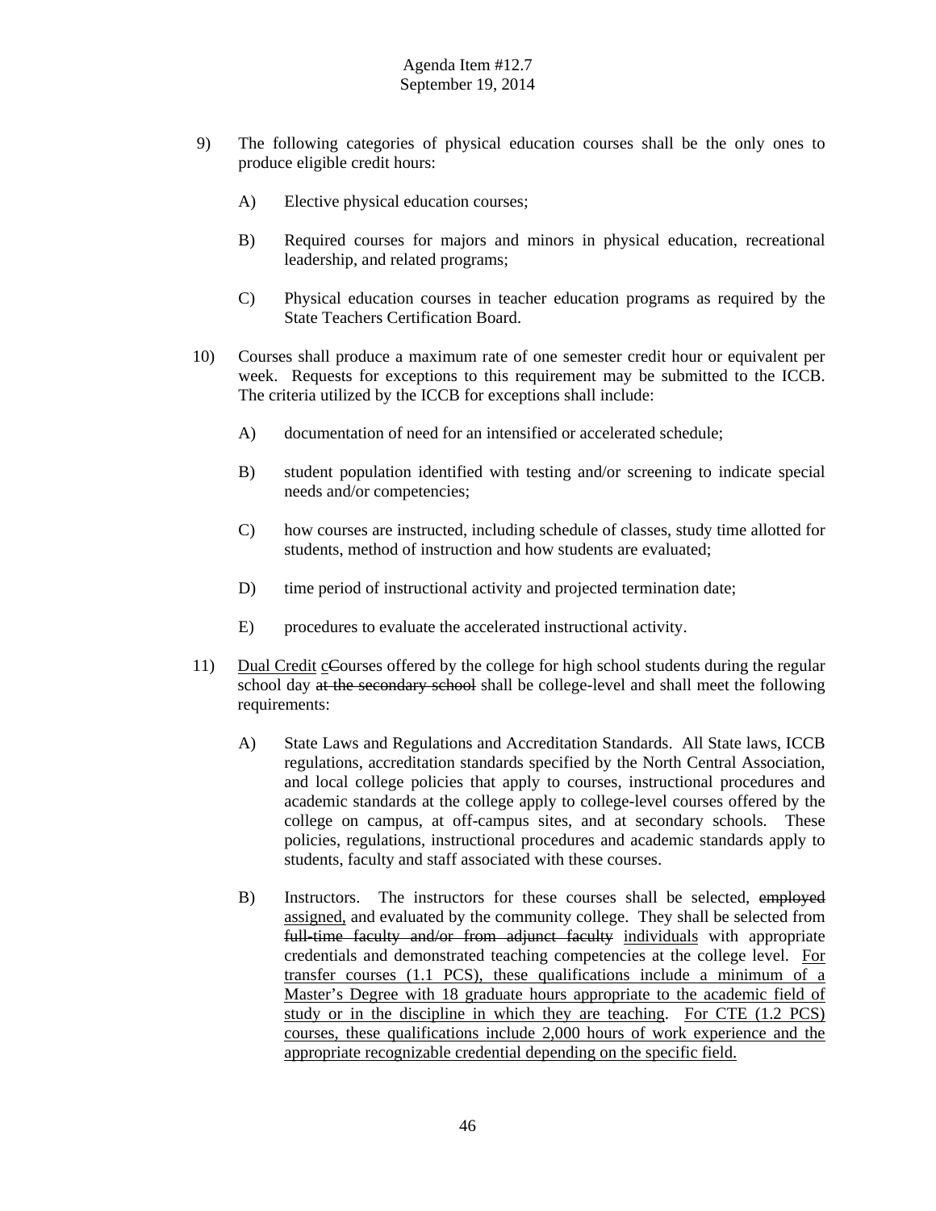9) The following categories of physical education courses shall be the only ones to produce eligible credit hours:

   A) Elective physical education courses;

   B) Required courses for majors and minors in physical education, recreational leadership, and related programs;

   C) Physical education courses in teacher education programs as required by the State Teachers Certification Board.

10) Courses shall produce a maximum rate of one semester credit hour or equivalent per week. Requests for exceptions to this requirement may be submitted to the ICCB. The criteria utilized by the ICCB for exceptions shall include:

   A) documentation of need for an intensified or accelerated schedule;

   B) student population identified with testing and/or screening to indicate special needs and/or competencies;

   C) how courses are instructed, including schedule of classes, study time allotted for students, method of instruction and how students are evaluated;

   D) time period of instructional activity and projected termination date;

   E) procedures to evaluate the accelerated instructional activity.

11) <u>Dual Credit</u> <u>c</u>~~C~~ourses offered by the college for high school students during the regular school day ~~at the secondary school~~ shall be college-level and shall meet the following requirements:

   A) State Laws and Regulations and Accreditation Standards. All State laws, ICCB regulations, accreditation standards specified by the North Central Association, and local college policies that apply to courses, instructional procedures and academic standards at the college apply to college-level courses offered by the college on campus, at off-campus sites, and at secondary schools. These policies, regulations, instructional procedures and academic standards apply to students, faculty and staff associated with these courses.

   B) Instructors. The instructors for these courses shall be selected, ~~employed~~ <u>assigned,</u> and evaluated by the community college. They shall be selected from ~~full-time faculty and/or from adjunct faculty~~ <u>individuals</u> with appropriate credentials and demonstrated teaching competencies at the college level. <u>For transfer courses (1.1 PCS), these qualifications include a minimum of a Master's Degree with 18 graduate hours appropriate to the academic field of study or in the discipline in which they are teaching</u>. <u>For CTE (1.2 PCS) courses, these qualifications include 2,000 hours of work experience and the appropriate recognizable credential depending on the specific field.</u>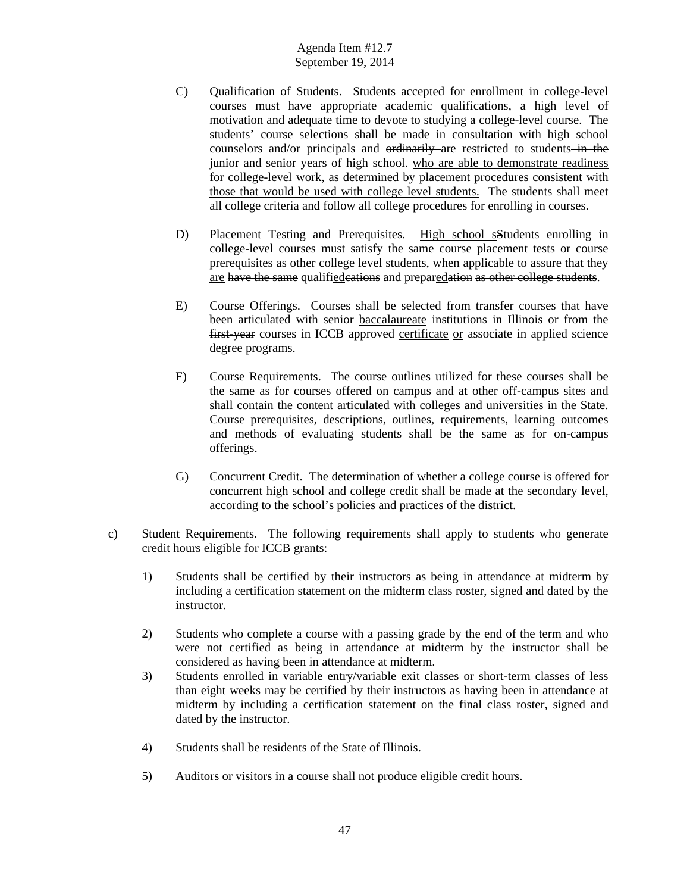C) Qualification of Students. Students accepted for enrollment in college-level courses must have appropriate academic qualifications, a high level of motivation and adequate time to devote to studying a college-level course. The students' course selections shall be made in consultation with high school counselors and/or principals and ~~ordinarily~~ are restricted to students ~~in the junior and senior years of high school.~~ <u>who are able to demonstrate readiness for college-level work, as determined by placement procedures consistent with those that would be used with college level students.</u> The students shall meet all college criteria and follow all college procedures for enrolling in courses.

D) Placement Testing and Prerequisites. <u>High school s</u>~~S~~tudents enrolling in college-level courses must satisfy <u>the same</u> course placement tests or course prerequisites <u>as other college level students,</u> when applicable to assure that they <u>are</u> ~~have the same~~ qualifi<u>ed</u>~~cations~~ and prepar<u>ed</u>~~ation~~ ~~as other college students~~.

E) Course Offerings. Courses shall be selected from transfer courses that have been articulated with ~~senior~~ <u>baccalaureate</u> institutions in Illinois or from the ~~first-year~~ courses in ICCB approved <u>certificate</u> <u>or</u> associate in applied science degree programs.

F) Course Requirements. The course outlines utilized for these courses shall be the same as for courses offered on campus and at other off-campus sites and shall contain the content articulated with colleges and universities in the State. Course prerequisites, descriptions, outlines, requirements, learning outcomes and methods of evaluating students shall be the same as for on-campus offerings.

G) Concurrent Credit. The determination of whether a college course is offered for concurrent high school and college credit shall be made at the secondary level, according to the school's policies and practices of the district.

c) Student Requirements. The following requirements shall apply to students who generate credit hours eligible for ICCB grants:

1) Students shall be certified by their instructors as being in attendance at midterm by including a certification statement on the midterm class roster, signed and dated by the instructor.

2) Students who complete a course with a passing grade by the end of the term and who were not certified as being in attendance at midterm by the instructor shall be considered as having been in attendance at midterm.

3) Students enrolled in variable entry/variable exit classes or short-term classes of less than eight weeks may be certified by their instructors as having been in attendance at midterm by including a certification statement on the final class roster, signed and dated by the instructor.

4) Students shall be residents of the State of Illinois.

5) Auditors or visitors in a course shall not produce eligible credit hours.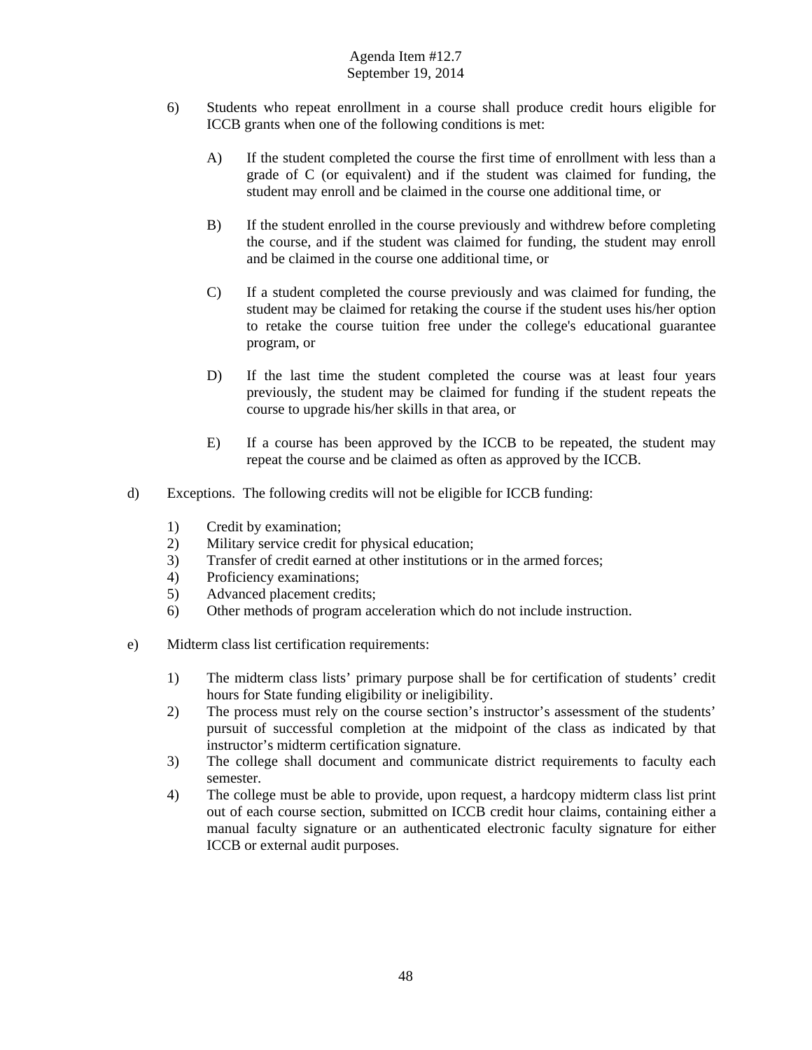6) Students who repeat enrollment in a course shall produce credit hours eligible for ICCB grants when one of the following conditions is met:

   A) If the student completed the course the first time of enrollment with less than a grade of C (or equivalent) and if the student was claimed for funding, the student may enroll and be claimed in the course one additional time, or

   B) If the student enrolled in the course previously and withdrew before completing the course, and if the student was claimed for funding, the student may enroll and be claimed in the course one additional time, or

   C) If a student completed the course previously and was claimed for funding, the student may be claimed for retaking the course if the student uses his/her option to retake the course tuition free under the college's educational guarantee program, or

   D) If the last time the student completed the course was at least four years previously, the student may be claimed for funding if the student repeats the course to upgrade his/her skills in that area, or

   E) If a course has been approved by the ICCB to be repeated, the student may repeat the course and be claimed as often as approved by the ICCB.

d) Exceptions. The following credits will not be eligible for ICCB funding:

   1) Credit by examination;
   2) Military service credit for physical education;
   3) Transfer of credit earned at other institutions or in the armed forces;
   4) Proficiency examinations;
   5) Advanced placement credits;
   6) Other methods of program acceleration which do not include instruction.

e) Midterm class list certification requirements:

   1) The midterm class lists' primary purpose shall be for certification of students' credit hours for State funding eligibility or ineligibility.
   2) The process must rely on the course section's instructor's assessment of the students' pursuit of successful completion at the midpoint of the class as indicated by that instructor's midterm certification signature.
   3) The college shall document and communicate district requirements to faculty each semester.
   4) The college must be able to provide, upon request, a hardcopy midterm class list print out of each course section, submitted on ICCB credit hour claims, containing either a manual faculty signature or an authenticated electronic faculty signature for either ICCB or external audit purposes.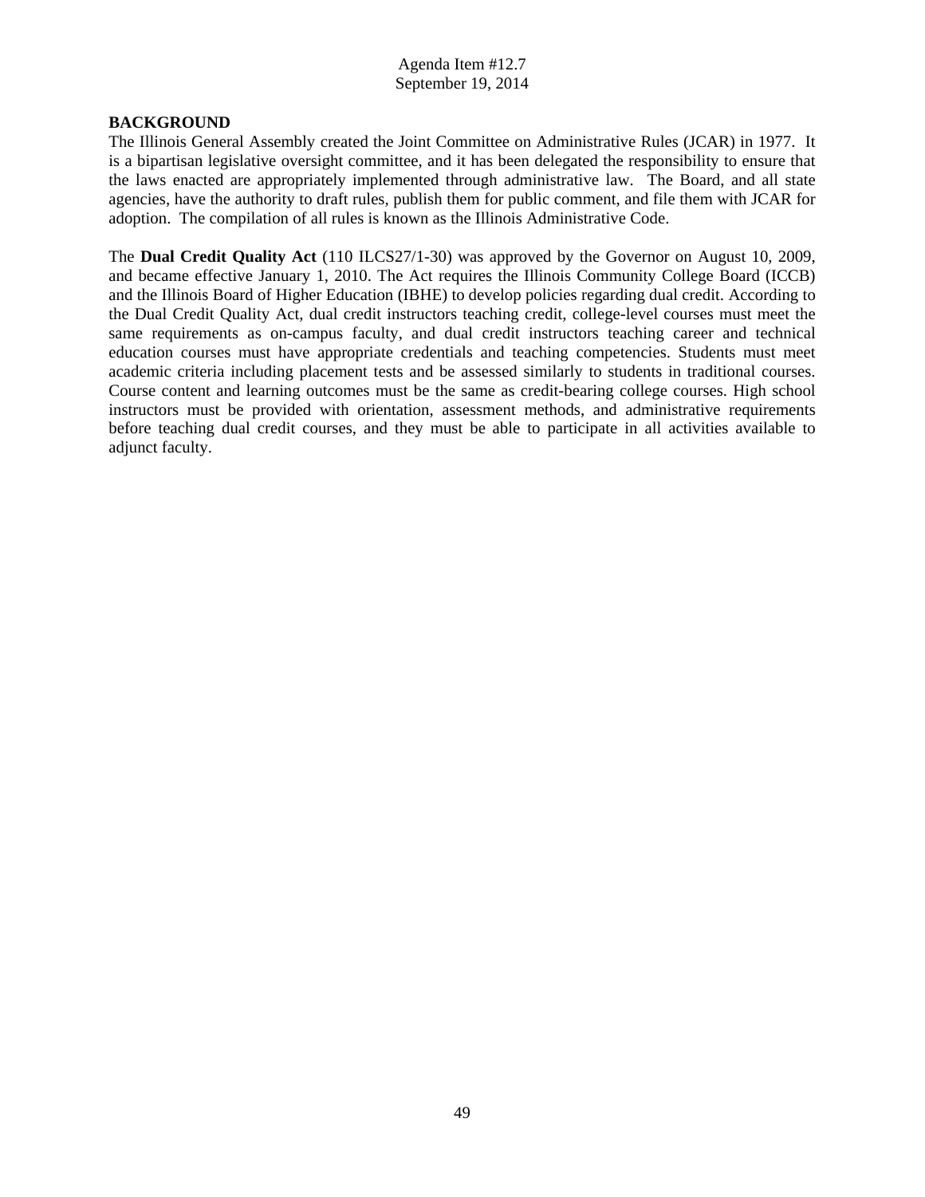Agenda Item #12.7
September 19, 2014

**BACKGROUND**

The Illinois General Assembly created the Joint Committee on Administrative Rules (JCAR) in 1977. It is a bipartisan legislative oversight committee, and it has been delegated the responsibility to ensure that the laws enacted are appropriately implemented through administrative law. The Board, and all state agencies, have the authority to draft rules, publish them for public comment, and file them with JCAR for adoption. The compilation of all rules is known as the Illinois Administrative Code.

The **Dual Credit Quality Act** (110 ILCS27/1-30) was approved by the Governor on August 10, 2009, and became effective January 1, 2010. The Act requires the Illinois Community College Board (ICCB) and the Illinois Board of Higher Education (IBHE) to develop policies regarding dual credit. According to the Dual Credit Quality Act, dual credit instructors teaching credit, college-level courses must meet the same requirements as on-campus faculty, and dual credit instructors teaching career and technical education courses must have appropriate credentials and teaching competencies. Students must meet academic criteria including placement tests and be assessed similarly to students in traditional courses. Course content and learning outcomes must be the same as credit-bearing college courses. High school instructors must be provided with orientation, assessment methods, and administrative requirements before teaching dual credit courses, and they must be able to participate in all activities available to adjunct faculty.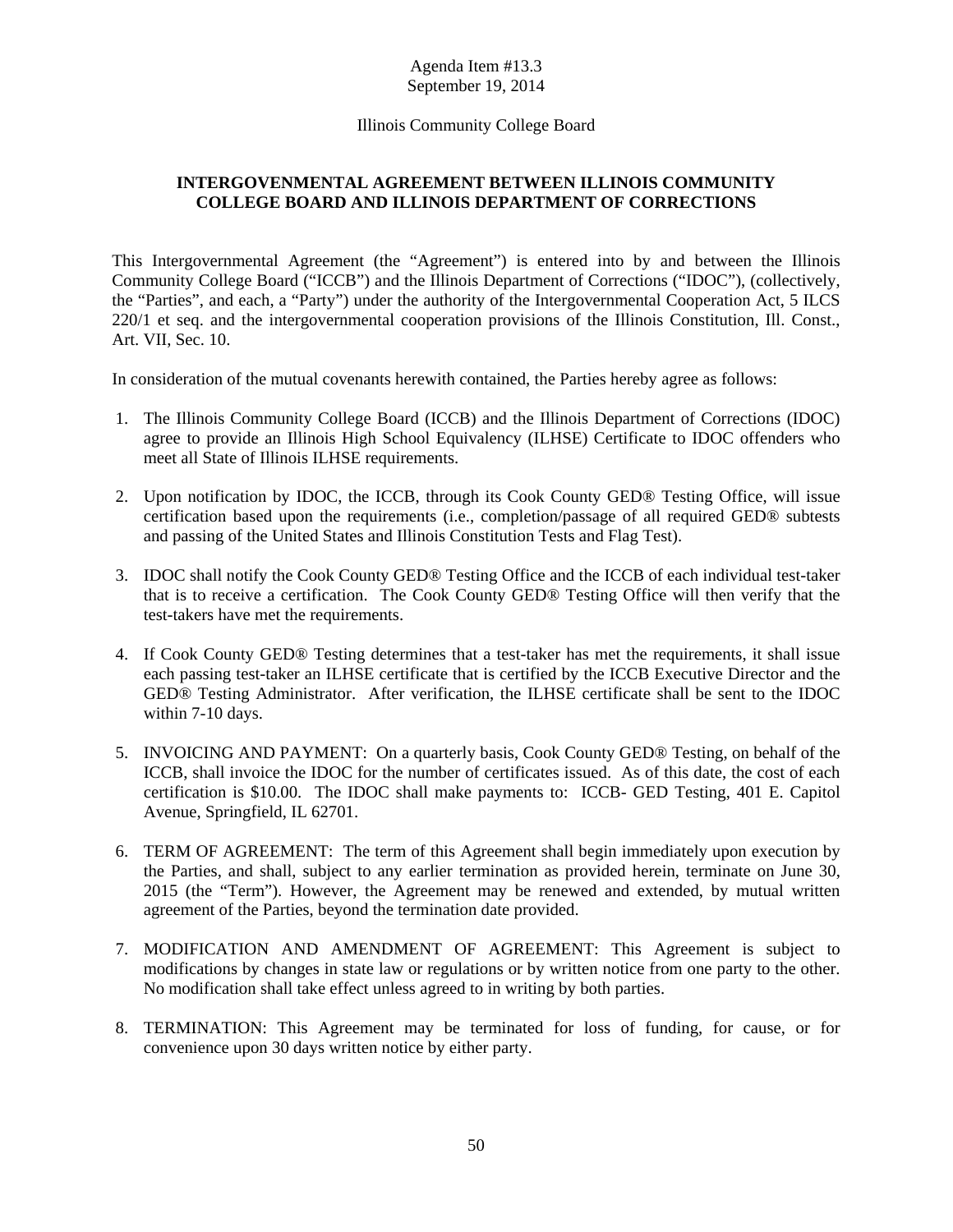Agenda Item #13.3
September 19, 2014

Illinois Community College Board

**INTERGOVENMENTAL AGREEMENT BETWEEN ILLINOIS COMMUNITY COLLEGE BOARD AND ILLINOIS DEPARTMENT OF CORRECTIONS**

This Intergovernmental Agreement (the "Agreement") is entered into by and between the Illinois Community College Board ("ICCB") and the Illinois Department of Corrections ("IDOC"), (collectively, the "Parties", and each, a "Party") under the authority of the Intergovernmental Cooperation Act, 5 ILCS 220/1 et seq. and the intergovernmental cooperation provisions of the Illinois Constitution, Ill. Const., Art. VII, Sec. 10.

In consideration of the mutual covenants herewith contained, the Parties hereby agree as follows:

1. The Illinois Community College Board (ICCB) and the Illinois Department of Corrections (IDOC) agree to provide an Illinois High School Equivalency (ILHSE) Certificate to IDOC offenders who meet all State of Illinois ILHSE requirements.

2. Upon notification by IDOC, the ICCB, through its Cook County GED® Testing Office, will issue certification based upon the requirements (i.e., completion/passage of all required GED® subtests and passing of the United States and Illinois Constitution Tests and Flag Test).

3. IDOC shall notify the Cook County GED® Testing Office and the ICCB of each individual test-taker that is to receive a certification. The Cook County GED® Testing Office will then verify that the test-takers have met the requirements.

4. If Cook County GED® Testing determines that a test-taker has met the requirements, it shall issue each passing test-taker an ILHSE certificate that is certified by the ICCB Executive Director and the GED® Testing Administrator. After verification, the ILHSE certificate shall be sent to the IDOC within 7-10 days.

5. INVOICING AND PAYMENT: On a quarterly basis, Cook County GED® Testing, on behalf of the ICCB, shall invoice the IDOC for the number of certificates issued. As of this date, the cost of each certification is $10.00. The IDOC shall make payments to: ICCB- GED Testing, 401 E. Capitol Avenue, Springfield, IL 62701.

6. TERM OF AGREEMENT: The term of this Agreement shall begin immediately upon execution by the Parties, and shall, subject to any earlier termination as provided herein, terminate on June 30, 2015 (the "Term"). However, the Agreement may be renewed and extended, by mutual written agreement of the Parties, beyond the termination date provided.

7. MODIFICATION AND AMENDMENT OF AGREEMENT: This Agreement is subject to modifications by changes in state law or regulations or by written notice from one party to the other. No modification shall take effect unless agreed to in writing by both parties.

8. TERMINATION: This Agreement may be terminated for loss of funding, for cause, or for convenience upon 30 days written notice by either party.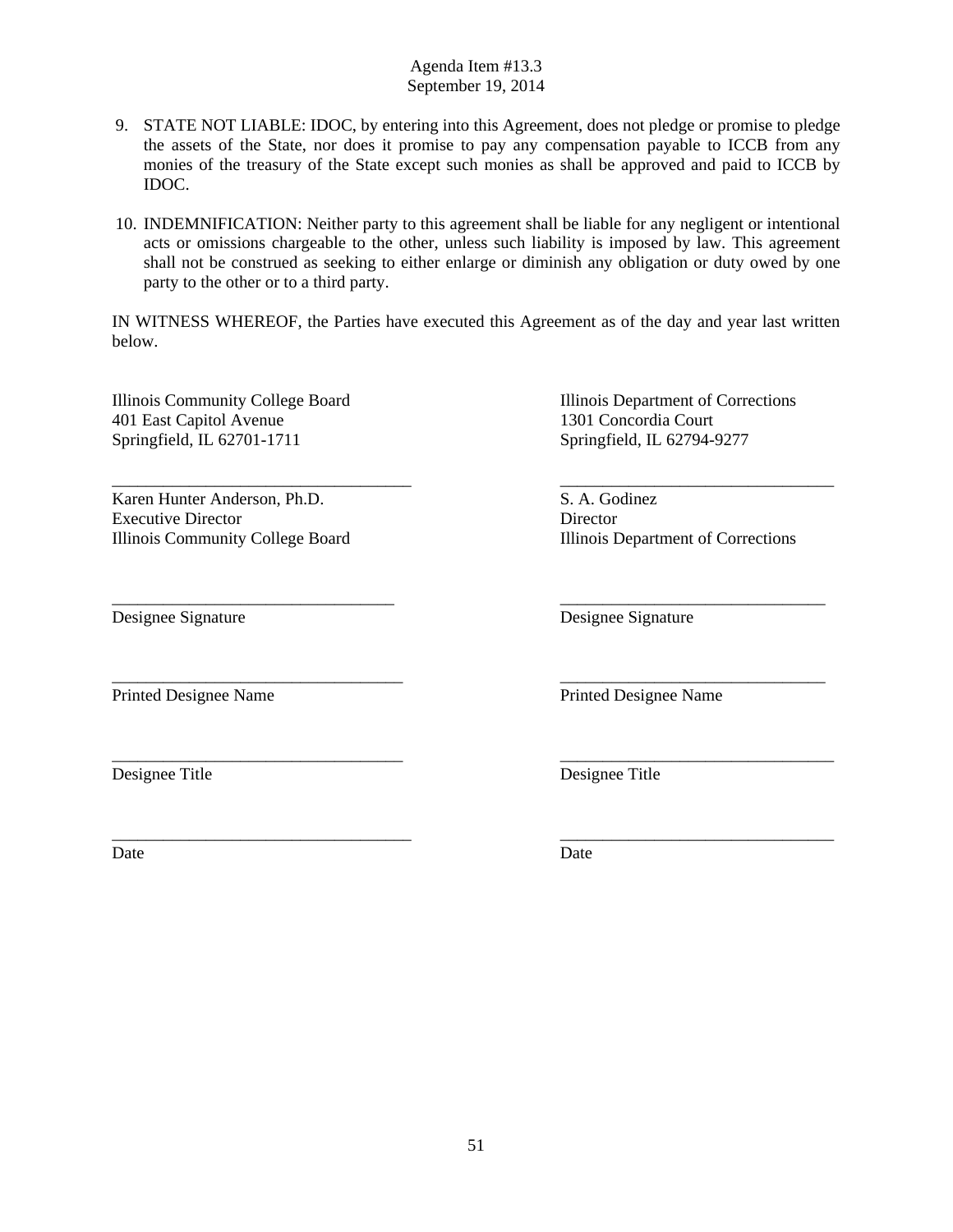9. STATE NOT LIABLE: IDOC, by entering into this Agreement, does not pledge or promise to pledge the assets of the State, nor does it promise to pay any compensation payable to ICCB from any monies of the treasury of the State except such monies as shall be approved and paid to ICCB by IDOC.

10. INDEMNIFICATION: Neither party to this agreement shall be liable for any negligent or intentional acts or omissions chargeable to the other, unless such liability is imposed by law. This agreement shall not be construed as seeking to either enlarge or diminish any obligation or duty owed by one party to the other or to a third party.

IN WITNESS WHEREOF, the Parties have executed this Agreement as of the day and year last written below.

| | |
|---|---|
| Illinois Community College Board<br>401 East Capitol Avenue<br>Springfield, IL 62701-1711 | Illinois Department of Corrections<br>1301 Concordia Court<br>Springfield, IL 62794-9277 |
| ___________________________________<br>Karen Hunter Anderson, Ph.D.<br>Executive Director<br>Illinois Community College Board | ________________________________<br>S. A. Godinez<br>Director<br>Illinois Department of Corrections |
| _________________________________<br>Designee Signature | _______________________________<br>Designee Signature |
| __________________________________<br>Printed Designee Name | _______________________________<br>Printed Designee Name |
| __________________________________<br>Designee Title | ________________________________<br>Designee Title |
| ___________________________________<br>Date | ________________________________<br>Date |